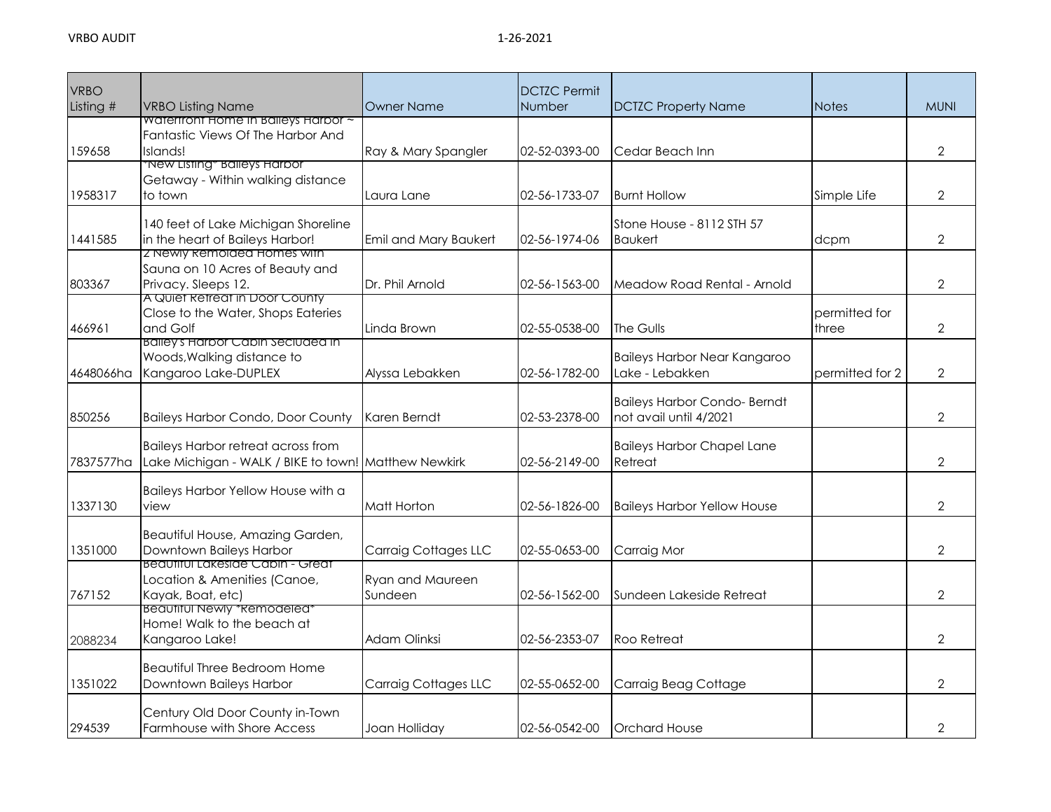| VRBO Listing # | VRBO Listing Name | Owner Name | DCTZC Permit Number | DCTZC Property Name | Notes | MUNI |
|---|---|---|---|---|---|---|
| 159658 | Waterfront Home in Baileys Harbor ~ Fantastic Views Of The Harbor And Islands! | Ray & Mary Spangler | 02-52-0393-00 | Cedar Beach Inn | | 2 |
| 1958317 | *New Listing* Baileys Harbor Getaway - Within walking distance to town | Laura Lane | 02-56-1733-07 | Burnt Hollow | Simple Life | 2 |
| 1441585 | 140 feet of Lake Michigan Shoreline in the heart of Baileys Harbor! | Emil and Mary Baukert | 02-56-1974-06 | Stone House - 8112 STH 57 Baukert | dcpm | 2 |
| 803367 | 2 Newly Remolded Homes with Sauna on 10 Acres of Beauty and Privacy. Sleeps 12. | Dr. Phil Arnold | 02-56-1563-00 | Meadow Road Rental - Arnold | | 2 |
| 466961 | A Quiet Retreat in Door County Close to the Water, Shops Eateries and Golf | Linda Brown | 02-55-0538-00 | The Gulls | permitted for three | 2 |
| 4648066ha | Bailey's Harbor Cabin Secluded in Woods,Walking distance to Kangaroo Lake-DUPLEX | Alyssa Lebakken | 02-56-1782-00 | Baileys Harbor Near Kangaroo Lake - Lebakken | permitted for 2 | 2 |
| 850256 | Baileys Harbor Condo, Door County | Karen Berndt | 02-53-2378-00 | Baileys Harbor Condo- Berndt not avail until 4/2021 | | 2 |
| 7837577ha | Baileys Harbor retreat across from Lake Michigan - WALK / BIKE to town! | Matthew Newkirk | 02-56-2149-00 | Baileys Harbor Chapel Lane Retreat | | 2 |
| 1337130 | Baileys Harbor Yellow House with a view | Matt Horton | 02-56-1826-00 | Baileys Harbor Yellow House | | 2 |
| 1351000 | Beautiful House, Amazing Garden, Downtown Baileys Harbor | Carraig Cottages LLC | 02-55-0653-00 | Carraig Mor | | 2 |
| 767152 | Beautiful Lakeside Cabin - Great Location & Amenities (Canoe, Kayak, Boat, etc) | Ryan and Maureen Sundeen | 02-56-1562-00 | Sundeen Lakeside Retreat | | 2 |
| 2088234 | Beautiful Newly *Remodeled* Home! Walk to the beach at Kangaroo Lake! | Adam Olinksi | 02-56-2353-07 | Roo Retreat | | 2 |
| 1351022 | Beautiful Three Bedroom Home Downtown Baileys Harbor | Carraig Cottages LLC | 02-55-0652-00 | Carraig Beag Cottage | | 2 |
| 294539 | Century Old Door County in-Town Farmhouse with Shore Access | Joan Holliday | 02-56-0542-00 | Orchard House | | 2 |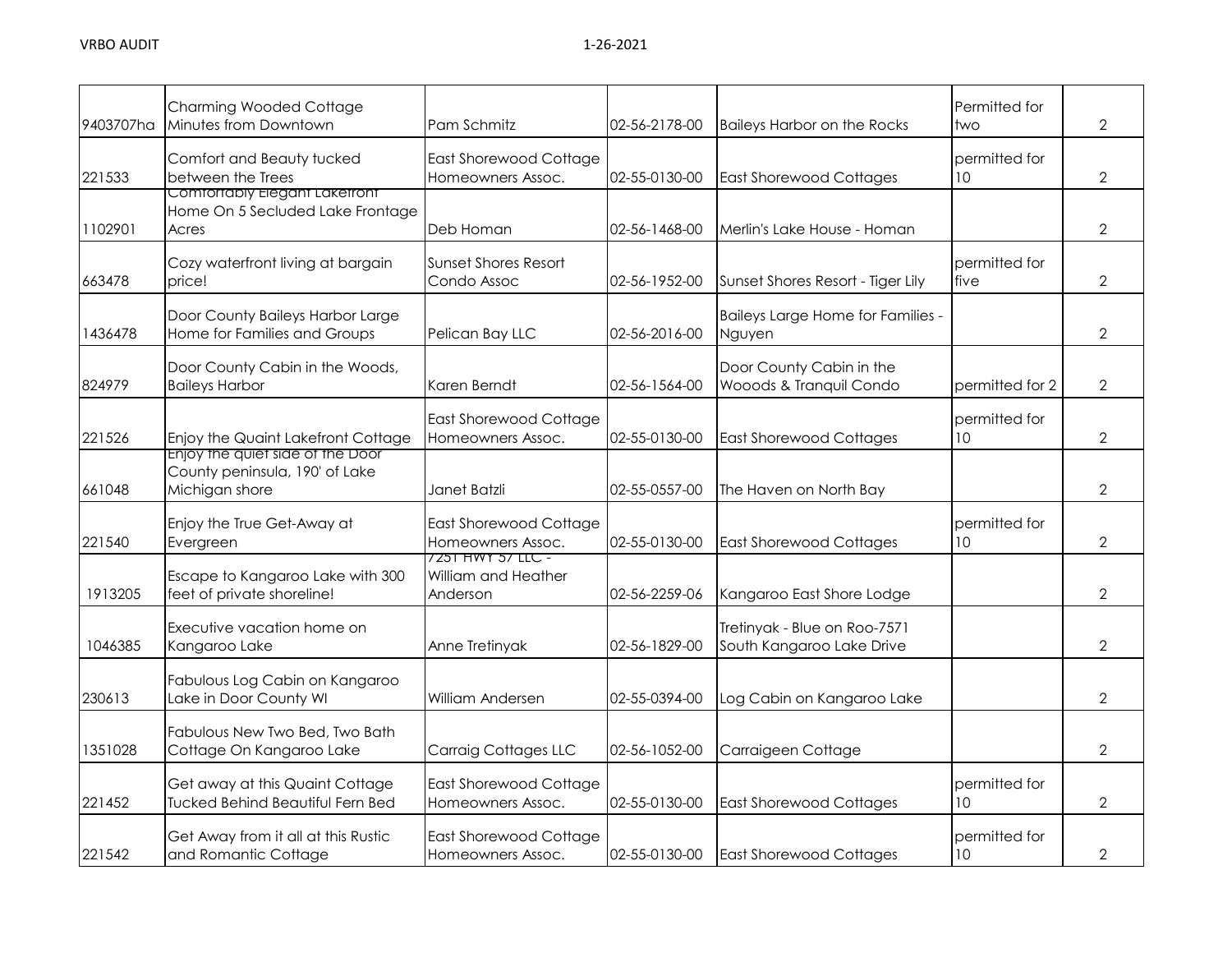| | | | | | | |
|---|---|---|---|---|---|---|
| 9403707ha | Charming Wooded Cottage Minutes from Downtown | Pam Schmitz | 02-56-2178-00 | Baileys Harbor on the Rocks | Permitted for two | 2 |
| 221533 | Comfort and Beauty tucked between the Trees | East Shorewood Cottage Homeowners Assoc. | 02-55-0130-00 | East Shorewood Cottages | permitted for 10 | 2 |
| 1102901 | Comfortably Elegant Lakefront Home On 5 Secluded Lake Frontage Acres | Deb Homan | 02-56-1468-00 | Merlin's Lake House - Homan | | 2 |
| 663478 | Cozy waterfront living at bargain price! | Sunset Shores Resort Condo Assoc | 02-56-1952-00 | Sunset Shores Resort - Tiger Lily | permitted for five | 2 |
| 1436478 | Door County Baileys Harbor Large Home for Families and Groups | Pelican Bay LLC | 02-56-2016-00 | Baileys Large Home for Families - Nguyen | | 2 |
| 824979 | Door County Cabin in the Woods, Baileys Harbor | Karen Berndt | 02-56-1564-00 | Door County Cabin in the Wooods & Tranquil Condo | permitted for 2 | 2 |
| 221526 | Enjoy the Quaint Lakefront Cottage | East Shorewood Cottage Homeowners Assoc. | 02-55-0130-00 | East Shorewood Cottages | permitted for 10 | 2 |
| 661048 | Enjoy the quiet side of the Door County peninsula, 190' of Lake Michigan shore | Janet Batzli | 02-55-0557-00 | The Haven on North Bay | | 2 |
| 221540 | Enjoy the True Get-Away at Evergreen | East Shorewood Cottage Homeowners Assoc. | 02-55-0130-00 | East Shorewood Cottages | permitted for 10 | 2 |
| 1913205 | Escape to Kangaroo Lake with 300 feet of private shoreline! | 7251 HWY 57 LLC - William and Heather Anderson | 02-56-2259-06 | Kangaroo East Shore Lodge | | 2 |
| 1046385 | Executive vacation home on Kangaroo Lake | Anne Tretinyak | 02-56-1829-00 | Tretinyak - Blue on Roo-7571 South Kangaroo Lake Drive | | 2 |
| 230613 | Fabulous Log Cabin on Kangaroo Lake in Door County WI | William Andersen | 02-55-0394-00 | Log Cabin on Kangaroo Lake | | 2 |
| 1351028 | Fabulous New Two Bed, Two Bath Cottage On Kangaroo Lake | Carraig Cottages LLC | 02-56-1052-00 | Carraigeen Cottage | | 2 |
| 221452 | Get away at this Quaint Cottage Tucked Behind Beautiful Fern Bed | East Shorewood Cottage Homeowners Assoc. | 02-55-0130-00 | East Shorewood Cottages | permitted for 10 | 2 |
| 221542 | Get Away from it all at this Rustic and Romantic Cottage | East Shorewood Cottage Homeowners Assoc. | 02-55-0130-00 | East Shorewood Cottages | permitted for 10 | 2 |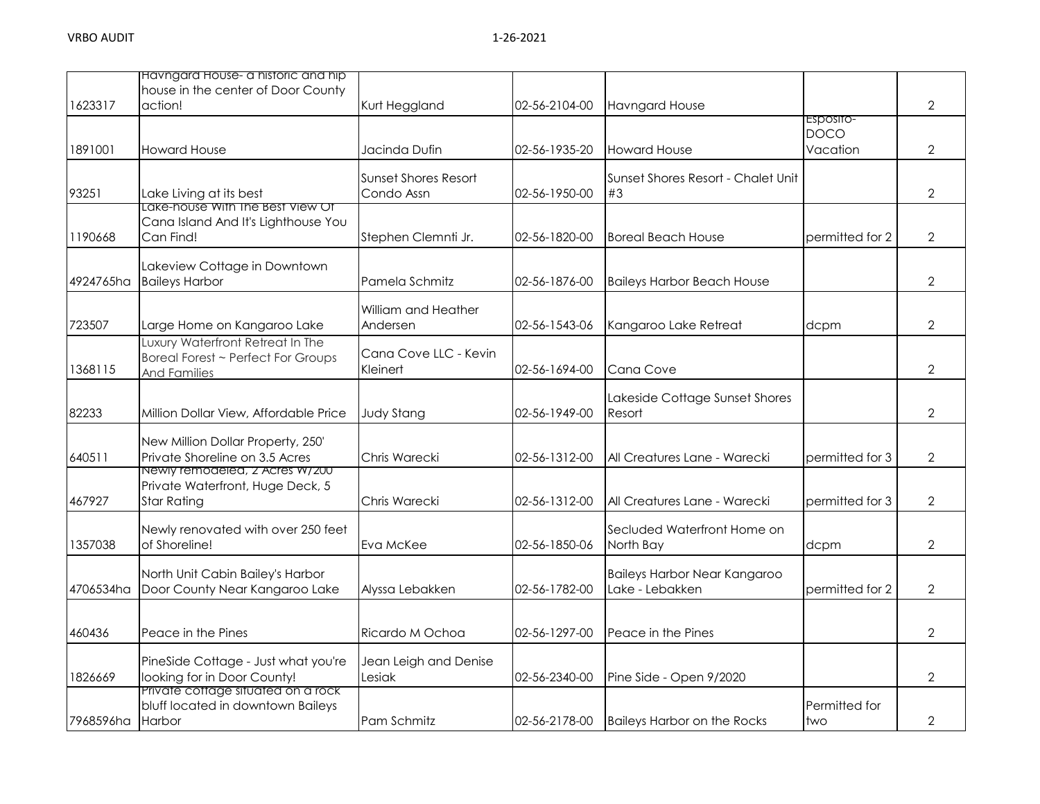| | | | | | | |
|---|---|---|---|---|---|---|
| 1623317 | Havngard House- a historic and hip house in the center of Door County action! | Kurt Heggland | 02-56-2104-00 | Havngard House | | 2 |
| 1891001 | Howard House | Jacinda Dufin | 02-56-1935-20 | Howard House | Esposito-DOCO Vacation | 2 |
| 93251 | Lake Living at its best | Sunset Shores Resort Condo Assn | 02-56-1950-00 | Sunset Shores Resort - Chalet Unit #3 | | 2 |
| 1190668 | Lake-house With The Best View Of Cana Island And It's Lighthouse You Can Find! | Stephen Clemnti Jr. | 02-56-1820-00 | Boreal Beach House | permitted for 2 | 2 |
| 4924765ha | Lakeview Cottage in Downtown Baileys Harbor | Pamela Schmitz | 02-56-1876-00 | Baileys Harbor Beach House | | 2 |
| 723507 | Large Home on Kangaroo Lake | William and Heather Andersen | 02-56-1543-06 | Kangaroo Lake Retreat | dcpm | 2 |
| 1368115 | Luxury Waterfront Retreat In The Boreal Forest ~ Perfect For Groups And Families | Cana Cove LLC - Kevin Kleinert | 02-56-1694-00 | Cana Cove | | 2 |
| 82233 | Million Dollar View, Affordable Price | Judy Stang | 02-56-1949-00 | Lakeside Cottage Sunset Shores Resort | | 2 |
| 640511 | New Million Dollar Property, 250' Private Shoreline on 3.5 Acres | Chris Warecki | 02-56-1312-00 | All Creatures Lane - Warecki | permitted for 3 | 2 |
| 467927 | Newly remodeled, 2 Acres W/200 Private Waterfront, Huge Deck, 5 Star Rating | Chris Warecki | 02-56-1312-00 | All Creatures Lane - Warecki | permitted for 3 | 2 |
| 1357038 | Newly renovated with over 250 feet of Shoreline! | Eva McKee | 02-56-1850-06 | Secluded Waterfront Home on North Bay | dcpm | 2 |
| 4706534ha | North Unit Cabin Bailey's Harbor Door County Near Kangaroo Lake | Alyssa Lebakken | 02-56-1782-00 | Baileys Harbor Near Kangaroo Lake - Lebakken | permitted for 2 | 2 |
| 460436 | Peace in the Pines | Ricardo M Ochoa | 02-56-1297-00 | Peace in the Pines | | 2 |
| 1826669 | PineSide Cottage - Just what you're looking for in Door County! | Jean Leigh and Denise Lesiak | 02-56-2340-00 | Pine Side - Open 9/2020 | | 2 |
| 7968596ha | Private cottage situated on a rock bluff located in downtown Baileys Harbor | Pam Schmitz | 02-56-2178-00 | Baileys Harbor on the Rocks | Permitted for two | 2 |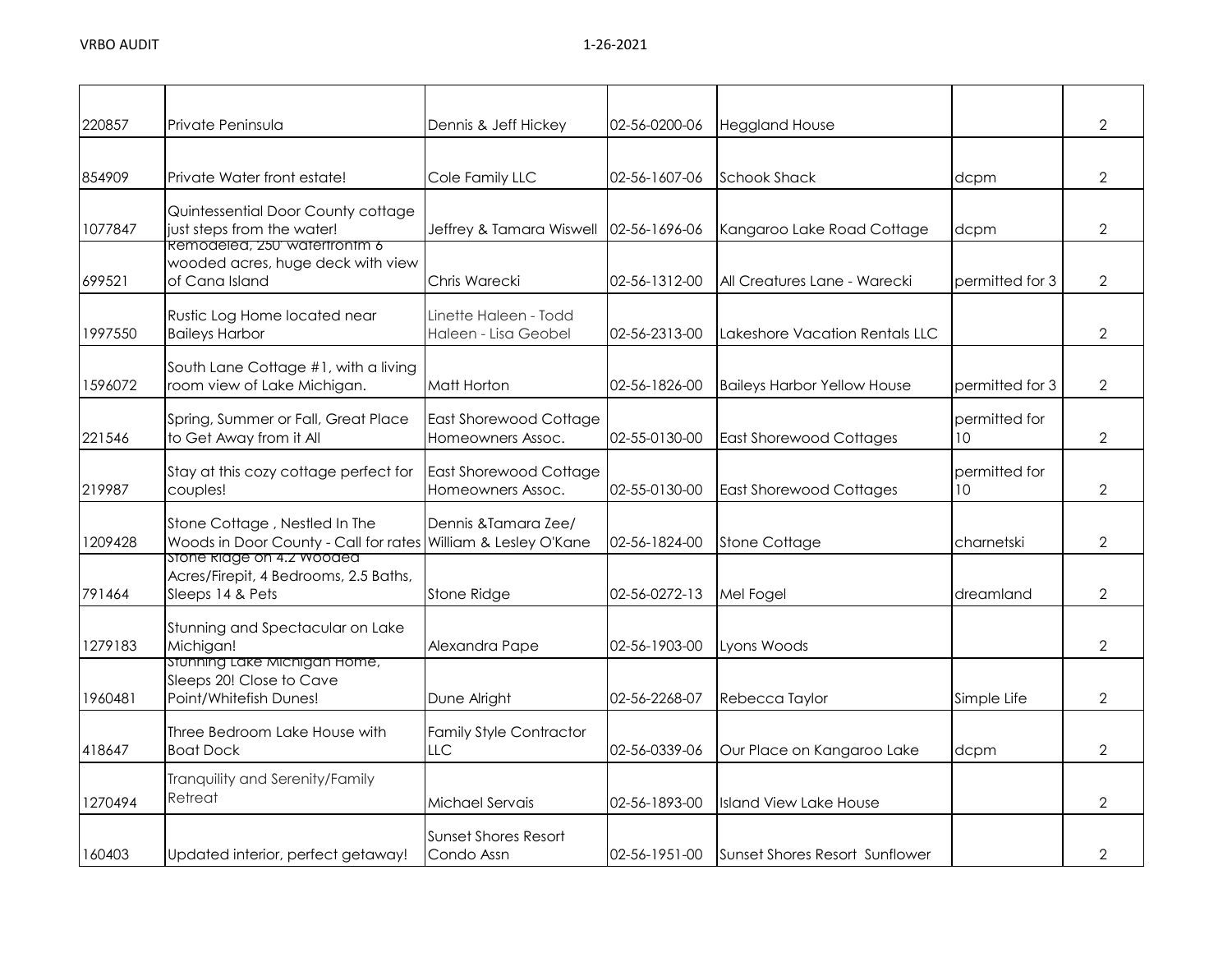| | | | | | | |
|---|---|---|---|---|---|---|
| 220857 | Private Peninsula | Dennis & Jeff Hickey | 02-56-0200-06 | Heggland House | | 2 |
| 854909 | Private Water front estate! | Cole Family LLC | 02-56-1607-06 | Schook Shack | dcpm | 2 |
| 1077847 | Quintessential Door County cottage just steps from the water! | Jeffrey & Tamara Wiswell | 02-56-1696-06 | Kangaroo Lake Road Cottage | dcpm | 2 |
| 699521 | Remodeled, 250' waterfrontm 6 wooded acres, huge deck with view of Cana Island | Chris Warecki | 02-56-1312-00 | All Creatures Lane - Warecki | permitted for 3 | 2 |
| 1997550 | Rustic Log Home located near Baileys Harbor | Linette Haleen - Todd Haleen - Lisa Geobel | 02-56-2313-00 | Lakeshore Vacation Rentals LLC | | 2 |
| 1596072 | South Lane Cottage #1, with a living room view of Lake Michigan. | Matt Horton | 02-56-1826-00 | Baileys Harbor Yellow House | permitted for 3 | 2 |
| 221546 | Spring, Summer or Fall, Great Place to Get Away from it All | East Shorewood Cottage Homeowners Assoc. | 02-55-0130-00 | East Shorewood Cottages | permitted for 10 | 2 |
| 219987 | Stay at this cozy cottage perfect for couples! | East Shorewood Cottage Homeowners Assoc. | 02-55-0130-00 | East Shorewood Cottages | permitted for 10 | 2 |
| 1209428 | Stone Cottage , Nestled In The Woods in Door County - Call for rates | Dennis &Tamara Zee/ William & Lesley O'Kane | 02-56-1824-00 | Stone Cottage | charnetski | 2 |
| 791464 | Stone Ridge on 4.2 Wooded Acres/Firepit, 4 Bedrooms, 2.5 Baths, Sleeps 14 & Pets | Stone Ridge | 02-56-0272-13 | Mel Fogel | dreamland | 2 |
| 1279183 | Stunning and Spectacular on Lake Michigan! | Alexandra Pape | 02-56-1903-00 | Lyons Woods | | 2 |
| 1960481 | Stunning Lake Michigan Home, Sleeps 20! Close to Cave Point/Whitefish Dunes! | Dune Alright | 02-56-2268-07 | Rebecca Taylor | Simple Life | 2 |
| 418647 | Three Bedroom Lake House with Boat Dock | Family Style Contractor LLC | 02-56-0339-06 | Our Place on Kangaroo Lake | dcpm | 2 |
| 1270494 | Tranquility and Serenity/Family Retreat | Michael Servais | 02-56-1893-00 | Island View Lake House | | 2 |
| 160403 | Updated interior, perfect getaway! | Sunset Shores Resort Condo Assn | 02-56-1951-00 | Sunset Shores Resort Sunflower | | 2 |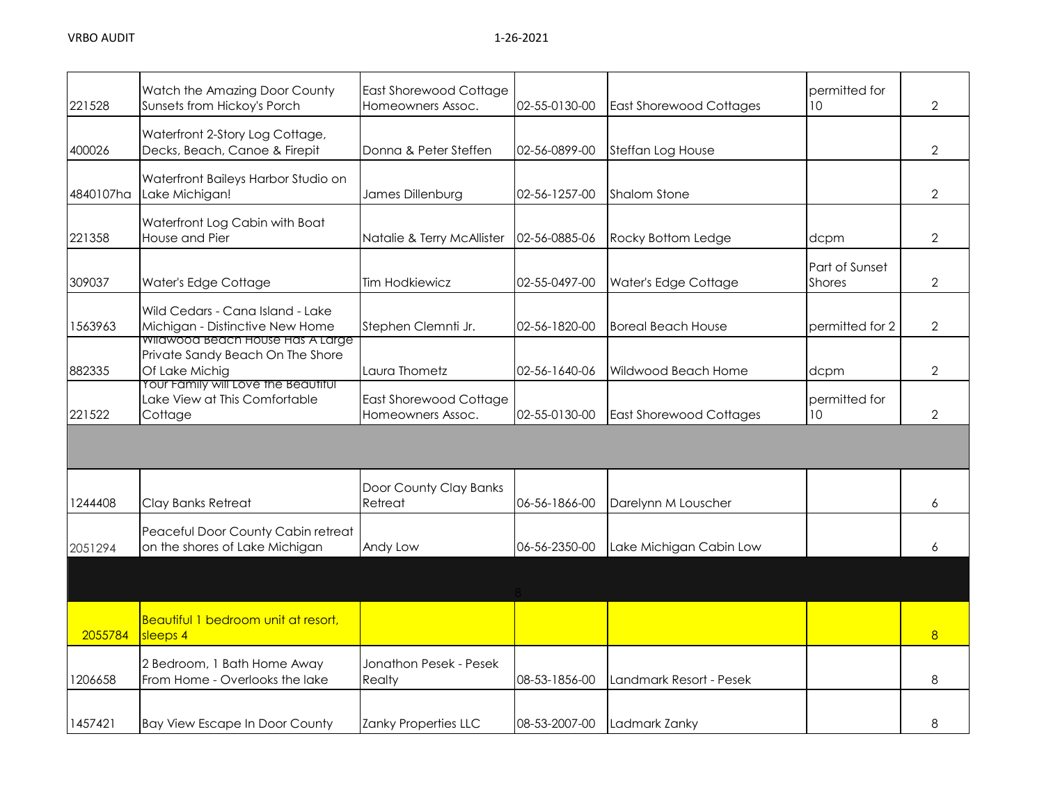| | | | | | | |
|---|---|---|---|---|---|---|
| 221528 | Watch the Amazing Door County Sunsets from Hickoy's Porch | East Shorewood Cottage Homeowners Assoc. | 02-55-0130-00 | East Shorewood Cottages | permitted for 10 | 2 |
| 400026 | Waterfront 2-Story Log Cottage, Decks, Beach, Canoe & Firepit | Donna & Peter Steffen | 02-56-0899-00 | Steffan Log House | | 2 |
| 4840107ha | Waterfront Baileys Harbor Studio on Lake Michigan! | James Dillenburg | 02-56-1257-00 | Shalom Stone | | 2 |
| 221358 | Waterfront Log Cabin with Boat House and Pier | Natalie & Terry McAllister | 02-56-0885-06 | Rocky Bottom Ledge | dcpm | 2 |
| 309037 | Water's Edge Cottage | Tim Hodkiewicz | 02-55-0497-00 | Water's Edge Cottage | Part of Sunset Shores | 2 |
| 1563963 | Wild Cedars - Cana Island - Lake Michigan - Distinctive New Home | Stephen Clemnti Jr. | 02-56-1820-00 | Boreal Beach House | permitted for 2 | 2 |
| 882335 | Wildwood Beach House Has A Large Private Sandy Beach On The Shore Of Lake Michig | Laura Thometz | 02-56-1640-06 | Wildwood Beach Home | dcpm | 2 |
| 221522 | Your Family will Love the Beautiful Lake View at This Comfortable Cottage | East Shorewood Cottage Homeowners Assoc. | 02-55-0130-00 | East Shorewood Cottages | permitted for 10 | 2 |
| | | | | | | |
| 1244408 | Clay Banks Retreat | Door County Clay Banks Retreat | 06-56-1866-00 | Darelynn M Louscher | | 6 |
| 2051294 | Peaceful Door County Cabin retreat on the shores of Lake Michigan | Andy Low | 06-56-2350-00 | Lake Michigan Cabin Low | | 6 |
| | | | 8 | | | |
| 2055784 | Beautiful 1 bedroom unit at resort, sleeps 4 | | | | | 8 |
| 1206658 | 2 Bedroom, 1 Bath Home Away From Home - Overlooks the lake | Jonathon Pesek - Pesek Realty | 08-53-1856-00 | Landmark Resort - Pesek | | 8 |
| 1457421 | Bay View Escape In Door County | Zanky Properties LLC | 08-53-2007-00 | Ladmark Zanky | | 8 |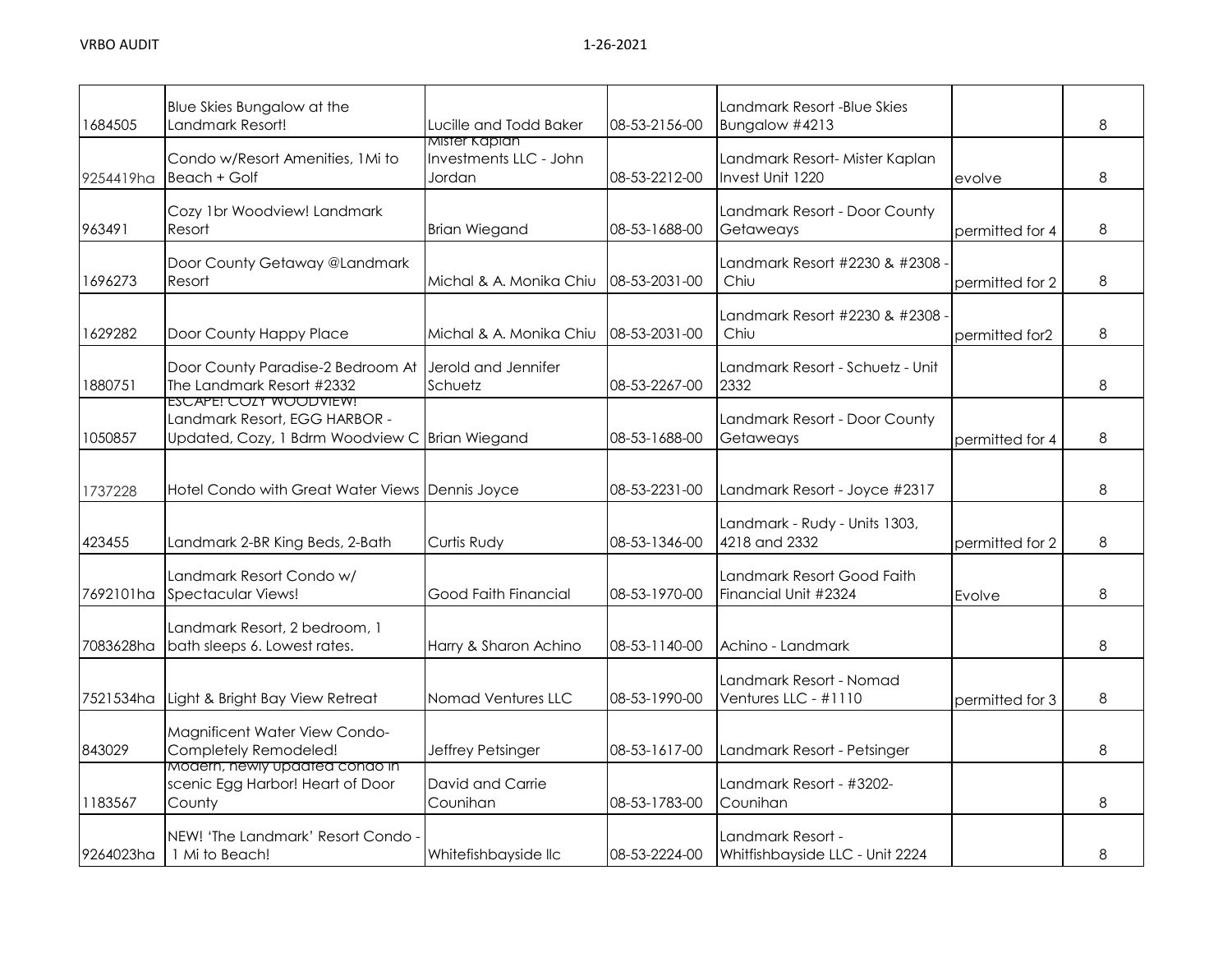| | | | | | | |
|---|---|---|---|---|---|---|
| 1684505 | Blue Skies Bungalow at the Landmark Resort! | Lucille and Todd Baker | 08-53-2156-00 | Landmark Resort -Blue Skies Bungalow #4213 | | 8 |
| 9254419ha | Condo w/Resort Amenities, 1Mi to Beach + Golf | Mister Kaplan Investments LLC - John Jordan | 08-53-2212-00 | Landmark Resort- Mister Kaplan Invest Unit 1220 | evolve | 8 |
| 963491 | Cozy 1br Woodview! Landmark Resort | Brian Wiegand | 08-53-1688-00 | Landmark Resort - Door County Getaweays | permitted for 4 | 8 |
| 1696273 | Door County Getaway @Landmark Resort | Michal & A. Monika Chiu | 08-53-2031-00 | Landmark Resort #2230 & #2308 - Chiu | permitted for 2 | 8 |
| 1629282 | Door County Happy Place | Michal & A. Monika Chiu | 08-53-2031-00 | Landmark Resort #2230 & #2308 - Chiu | permitted for2 | 8 |
| 1880751 | Door County Paradise-2 Bedroom At The Landmark Resort #2332 | Jerold and Jennifer Schuetz | 08-53-2267-00 | Landmark Resort - Schuetz - Unit 2332 | | 8 |
| 1050857 | ESCAPE! COZY WOODVIEW! Landmark Resort, EGG HARBOR - Updated, Cozy, 1 Bdrm Woodview C | Brian Wiegand | 08-53-1688-00 | Landmark Resort - Door County Getaweays | permitted for 4 | 8 |
| 1737228 | Hotel Condo with Great Water Views | Dennis Joyce | 08-53-2231-00 | Landmark Resort - Joyce #2317 | | 8 |
| 423455 | Landmark 2-BR King Beds, 2-Bath | Curtis Rudy | 08-53-1346-00 | Landmark - Rudy - Units 1303, 4218 and 2332 | permitted for 2 | 8 |
| 7692101ha | Landmark Resort Condo w/ Spectacular Views! | Good Faith Financial | 08-53-1970-00 | Landmark Resort Good Faith Financial Unit #2324 | Evolve | 8 |
| 7083628ha | Landmark Resort, 2 bedroom, 1 bath sleeps 6. Lowest rates. | Harry & Sharon Achino | 08-53-1140-00 | Achino - Landmark | | 8 |
| 7521534ha | Light & Bright Bay View Retreat | Nomad Ventures LLC | 08-53-1990-00 | Landmark Resort - Nomad Ventures LLC - #1110 | permitted for 3 | 8 |
| 843029 | Magnificent Water View Condo- Completely Remodeled! | Jeffrey Petsinger | 08-53-1617-00 | Landmark Resort - Petsinger | | 8 |
| 1183567 | Modern, newly updated condo in scenic Egg Harbor! Heart of Door County | David and Carrie Counihan | 08-53-1783-00 | Landmark Resort - #3202- Counihan | | 8 |
| 9264023ha | NEW! 'The Landmark' Resort Condo - 1 Mi to Beach! | Whitefishbayside llc | 08-53-2224-00 | Landmark Resort - Whitfishbayside LLC - Unit 2224 | | 8 |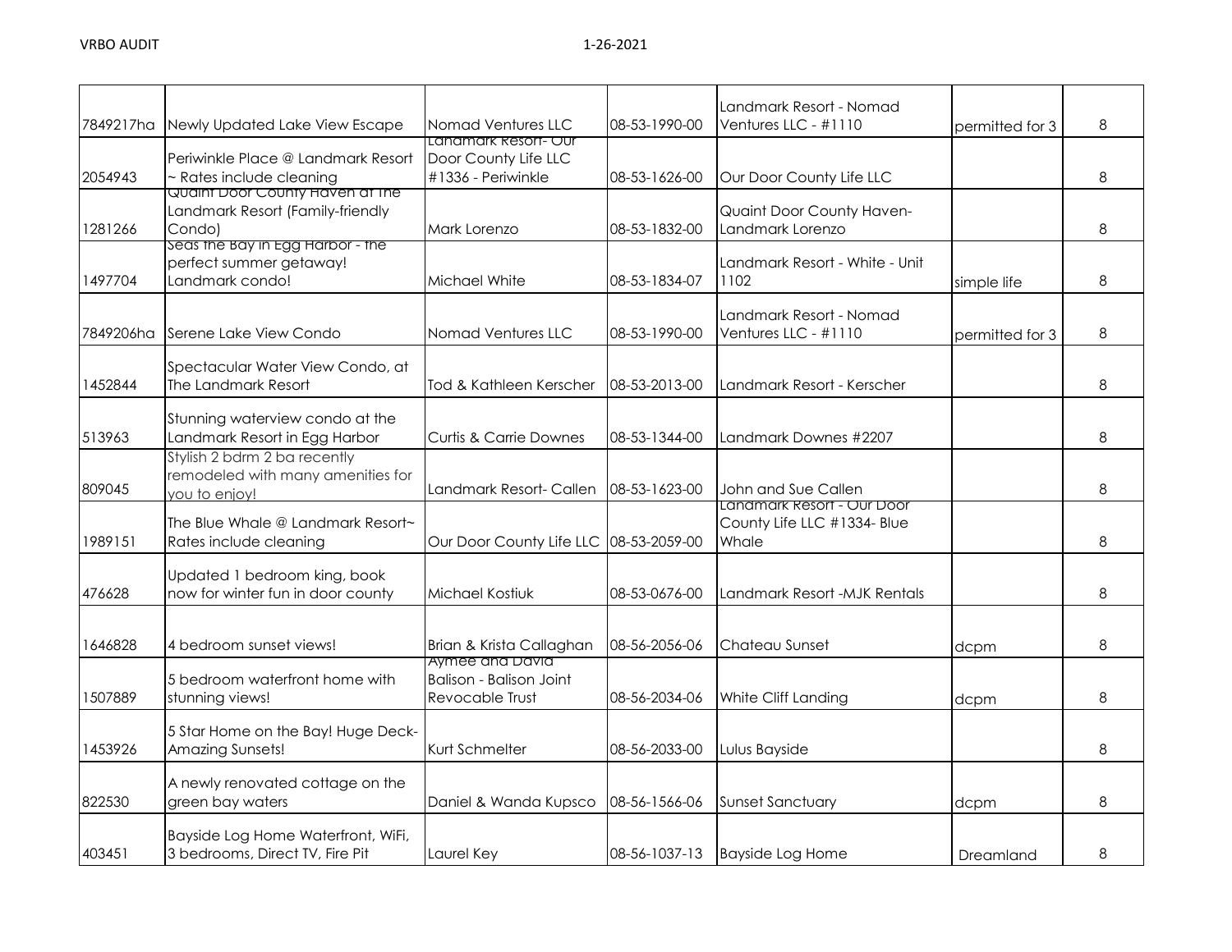| | | | | | | |
|---|---|---|---|---|---|---|
| 7849217ha | Newly Updated Lake View Escape | Nomad Ventures LLC | 08-53-1990-00 | Landmark Resort - Nomad Ventures LLC - #1110 | permitted for 3 | 8 |
| 2054943 | Periwinkle Place @ Landmark Resort ~ Rates include cleaning | Landmark Resort- Our Door County Life LLC #1336 - Periwinkle | 08-53-1626-00 | Our Door County Life LLC | | 8 |
| 1281266 | Quaint Door County Haven at the Landmark Resort (Family-friendly Condo) | Mark Lorenzo | 08-53-1832-00 | Quaint Door County Haven-Landmark Lorenzo | | 8 |
| 1497704 | Seas the Bay in Egg Harbor - the perfect summer getaway! Landmark condo! | Michael White | 08-53-1834-07 | Landmark Resort - White - Unit 1102 | simple life | 8 |
| 7849206ha | Serene Lake View Condo | Nomad Ventures LLC | 08-53-1990-00 | Landmark Resort - Nomad Ventures LLC - #1110 | permitted for 3 | 8 |
| 1452844 | Spectacular Water View Condo, at The Landmark Resort | Tod & Kathleen Kerscher | 08-53-2013-00 | Landmark Resort - Kerscher | | 8 |
| 513963 | Stunning waterview condo at the Landmark Resort in Egg Harbor | Curtis & Carrie Downes | 08-53-1344-00 | Landmark Downes #2207 | | 8 |
| 809045 | Stylish 2 bdrm 2 ba recently remodeled with many amenities for you to enjoy! | Landmark Resort- Callen | 08-53-1623-00 | John and Sue Callen | | 8 |
| 1989151 | The Blue Whale @ Landmark Resort~ Rates include cleaning | Our Door County Life LLC | 08-53-2059-00 | Landmark Resort - Our Door County Life LLC #1334- Blue Whale | | 8 |
| 476628 | Updated 1 bedroom king, book now for winter fun in door county | Michael Kostiuk | 08-53-0676-00 | Landmark Resort -MJK Rentals | | 8 |
| 1646828 | 4 bedroom sunset views! | Brian & Krista Callaghan | 08-56-2056-06 | Chateau Sunset | dcpm | 8 |
| 1507889 | 5 bedroom waterfront home with stunning views! | Aymee and David Balison - Balison Joint Revocable Trust | 08-56-2034-06 | White Cliff Landing | dcpm | 8 |
| 1453926 | 5 Star Home on the Bay! Huge Deck-Amazing Sunsets! | Kurt Schmelter | 08-56-2033-00 | Lulus Bayside | | 8 |
| 822530 | A newly renovated cottage on the green bay waters | Daniel & Wanda Kupsco | 08-56-1566-06 | Sunset Sanctuary | dcpm | 8 |
| 403451 | Bayside Log Home Waterfront, WiFi, 3 bedrooms, Direct TV, Fire Pit | Laurel Key | 08-56-1037-13 | Bayside Log Home | Dreamland | 8 |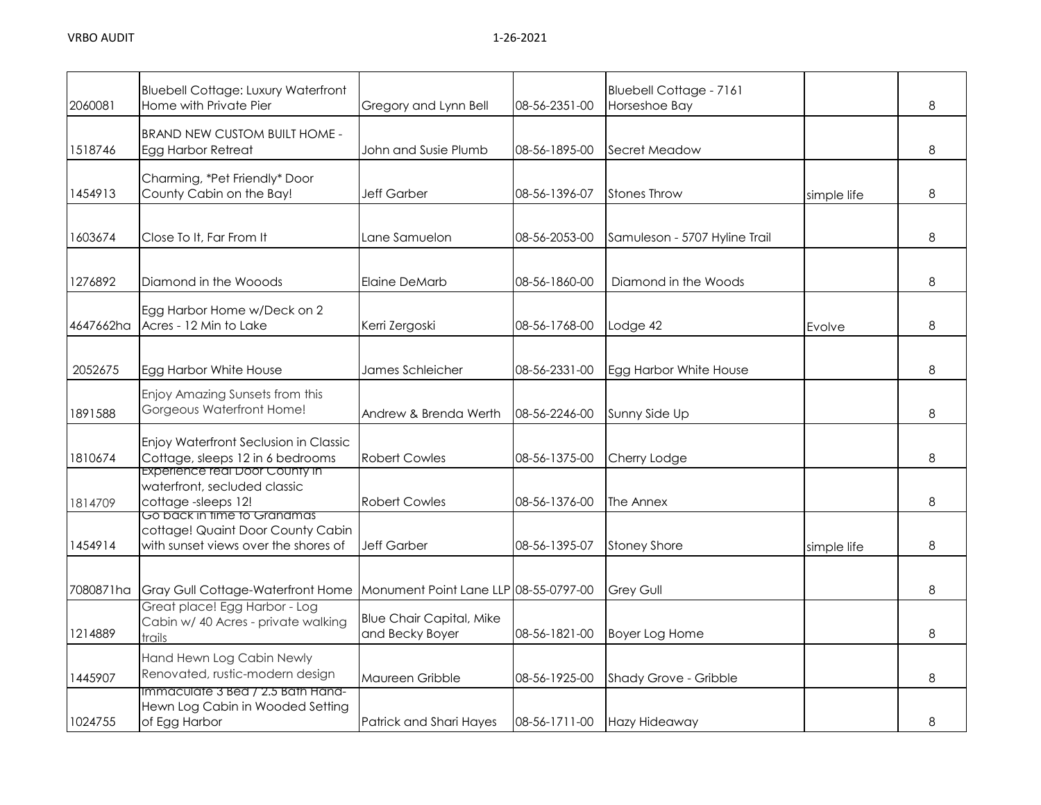| | | | | | | |
|---|---|---|---|---|---|---|
| 2060081 | Bluebell Cottage: Luxury Waterfront Home with Private Pier | Gregory and Lynn Bell | 08-56-2351-00 | Bluebell Cottage - 7161 Horseshoe Bay | | 8 |
| 1518746 | BRAND NEW CUSTOM BUILT HOME - Egg Harbor Retreat | John and Susie Plumb | 08-56-1895-00 | Secret Meadow | | 8 |
| 1454913 | Charming, *Pet Friendly* Door County Cabin on the Bay! | Jeff Garber | 08-56-1396-07 | Stones Throw | simple life | 8 |
| 1603674 | Close To It, Far From It | Lane Samuelon | 08-56-2053-00 | Samuleson - 5707 Hyline Trail | | 8 |
| 1276892 | Diamond in the Wooods | Elaine DeMarb | 08-56-1860-00 | Diamond in the Woods | | 8 |
| 4647662ha | Egg Harbor Home w/Deck on 2 Acres - 12 Min to Lake | Kerri Zergoski | 08-56-1768-00 | Lodge 42 | Evolve | 8 |
| 2052675 | Egg Harbor White House | James Schleicher | 08-56-2331-00 | Egg Harbor White House | | 8 |
| 1891588 | Enjoy Amazing Sunsets from this Gorgeous Waterfront Home! | Andrew & Brenda Werth | 08-56-2246-00 | Sunny Side Up | | 8 |
| 1810674 | Enjoy Waterfront Seclusion in Classic Cottage, sleeps 12 in 6 bedrooms | Robert Cowles | 08-56-1375-00 | Cherry Lodge | | 8 |
| 1814709 | Experience real Door County in waterfront, secluded classic cottage -sleeps 12! | Robert Cowles | 08-56-1376-00 | The Annex | | 8 |
| 1454914 | Go back in time to Grandmas cottage! Quaint Door County Cabin with sunset views over the shores of | Jeff Garber | 08-56-1395-07 | Stoney Shore | simple life | 8 |
| 7080871ha | Gray Gull Cottage-Waterfront Home | Monument Point Lane LLP | 08-55-0797-00 | Grey Gull | | 8 |
| 1214889 | Great place! Egg Harbor - Log Cabin w/ 40 Acres - private walking trails | Blue Chair Capital, Mike and Becky Boyer | 08-56-1821-00 | Boyer Log Home | | 8 |
| 1445907 | Hand Hewn Log Cabin Newly Renovated, rustic-modern design | Maureen Gribble | 08-56-1925-00 | Shady Grove - Gribble | | 8 |
| 1024755 | Immaculate 3 Bed / 2.5 Bath Hand-Hewn Log Cabin in Wooded Setting of Egg Harbor | Patrick and Shari Hayes | 08-56-1711-00 | Hazy Hideaway | | 8 |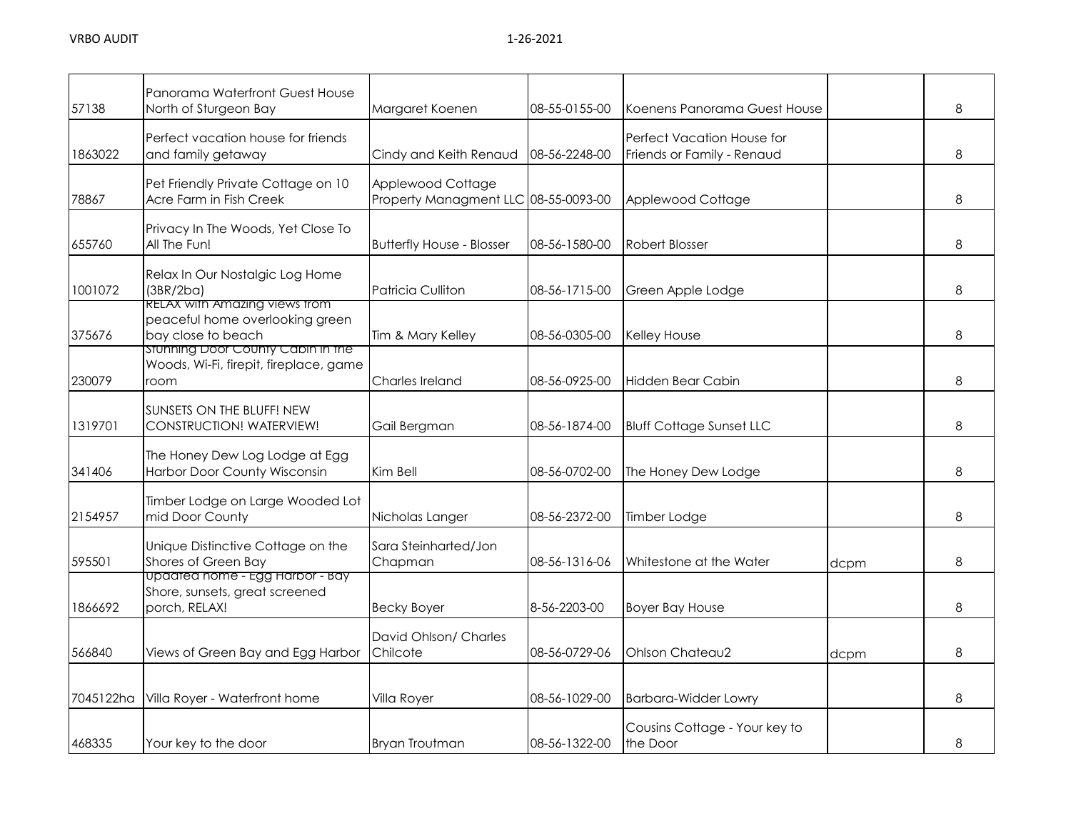| | | | | | | |
|---|---|---|---|---|---|---|
| 57138 | Panorama Waterfront Guest House North of Sturgeon Bay | Margaret Koenen | 08-55-0155-00 | Koenens Panorama Guest House | | 8 |
| 1863022 | Perfect vacation house for friends and family getaway | Cindy and Keith Renaud | 08-56-2248-00 | Perfect Vacation House for Friends or Family - Renaud | | 8 |
| 78867 | Pet Friendly Private Cottage on 10 Acre Farm in Fish Creek | Applewood Cottage Property Managment LLC | 08-55-0093-00 | Applewood Cottage | | 8 |
| 655760 | Privacy In The Woods, Yet Close To All The Fun! | Butterfly House - Blosser | 08-56-1580-00 | Robert Blosser | | 8 |
| 1001072 | Relax In Our Nostalgic Log Home (3BR/2ba) | Patricia Culliton | 08-56-1715-00 | Green Apple Lodge | | 8 |
| 375676 | RELAX with Amazing views from peaceful home overlooking green bay close to beach | Tim & Mary Kelley | 08-56-0305-00 | Kelley House | | 8 |
| 230079 | Stunning Door County Cabin in the Woods, Wi-Fi, firepit, fireplace, game room | Charles Ireland | 08-56-0925-00 | Hidden Bear Cabin | | 8 |
| 1319701 | SUNSETS ON THE BLUFF! NEW CONSTRUCTION! WATERVIEW! | Gail Bergman | 08-56-1874-00 | Bluff Cottage Sunset LLC | | 8 |
| 341406 | The Honey Dew Log Lodge at Egg Harbor Door County Wisconsin | Kim Bell | 08-56-0702-00 | The Honey Dew Lodge | | 8 |
| 2154957 | Timber Lodge on Large Wooded Lot mid Door County | Nicholas Langer | 08-56-2372-00 | Timber Lodge | | 8 |
| 595501 | Unique Distinctive Cottage on the Shores of Green Bay | Sara Steinharted/Jon Chapman | 08-56-1316-06 | Whitestone at the Water | dcpm | 8 |
| 1866692 | Updated home - Egg Harbor - Bay Shore, sunsets, great screened porch, RELAX! | Becky Boyer | 8-56-2203-00 | Boyer Bay House | | 8 |
| 566840 | Views of Green Bay and Egg Harbor | David Ohlson/ Charles Chilcote | 08-56-0729-06 | Ohlson Chateau2 | dcpm | 8 |
| 7045122ha | Villa Royer - Waterfront home | Villa Royer | 08-56-1029-00 | Barbara-Widder Lowry | | 8 |
| 468335 | Your key to the door | Bryan Troutman | 08-56-1322-00 | Cousins Cottage - Your key to the Door | | 8 |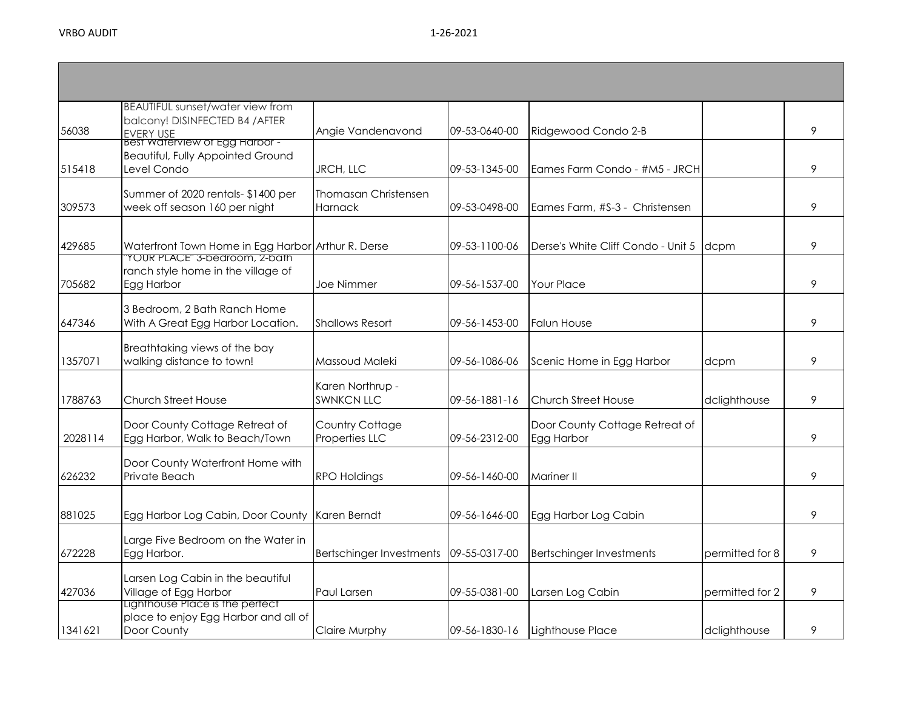| | | | | | | |
|---|---|---|---|---|---|---|
| 56038 | BEAUTIFUL sunset/water view from balcony! DISINFECTED B4 /AFTER EVERY USE | Angie Vandenavond | 09-53-0640-00 | Ridgewood Condo 2-B | | 9 |
| 515418 | Best Waterview of Egg Harbor - Beautiful, Fully Appointed Ground Level Condo | JRCH, LLC | 09-53-1345-00 | Eames Farm Condo - #M5 - JRCH | | 9 |
| 309573 | Summer of 2020 rentals- $1400 per week off season 160 per night | Thomasan Christensen Harnack | 09-53-0498-00 | Eames Farm, #S-3 - Christensen | | 9 |
| 429685 | Waterfront Town Home in Egg Harbor | Arthur R. Derse | 09-53-1100-06 | Derse's White Cliff Condo - Unit 5 | dcpm | 9 |
| 705682 | "YOUR PLACE" 3-bedroom, 2-bath ranch style home in the village of Egg Harbor | Joe Nimmer | 09-56-1537-00 | Your Place | | 9 |
| 647346 | 3 Bedroom, 2 Bath Ranch Home With A Great Egg Harbor Location. | Shallows Resort | 09-56-1453-00 | Falun House | | 9 |
| 1357071 | Breathtaking views of the bay walking distance to town! | Massoud Maleki | 09-56-1086-06 | Scenic Home in Egg Harbor | dcpm | 9 |
| 1788763 | Church Street House | Karen Northrup - SWNKCN LLC | 09-56-1881-16 | Church Street House | dclighthouse | 9 |
| 2028114 | Door County Cottage Retreat of Egg Harbor, Walk to Beach/Town | Country Cottage Properties LLC | 09-56-2312-00 | Door County Cottage Retreat of Egg Harbor | | 9 |
| 626232 | Door County Waterfront Home with Private Beach | RPO Holdings | 09-56-1460-00 | Mariner II | | 9 |
| 881025 | Egg Harbor Log Cabin, Door County | Karen Berndt | 09-56-1646-00 | Egg Harbor Log Cabin | | 9 |
| 672228 | Large Five Bedroom on the Water in Egg Harbor. | Bertschinger Investments | 09-55-0317-00 | Bertschinger Investments | permitted for 8 | 9 |
| 427036 | Larsen Log Cabin in the beautiful Village of Egg Harbor | Paul Larsen | 09-55-0381-00 | Larsen Log Cabin | permitted for 2 | 9 |
| 1341621 | Lighthouse Place is the perfect place to enjoy Egg Harbor and all of Door County | Claire Murphy | 09-56-1830-16 | Lighthouse Place | dclighthouse | 9 |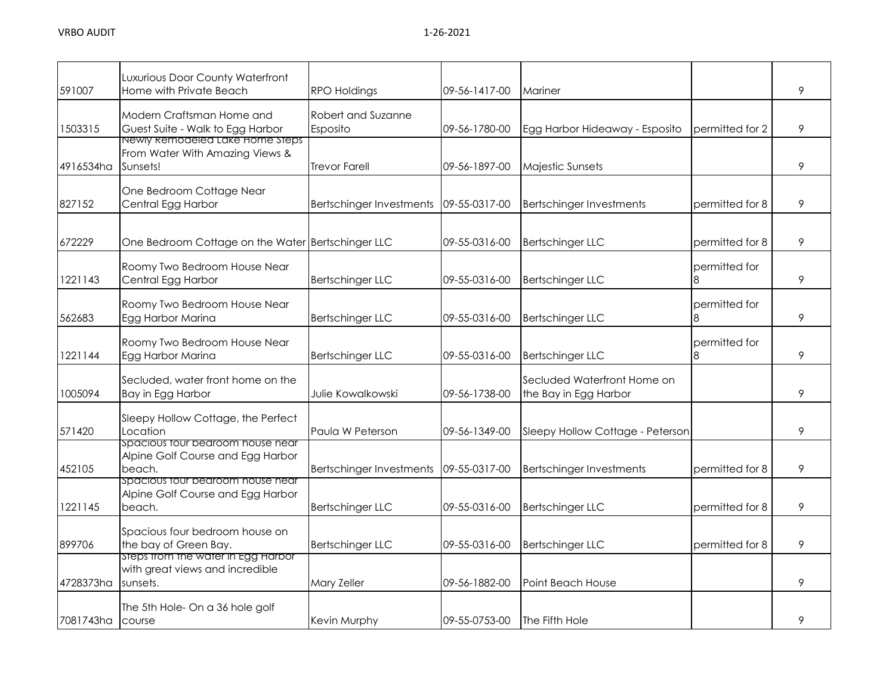| | | | | | | |
|---|---|---|---|---|---|---|
| 591007 | Luxurious Door County Waterfront Home with Private Beach | RPO Holdings | 09-56-1417-00 | Mariner | | 9 |
| 1503315 | Modern Craftsman Home and Guest Suite - Walk to Egg Harbor | Robert and Suzanne Esposito | 09-56-1780-00 | Egg Harbor Hideaway - Esposito | permitted for 2 | 9 |
| 4916534ha | Newly Remodeled Lake Home Steps From Water With Amazing Views & Sunsets! | Trevor Farell | 09-56-1897-00 | Majestic Sunsets | | 9 |
| 827152 | One Bedroom Cottage Near Central Egg Harbor | Bertschinger Investments | 09-55-0317-00 | Bertschinger Investments | permitted for 8 | 9 |
| 672229 | One Bedroom Cottage on the Water | Bertschinger LLC | 09-55-0316-00 | Bertschinger LLC | permitted for 8 | 9 |
| 1221143 | Roomy Two Bedroom House Near Central Egg Harbor | Bertschinger LLC | 09-55-0316-00 | Bertschinger LLC | permitted for 8 | 9 |
| 562683 | Roomy Two Bedroom House Near Egg Harbor Marina | Bertschinger LLC | 09-55-0316-00 | Bertschinger LLC | permitted for 8 | 9 |
| 1221144 | Roomy Two Bedroom House Near Egg Harbor Marina | Bertschinger LLC | 09-55-0316-00 | Bertschinger LLC | permitted for 8 | 9 |
| 1005094 | Secluded, water front home on the Bay in Egg Harbor | Julie Kowalkowski | 09-56-1738-00 | Secluded Waterfront Home on the Bay in Egg Harbor | | 9 |
| 571420 | Sleepy Hollow Cottage, the Perfect Location | Paula W Peterson | 09-56-1349-00 | Sleepy Hollow Cottage - Peterson | | 9 |
| 452105 | Spacious four bedroom house near Alpine Golf Course and Egg Harbor beach. | Bertschinger Investments | 09-55-0317-00 | Bertschinger Investments | permitted for 8 | 9 |
| 1221145 | Spacious four bedroom house near Alpine Golf Course and Egg Harbor beach. | Bertschinger LLC | 09-55-0316-00 | Bertschinger LLC | permitted for 8 | 9 |
| 899706 | Spacious four bedroom house on the bay of Green Bay. | Bertschinger LLC | 09-55-0316-00 | Bertschinger LLC | permitted for 8 | 9 |
| 4728373ha | Steps from the water in Egg Harbor with great views and incredible sunsets. | Mary Zeller | 09-56-1882-00 | Point Beach House | | 9 |
| 7081743ha | The 5th Hole- On a 36 hole golf course | Kevin Murphy | 09-55-0753-00 | The Fifth Hole | | 9 |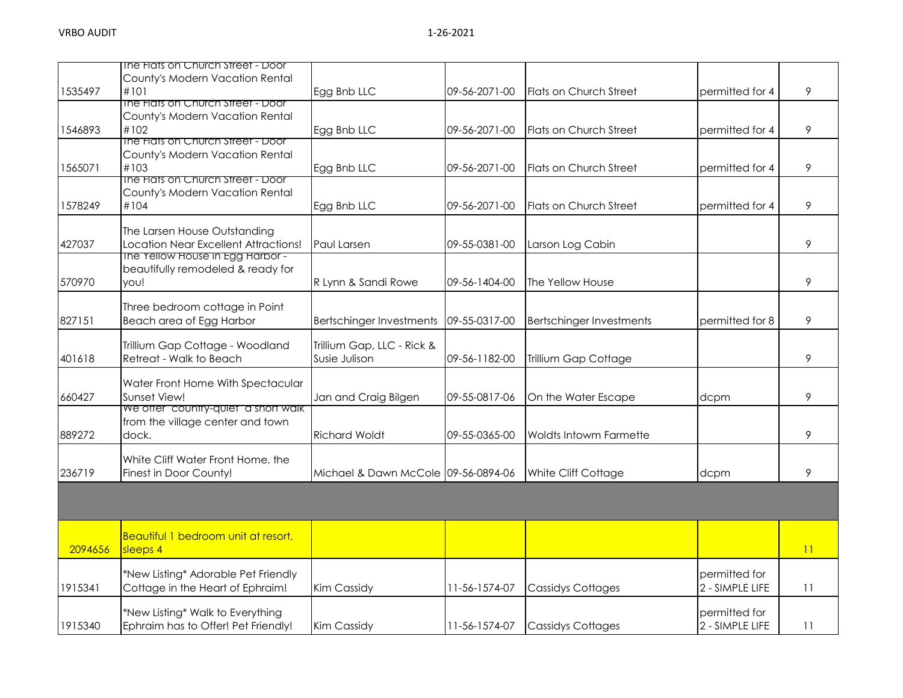| | | | | | | |
|---|---|---|---|---|---|---|
| 1535497 | The Flats on Church Street - Door County's Modern Vacation Rental #101 | Egg Bnb LLC | 09-56-2071-00 | Flats on Church Street | permitted for 4 | 9 |
| 1546893 | The Flats on Church Street - Door County's Modern Vacation Rental #102 | Egg Bnb LLC | 09-56-2071-00 | Flats on Church Street | permitted for 4 | 9 |
| 1565071 | The Flats on Church Street - Door County's Modern Vacation Rental #103 | Egg Bnb LLC | 09-56-2071-00 | Flats on Church Street | permitted for 4 | 9 |
| 1578249 | The Flats on Church Street - Door County's Modern Vacation Rental #104 | Egg Bnb LLC | 09-56-2071-00 | Flats on Church Street | permitted for 4 | 9 |
| 427037 | The Larsen House Outstanding Location Near Excellent Attractions! | Paul Larsen | 09-55-0381-00 | Larson Log Cabin | | 9 |
| 570970 | The Yellow House in Egg Harbor - beautifully remodeled & ready for you! | R Lynn & Sandi Rowe | 09-56-1404-00 | The Yellow House | | 9 |
| 827151 | Three bedroom cottage in Point Beach area of Egg Harbor | Bertschinger Investments | 09-55-0317-00 | Bertschinger Investments | permitted for 8 | 9 |
| 401618 | Trillium Gap Cottage - Woodland Retreat - Walk to Beach | Trillium Gap, LLC - Rick & Susie Julison | 09-56-1182-00 | Trillium Gap Cottage | | 9 |
| 660427 | Water Front Home With Spectacular Sunset View! | Jan and Craig Bilgen | 09-55-0817-06 | On the Water Escape | dcpm | 9 |
| 889272 | We offer country-quiet a short walk from the village center and town dock. | Richard Woldt | 09-55-0365-00 | Woldts Intowm Farmette | | 9 |
| 236719 | White Cliff Water Front Home, the Finest in Door County! | Michael & Dawn McCole | 09-56-0894-06 | White Cliff Cottage | dcpm | 9 |
| | | | | | | |
| 2094656 | Beautiful 1 bedroom unit at resort, sleeps 4 | | | | | 11 |
| 1915341 | *New Listing* Adorable Pet Friendly Cottage in the Heart of Ephraim! | Kim Cassidy | 11-56-1574-07 | Cassidys Cottages | permitted for 2 - SIMPLE LIFE | 11 |
| 1915340 | *New Listing* Walk to Everything Ephraim has to Offer! Pet Friendly! | Kim Cassidy | 11-56-1574-07 | Cassidys Cottages | permitted for 2 - SIMPLE LIFE | 11 |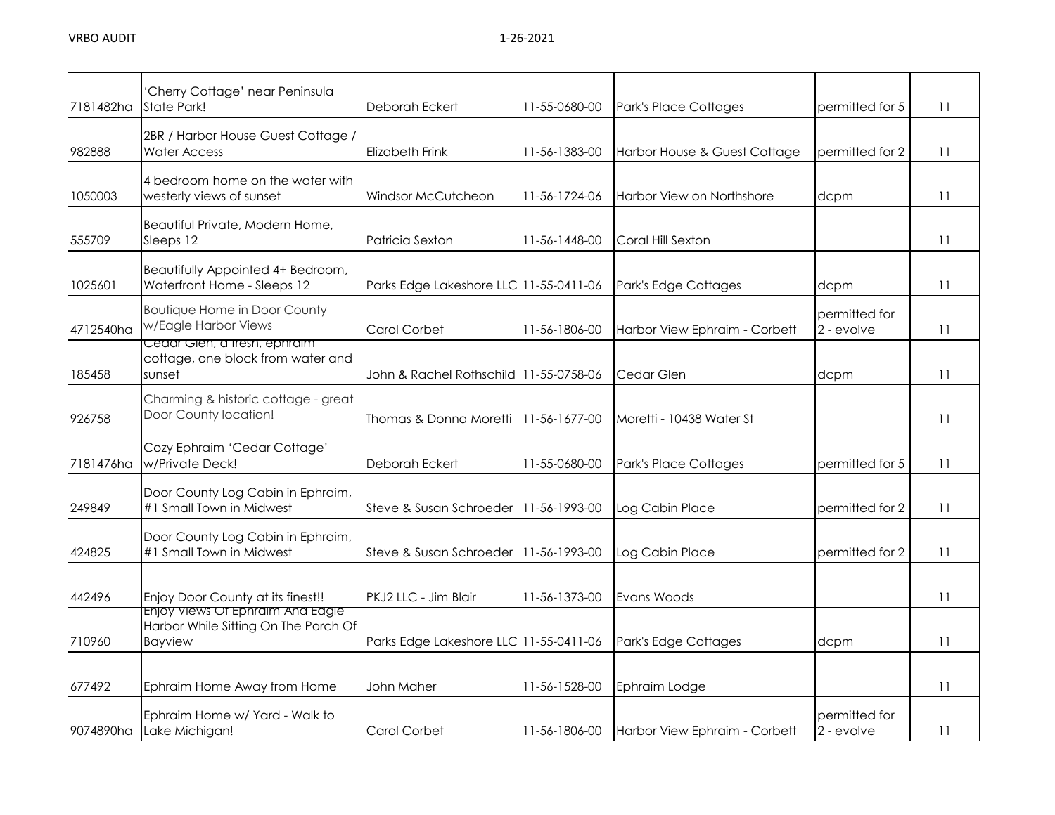| | | | | | | |
|---|---|---|---|---|---|---|
| 7181482ha | 'Cherry Cottage' near Peninsula State Park! | Deborah Eckert | 11-55-0680-00 | Park's Place Cottages | permitted for 5 | 11 |
| 982888 | 2BR / Harbor House Guest Cottage / Water Access | Elizabeth Frink | 11-56-1383-00 | Harbor House & Guest Cottage | permitted for 2 | 11 |
| 1050003 | 4 bedroom home on the water with westerly views of sunset | Windsor McCutcheon | 11-56-1724-06 | Harbor View on Northshore | dcpm | 11 |
| 555709 | Beautiful Private, Modern Home, Sleeps 12 | Patricia Sexton | 11-56-1448-00 | Coral Hill Sexton | | 11 |
| 1025601 | Beautifully Appointed 4+ Bedroom, Waterfront Home - Sleeps 12 | Parks Edge Lakeshore LLC | 11-55-0411-06 | Park's Edge Cottages | dcpm | 11 |
| 4712540ha | Boutique Home in Door County w/Eagle Harbor Views | Carol Corbet | 11-56-1806-00 | Harbor View Ephraim - Corbett | permitted for 2 - evolve | 11 |
| 185458 | Cedar Glen, a fresh, ephraim cottage, one block from water and sunset | John & Rachel Rothschild | 11-55-0758-06 | Cedar Glen | dcpm | 11 |
| 926758 | Charming & historic cottage - great Door County location! | Thomas & Donna Moretti | 11-56-1677-00 | Moretti - 10438 Water St | | 11 |
| 7181476ha | Cozy Ephraim 'Cedar Cottage' w/Private Deck! | Deborah Eckert | 11-55-0680-00 | Park's Place Cottages | permitted for 5 | 11 |
| 249849 | Door County Log Cabin in Ephraim, #1 Small Town in Midwest | Steve & Susan Schroeder | 11-56-1993-00 | Log Cabin Place | permitted for 2 | 11 |
| 424825 | Door County Log Cabin in Ephraim, #1 Small Town in Midwest | Steve & Susan Schroeder | 11-56-1993-00 | Log Cabin Place | permitted for 2 | 11 |
| 442496 | Enjoy Door County at its finest!! | PKJ2 LLC - Jim Blair | 11-56-1373-00 | Evans Woods | | 11 |
| 710960 | Enjoy Views Of Ephraim And Eagle Harbor While Sitting On The Porch Of Bayview | Parks Edge Lakeshore LLC | 11-55-0411-06 | Park's Edge Cottages | dcpm | 11 |
| 677492 | Ephraim Home Away from Home | John Maher | 11-56-1528-00 | Ephraim Lodge | | 11 |
| 9074890ha | Ephraim Home w/ Yard - Walk to Lake Michigan! | Carol Corbet | 11-56-1806-00 | Harbor View Ephraim - Corbett | permitted for 2 - evolve | 11 |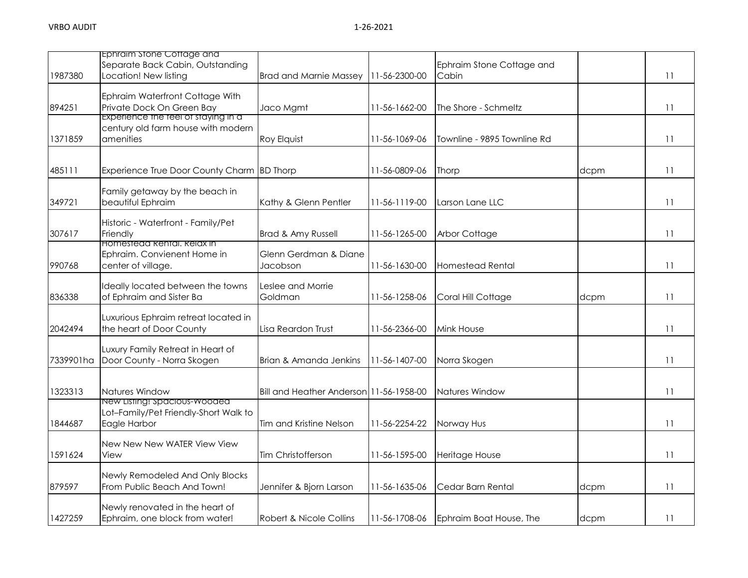| | | | | | | |
|---|---|---|---|---|---|---|
| 1987380 | Ephraim Stone Cottage and Separate Back Cabin, Outstanding Location! New listing | Brad and Marnie Massey | 11-56-2300-00 | Ephraim Stone Cottage and Cabin | | 11 |
| 894251 | Ephraim Waterfront Cottage With Private Dock On Green Bay | Jaco Mgmt | 11-56-1662-00 | The Shore - Schmeltz | | 11 |
| 1371859 | Experience the feel of staying in a century old farm house with modern amenities | Roy Elquist | 11-56-1069-06 | Townline - 9895 Townline Rd | | 11 |
| 485111 | Experience True Door County Charm | BD Thorp | 11-56-0809-06 | Thorp | dcpm | 11 |
| 349721 | Family getaway by the beach in beautiful Ephraim | Kathy & Glenn Pentler | 11-56-1119-00 | Larson Lane LLC | | 11 |
| 307617 | Historic - Waterfront - Family/Pet Friendly | Brad & Amy Russell | 11-56-1265-00 | Arbor Cottage | | 11 |
| 990768 | Homestead Rental. Relax in Ephraim. Convienent Home in center of village. | Glenn Gerdman & Diane Jacobson | 11-56-1630-00 | Homestead Rental | | 11 |
| 836338 | Ideally located between the towns of Ephraim and Sister Ba | Leslee and Morrie Goldman | 11-56-1258-06 | Coral Hill Cottage | dcpm | 11 |
| 2042494 | Luxurious Ephraim retreat located in the heart of Door County | Lisa Reardon Trust | 11-56-2366-00 | Mink House | | 11 |
| 7339901ha | Luxury Family Retreat in Heart of Door County - Norra Skogen | Brian & Amanda Jenkins | 11-56-1407-00 | Norra Skogen | | 11 |
| 1323313 | Natures Window | Bill and Heather Anderson | 11-56-1958-00 | Natures Window | | 11 |
| 1844687 | New Listing! Spacious-Wooded Lot–Family/Pet Friendly-Short Walk to Eagle Harbor | Tim and Kristine Nelson | 11-56-2254-22 | Norway Hus | | 11 |
| 1591624 | New New New WATER View View View | Tim Christofferson | 11-56-1595-00 | Heritage House | | 11 |
| 879597 | Newly Remodeled And Only Blocks From Public Beach And Town! | Jennifer & Bjorn Larson | 11-56-1635-06 | Cedar Barn Rental | dcpm | 11 |
| 1427259 | Newly renovated in the heart of Ephraim, one block from water! | Robert & Nicole Collins | 11-56-1708-06 | Ephraim Boat House, The | dcpm | 11 |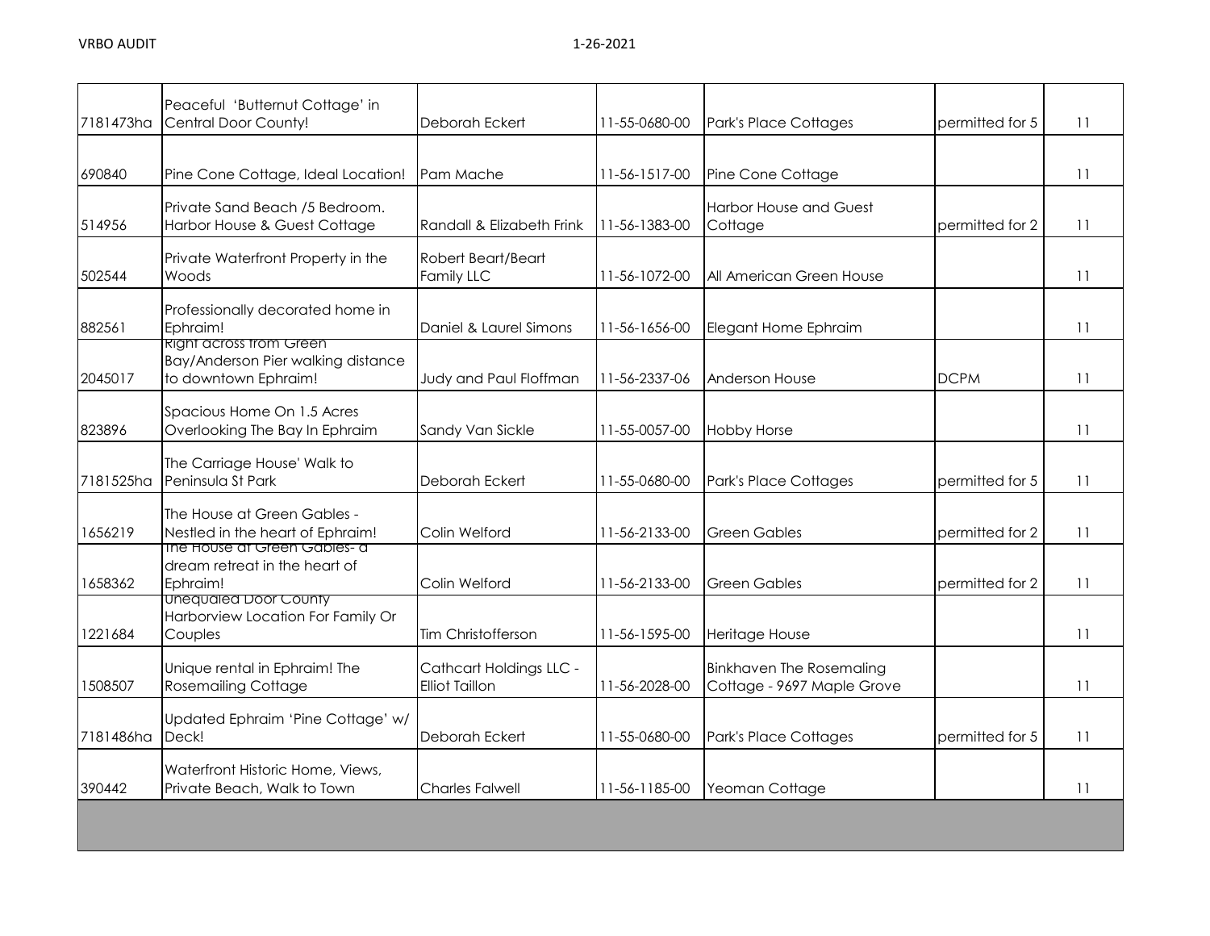| | | | | | | |
|---|---|---|---|---|---|---|
| 7181473ha | Peaceful 'Butternut Cottage' in Central Door County! | Deborah Eckert | 11-55-0680-00 | Park's Place Cottages | permitted for 5 | 11 |
| 690840 | Pine Cone Cottage, Ideal Location! | Pam Mache | 11-56-1517-00 | Pine Cone Cottage | | 11 |
| 514956 | Private Sand Beach /5 Bedroom. Harbor House & Guest Cottage | Randall & Elizabeth Frink | 11-56-1383-00 | Harbor House and Guest Cottage | permitted for 2 | 11 |
| 502544 | Private Waterfront Property in the Woods | Robert Beart/Beart Family LLC | 11-56-1072-00 | All American Green House | | 11 |
| 882561 | Professionally decorated home in Ephraim! | Daniel & Laurel Simons | 11-56-1656-00 | Elegant Home Ephraim | | 11 |
| 2045017 | Right across from Green Bay/Anderson Pier walking distance to downtown Ephraim! | Judy and Paul Floffman | 11-56-2337-06 | Anderson House | DCPM | 11 |
| 823896 | Spacious Home On 1.5 Acres Overlooking The Bay In Ephraim | Sandy Van Sickle | 11-55-0057-00 | Hobby Horse | | 11 |
| 7181525ha | The Carriage House' Walk to Peninsula St Park | Deborah Eckert | 11-55-0680-00 | Park's Place Cottages | permitted for 5 | 11 |
| 1656219 | The House at Green Gables - Nestled in the heart of Ephraim! | Colin Welford | 11-56-2133-00 | Green Gables | permitted for 2 | 11 |
| 1658362 | The House at Green Gables- a dream retreat in the heart of Ephraim! | Colin Welford | 11-56-2133-00 | Green Gables | permitted for 2 | 11 |
| 1221684 | Unequaled Door County Harborview Location For Family Or Couples | Tim Christofferson | 11-56-1595-00 | Heritage House | | 11 |
| 1508507 | Unique rental in Ephraim! The Rosemailing Cottage | Cathcart Holdings LLC - Elliot Taillon | 11-56-2028-00 | Binkhaven The Rosemaling Cottage - 9697 Maple Grove | | 11 |
| 7181486ha | Updated Ephraim 'Pine Cottage' w/ Deck! | Deborah Eckert | 11-55-0680-00 | Park's Place Cottages | permitted for 5 | 11 |
| 390442 | Waterfront Historic Home, Views, Private Beach, Walk to Town | Charles Falwell | 11-56-1185-00 | Yeoman Cottage | | 11 |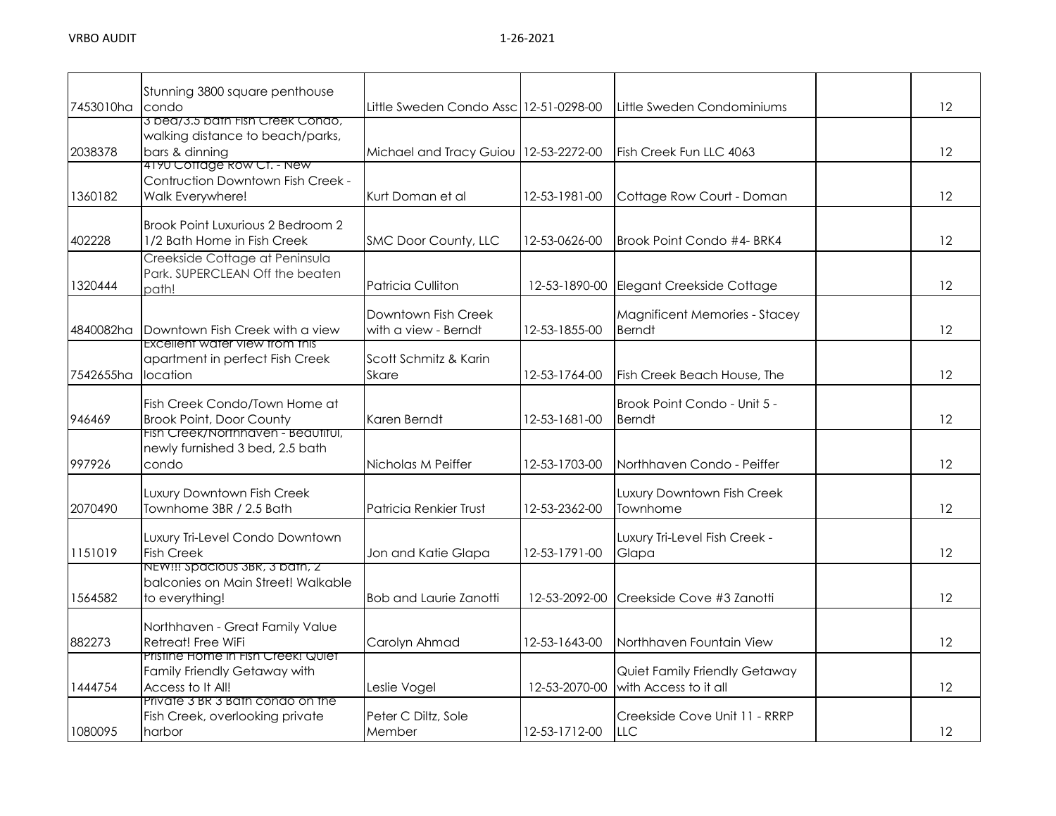| | | | | | | |
|---|---|---|---|---|---|---|
| 7453010ha | Stunning 3800 square penthouse condo | Little Sweden Condo Assc | 12-51-0298-00 | Little Sweden Condominiums | | 12 |
| 2038378 | 3 bed/3.5 bath Fish Creek Condo, walking distance to beach/parks, bars & dinning | Michael and Tracy Guiou | 12-53-2272-00 | Fish Creek Fun LLC 4063 | | 12 |
| 1360182 | 4190 Cottage Row Ct. - New Contruction Downtown Fish Creek - Walk Everywhere! | Kurt Doman et al | 12-53-1981-00 | Cottage Row Court - Doman | | 12 |
| 402228 | Brook Point Luxurious 2 Bedroom 2 1/2 Bath Home in Fish Creek | SMC Door County, LLC | 12-53-0626-00 | Brook Point Condo #4- BRK4 | | 12 |
| 1320444 | Creekside Cottage at Peninsula Park. SUPERCLEAN Off the beaten path! | Patricia Culliton | 12-53-1890-00 | Elegant Creekside Cottage | | 12 |
| 4840082ha | Downtown Fish Creek with a view | Downtown Fish Creek with a view - Berndt | 12-53-1855-00 | Magnificent Memories - Stacey Berndt | | 12 |
| 7542655ha | Excellent water view from this apartment in perfect Fish Creek location | Scott Schmitz & Karin Skare | 12-53-1764-00 | Fish Creek Beach House, The | | 12 |
| 946469 | Fish Creek Condo/Town Home at Brook Point, Door County | Karen Berndt | 12-53-1681-00 | Brook Point Condo - Unit 5 - Berndt | | 12 |
| 997926 | Fish Creek/Northhaven - Beautiful, newly furnished 3 bed, 2.5 bath condo | Nicholas M Peiffer | 12-53-1703-00 | Northhaven Condo - Peiffer | | 12 |
| 2070490 | Luxury Downtown Fish Creek Townhome 3BR / 2.5 Bath | Patricia Renkier Trust | 12-53-2362-00 | Luxury Downtown Fish Creek Townhome | | 12 |
| 1151019 | Luxury Tri-Level Condo Downtown Fish Creek | Jon and Katie Glapa | 12-53-1791-00 | Luxury Tri-Level Fish Creek - Glapa | | 12 |
| 1564582 | NEW!!! Spacious 3BR, 3 bath, 2 balconies on Main Street! Walkable to everything! | Bob and Laurie Zanotti | 12-53-2092-00 | Creekside Cove #3 Zanotti | | 12 |
| 882273 | Northhaven - Great Family Value Retreat! Free WiFi | Carolyn Ahmad | 12-53-1643-00 | Northhaven Fountain View | | 12 |
| 1444754 | Pristine Home in Fish Creek! Quiet Family Friendly Getaway with Access to It All! | Leslie Vogel | 12-53-2070-00 | Quiet Family Friendly Getaway with Access to it all | | 12 |
| 1080095 | Private 3 BR 3 Bath condo on the Fish Creek, overlooking private harbor | Peter C Diltz, Sole Member | 12-53-1712-00 | Creekside Cove Unit 11 - RRRP LLC | | 12 |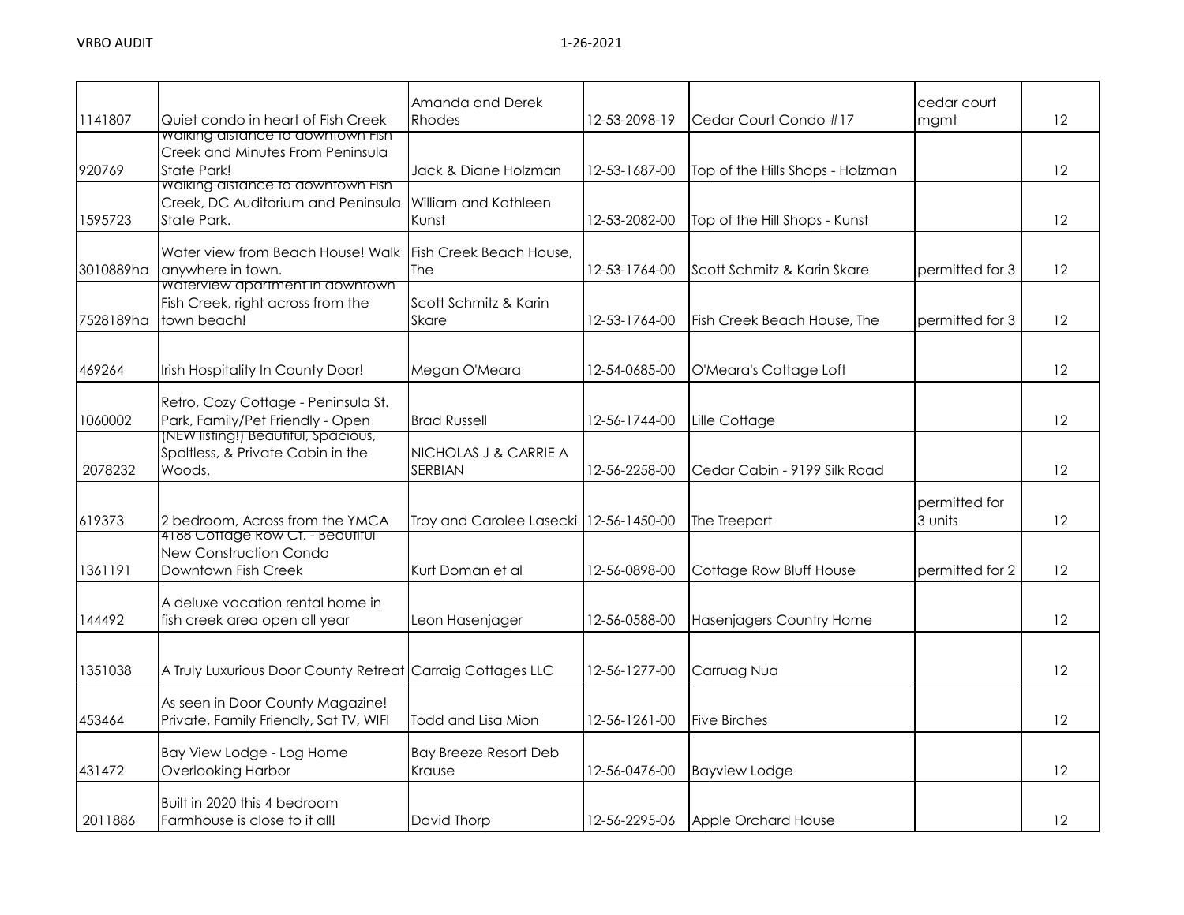| | | | | | | |
|---|---|---|---|---|---|---|
| 1141807 | Quiet condo in heart of Fish Creek | Amanda and Derek Rhodes | 12-53-2098-19 | Cedar Court Condo #17 | cedar court mgmt | 12 |
| 920769 | Walking distance to downtown Fish Creek and Minutes From Peninsula State Park! | Jack & Diane Holzman | 12-53-1687-00 | Top of the Hills Shops - Holzman | | 12 |
| 1595723 | Walking distance to downtown Fish Creek, DC Auditorium and Peninsula State Park. | William and Kathleen Kunst | 12-53-2082-00 | Top of the Hill Shops - Kunst | | 12 |
| 3010889ha | Water view from Beach House! Walk anywhere in town. | Fish Creek Beach House, The | 12-53-1764-00 | Scott Schmitz & Karin Skare | permitted for 3 | 12 |
| 7528189ha | Waterview apartment in downtown Fish Creek, right across from the town beach! | Scott Schmitz & Karin Skare | 12-53-1764-00 | Fish Creek Beach House, The | permitted for 3 | 12 |
| 469264 | Irish Hospitality In County Door! | Megan O'Meara | 12-54-0685-00 | O'Meara's Cottage Loft | | 12 |
| 1060002 | Retro, Cozy Cottage - Peninsula St. Park, Family/Pet Friendly - Open | Brad Russell | 12-56-1744-00 | Lille Cottage | | 12 |
| 2078232 | (NEW listing!) Beautiful, Spacious, Spoltless, & Private Cabin in the Woods. | NICHOLAS J & CARRIE A SERBIAN | 12-56-2258-00 | Cedar Cabin - 9199 Silk Road | | 12 |
| 619373 | 2 bedroom, Across from the YMCA | Troy and Carolee Lasecki | 12-56-1450-00 | The Treeport | permitted for 3 units | 12 |
| 1361191 | 4188 Cottage Row Ct. - Beautiful New Construction Condo Downtown Fish Creek | Kurt Doman et al | 12-56-0898-00 | Cottage Row Bluff House | permitted for 2 | 12 |
| 144492 | A deluxe vacation rental home in fish creek area open all year | Leon Hasenjager | 12-56-0588-00 | Hasenjagers Country Home | | 12 |
| 1351038 | A Truly Luxurious Door County Retreat | Carraig Cottages LLC | 12-56-1277-00 | Carruag Nua | | 12 |
| 453464 | As seen in Door County Magazine! Private, Family Friendly, Sat TV, WIFI | Todd and Lisa Mion | 12-56-1261-00 | Five Birches | | 12 |
| 431472 | Bay View Lodge - Log Home Overlooking Harbor | Bay Breeze Resort Deb Krause | 12-56-0476-00 | Bayview Lodge | | 12 |
| 2011886 | Built in 2020 this 4 bedroom Farmhouse is close to it all! | David Thorp | 12-56-2295-06 | Apple Orchard House | | 12 |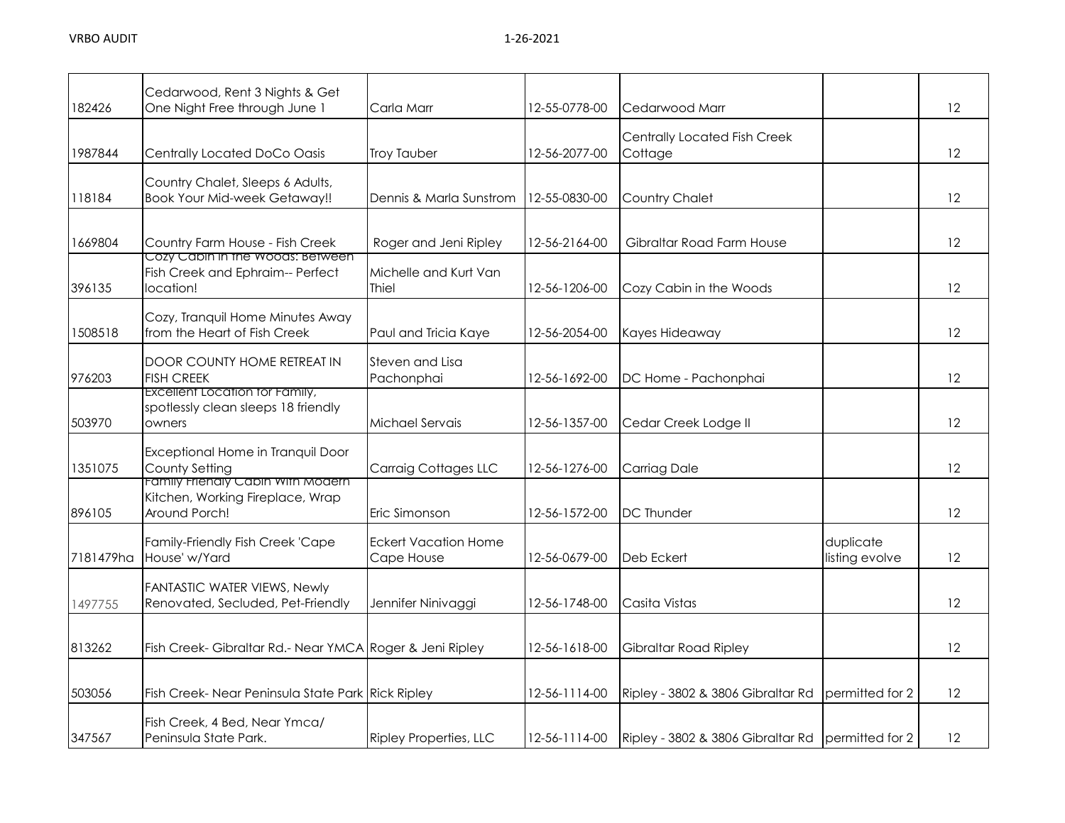| | | | | | | |
|---|---|---|---|---|---|---|
| 182426 | Cedarwood, Rent 3 Nights & Get One Night Free through June 1 | Carla Marr | 12-55-0778-00 | Cedarwood Marr | | 12 |
| 1987844 | Centrally Located DoCo Oasis | Troy Tauber | 12-56-2077-00 | Centrally Located Fish Creek Cottage | | 12 |
| 118184 | Country Chalet, Sleeps 6 Adults, Book Your Mid-week Getaway!! | Dennis & Marla Sunstrom | 12-55-0830-00 | Country Chalet | | 12 |
| 1669804 | Country Farm House - Fish Creek | Roger and Jeni Ripley | 12-56-2164-00 | Gibraltar Road Farm House | | 12 |
| 396135 | Cozy Cabin in the Woods: Between Fish Creek and Ephraim-- Perfect location! | Michelle and Kurt Van Thiel | 12-56-1206-00 | Cozy Cabin in the Woods | | 12 |
| 1508518 | Cozy, Tranquil Home Minutes Away from the Heart of Fish Creek | Paul and Tricia Kaye | 12-56-2054-00 | Kayes Hideaway | | 12 |
| 976203 | DOOR COUNTY HOME RETREAT IN FISH CREEK | Steven and Lisa Pachonphai | 12-56-1692-00 | DC Home - Pachonphai | | 12 |
| 503970 | Excellent Location for Family, spotlessly clean sleeps 18 friendly owners | Michael Servais | 12-56-1357-00 | Cedar Creek Lodge II | | 12 |
| 1351075 | Exceptional Home in Tranquil Door County Setting | Carraig Cottages LLC | 12-56-1276-00 | Carriag Dale | | 12 |
| 896105 | Family Friendly Cabin With Modern Kitchen, Working Fireplace, Wrap Around Porch! | Eric Simonson | 12-56-1572-00 | DC Thunder | | 12 |
| 7181479ha | Family-Friendly Fish Creek 'Cape House' w/Yard | Eckert Vacation Home Cape House | 12-56-0679-00 | Deb Eckert | duplicate listing evolve | 12 |
| 1497755 | FANTASTIC WATER VIEWS, Newly Renovated, Secluded, Pet-Friendly | Jennifer Ninivaggi | 12-56-1748-00 | Casita Vistas | | 12 |
| 813262 | Fish Creek- Gibraltar Rd.- Near YMCA | Roger & Jeni Ripley | 12-56-1618-00 | Gibraltar Road Ripley | | 12 |
| 503056 | Fish Creek- Near Peninsula State Park | Rick Ripley | 12-56-1114-00 | Ripley - 3802 & 3806 Gibraltar Rd | permitted for 2 | 12 |
| 347567 | Fish Creek, 4 Bed, Near Ymca/ Peninsula State Park. | Ripley Properties, LLC | 12-56-1114-00 | Ripley - 3802 & 3806 Gibraltar Rd | permitted for 2 | 12 |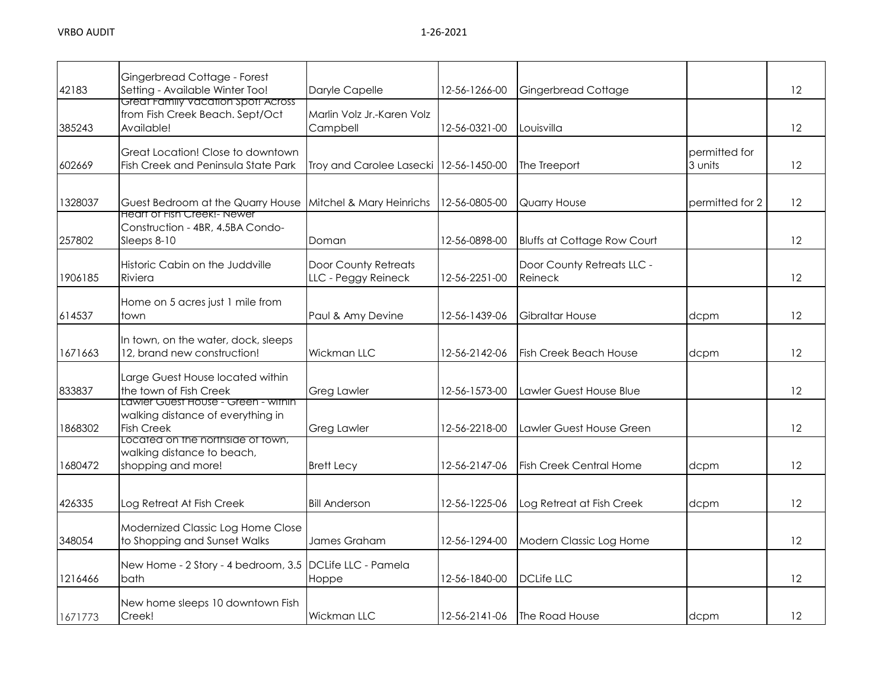| | | | | | | |
|---|---|---|---|---|---|---|
| 42183 | Gingerbread Cottage - Forest Setting - Available Winter Too! | Daryle Capelle | 12-56-1266-00 | Gingerbread Cottage | | 12 |
| 385243 | Great Family Vacation Spot! Across from Fish Creek Beach. Sept/Oct Available! | Marlin Volz Jr.-Karen Volz Campbell | 12-56-0321-00 | Louisvilla | | 12 |
| 602669 | Great Location! Close to downtown Fish Creek and Peninsula State Park | Troy and Carolee Lasecki | 12-56-1450-00 | The Treeport | permitted for 3 units | 12 |
| 1328037 | Guest Bedroom at the Quarry House | Mitchel & Mary Heinrichs | 12-56-0805-00 | Quarry House | permitted for 2 | 12 |
| 257802 | Heart of Fish Creek!- Newer Construction - 4BR, 4.5BA Condo- Sleeps 8-10 | Doman | 12-56-0898-00 | Bluffs at Cottage Row Court | | 12 |
| 1906185 | Historic Cabin on the Juddville Riviera | Door County Retreats LLC - Peggy Reineck | 12-56-2251-00 | Door County Retreats LLC - Reineck | | 12 |
| 614537 | Home on 5 acres just 1 mile from town | Paul & Amy Devine | 12-56-1439-06 | Gibraltar House | dcpm | 12 |
| 1671663 | In town, on the water, dock, sleeps 12, brand new construction! | Wickman LLC | 12-56-2142-06 | Fish Creek Beach House | dcpm | 12 |
| 833837 | Large Guest House located within the town of Fish Creek | Greg Lawler | 12-56-1573-00 | Lawler Guest House Blue | | 12 |
| 1868302 | Lawler Guest House - Green - within walking distance of everything in Fish Creek | Greg Lawler | 12-56-2218-00 | Lawler Guest House Green | | 12 |
| 1680472 | Located on the northside of town, walking distance to beach, shopping and more! | Brett Lecy | 12-56-2147-06 | Fish Creek Central Home | dcpm | 12 |
| 426335 | Log Retreat At Fish Creek | Bill Anderson | 12-56-1225-06 | Log Retreat at Fish Creek | dcpm | 12 |
| 348054 | Modernized Classic Log Home Close to Shopping and Sunset Walks | James Graham | 12-56-1294-00 | Modern Classic Log Home | | 12 |
| 1216466 | New Home - 2 Story - 4 bedroom, 3.5 bath | DCLife LLC - Pamela Hoppe | 12-56-1840-00 | DCLife LLC | | 12 |
| 1671773 | New home sleeps 10 downtown Fish Creek! | Wickman LLC | 12-56-2141-06 | The Road House | dcpm | 12 |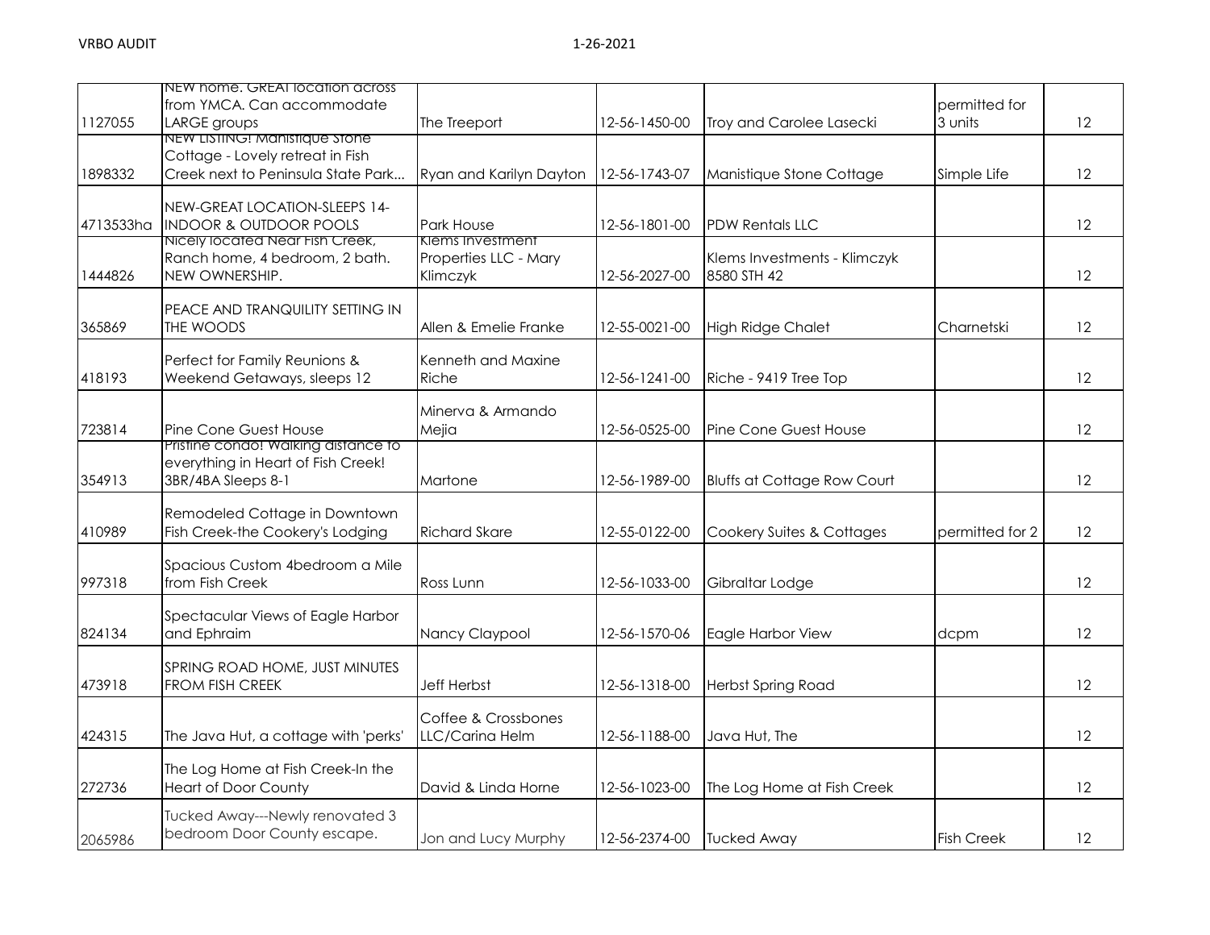| | | | | | | |
|---|---|---|---|---|---|---|
| 1127055 | NEW home. GREAT location across from YMCA. Can accommodate LARGE groups | The Treeport | 12-56-1450-00 | Troy and Carolee Lasecki | permitted for 3 units | 12 |
| 1898332 | NEW LISTING! Manistique Stone Cottage - Lovely retreat in Fish Creek next to Peninsula State Park... | Ryan and Karilyn Dayton | 12-56-1743-07 | Manistique Stone Cottage | Simple Life | 12 |
| 4713533ha | NEW-GREAT LOCATION-SLEEPS 14-INDOOR & OUTDOOR POOLS | Park House | 12-56-1801-00 | PDW Rentals LLC | | 12 |
| 1444826 | Nicely located Near Fish Creek, Ranch home, 4 bedroom, 2 bath. NEW OWNERSHIP. | Klems Investment Properties LLC - Mary Klimczyk | 12-56-2027-00 | Klems Investments - Klimczyk 8580 STH 42 | | 12 |
| 365869 | PEACE AND TRANQUILITY SETTING IN THE WOODS | Allen & Emelie Franke | 12-55-0021-00 | High Ridge Chalet | Charnetski | 12 |
| 418193 | Perfect for Family Reunions & Weekend Getaways, sleeps 12 | Kenneth and Maxine Riche | 12-56-1241-00 | Riche - 9419 Tree Top | | 12 |
| 723814 | Pine Cone Guest House | Minerva & Armando Mejia | 12-56-0525-00 | Pine Cone Guest House | | 12 |
| 354913 | Pristine condo! Walking distance to everything in Heart of Fish Creek! 3BR/4BA Sleeps 8-1 | Martone | 12-56-1989-00 | Bluffs at Cottage Row Court | | 12 |
| 410989 | Remodeled Cottage in Downtown Fish Creek-the Cookery's Lodging | Richard Skare | 12-55-0122-00 | Cookery Suites & Cottages | permitted for 2 | 12 |
| 997318 | Spacious Custom 4bedroom a Mile from Fish Creek | Ross Lunn | 12-56-1033-00 | Gibraltar Lodge | | 12 |
| 824134 | Spectacular Views of Eagle Harbor and Ephraim | Nancy Claypool | 12-56-1570-06 | Eagle Harbor View | dcpm | 12 |
| 473918 | SPRING ROAD HOME, JUST MINUTES FROM FISH CREEK | Jeff Herbst | 12-56-1318-00 | Herbst Spring Road | | 12 |
| 424315 | The Java Hut, a cottage with 'perks' | Coffee & Crossbones LLC/Carina Helm | 12-56-1188-00 | Java Hut, The | | 12 |
| 272736 | The Log Home at Fish Creek-In the Heart of Door County | David & Linda Horne | 12-56-1023-00 | The Log Home at Fish Creek | | 12 |
| 2065986 | Tucked Away---Newly renovated 3 bedroom Door County escape. | Jon and Lucy Murphy | 12-56-2374-00 | Tucked Away | Fish Creek | 12 |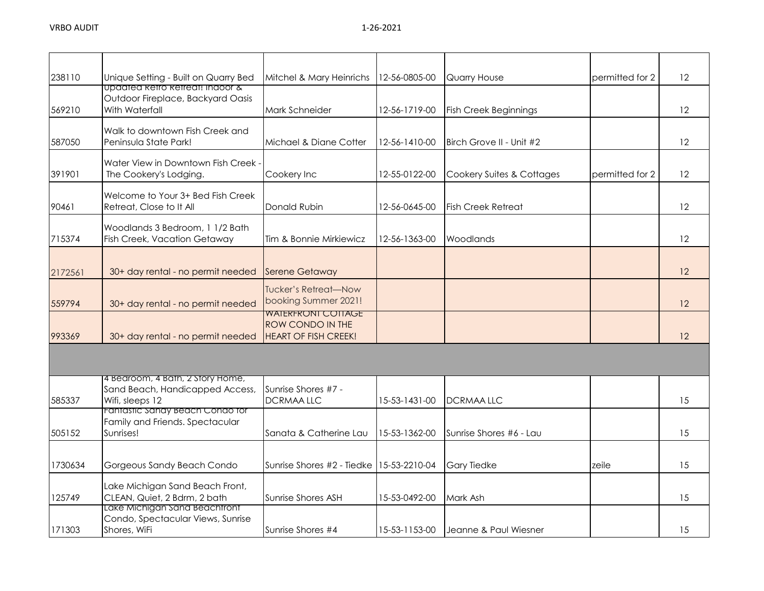| | | | | | | |
|---|---|---|---|---|---|---|
| 238110 | Unique Setting - Built on Quarry Bed | Mitchel & Mary Heinrichs | 12-56-0805-00 | Quarry House | permitted for 2 | 12 |
| 569210 | Updated Retro Retreat! Indoor & Outdoor Fireplace, Backyard Oasis With Waterfall | Mark Schneider | 12-56-1719-00 | Fish Creek Beginnings | | 12 |
| 587050 | Walk to downtown Fish Creek and Peninsula State Park! | Michael & Diane Cotter | 12-56-1410-00 | Birch Grove II - Unit #2 | | 12 |
| 391901 | Water View in Downtown Fish Creek - The Cookery's Lodging. | Cookery Inc | 12-55-0122-00 | Cookery Suites & Cottages | permitted for 2 | 12 |
| 90461 | Welcome to Your 3+ Bed Fish Creek Retreat, Close to It All | Donald Rubin | 12-56-0645-00 | Fish Creek Retreat | | 12 |
| 715374 | Woodlands 3 Bedroom, 1 1/2 Bath Fish Creek, Vacation Getaway | Tim & Bonnie Mirkiewicz | 12-56-1363-00 | Woodlands | | 12 |
| 2172561 | 30+ day rental - no permit needed | Serene Getaway | | | | 12 |
| 559794 | 30+ day rental - no permit needed | Tucker's Retreat—Now booking Summer 2021! | | | | 12 |
| 993369 | 30+ day rental - no permit needed | WATERFRONT COTTAGE ROW CONDO IN THE HEART OF FISH CREEK! | | | | 12 |
| | | | | | | |
| 585337 | 4 Bedroom, 4 Bath, 2 Story Home, Sand Beach, Handicapped Access, Wifi, sleeps 12 | Sunrise Shores #7 - DCRMAA LLC | 15-53-1431-00 | DCRMAA LLC | | 15 |
| 505152 | Fantastic Sandy Beach Condo for Family and Friends. Spectacular Sunrises! | Sanata & Catherine Lau | 15-53-1362-00 | Sunrise Shores #6 - Lau | | 15 |
| 1730634 | Gorgeous Sandy Beach Condo | Sunrise Shores #2 - Tiedke | 15-53-2210-04 | Gary Tiedke | zeile | 15 |
| 125749 | Lake Michigan Sand Beach Front, CLEAN, Quiet, 2 Bdrm, 2 bath | Sunrise Shores ASH | 15-53-0492-00 | Mark Ash | | 15 |
| 171303 | Lake Michigan Sand Beachfront Condo, Spectacular Views, Sunrise Shores, WiFi | Sunrise Shores #4 | 15-53-1153-00 | Jeanne & Paul Wiesner | | 15 |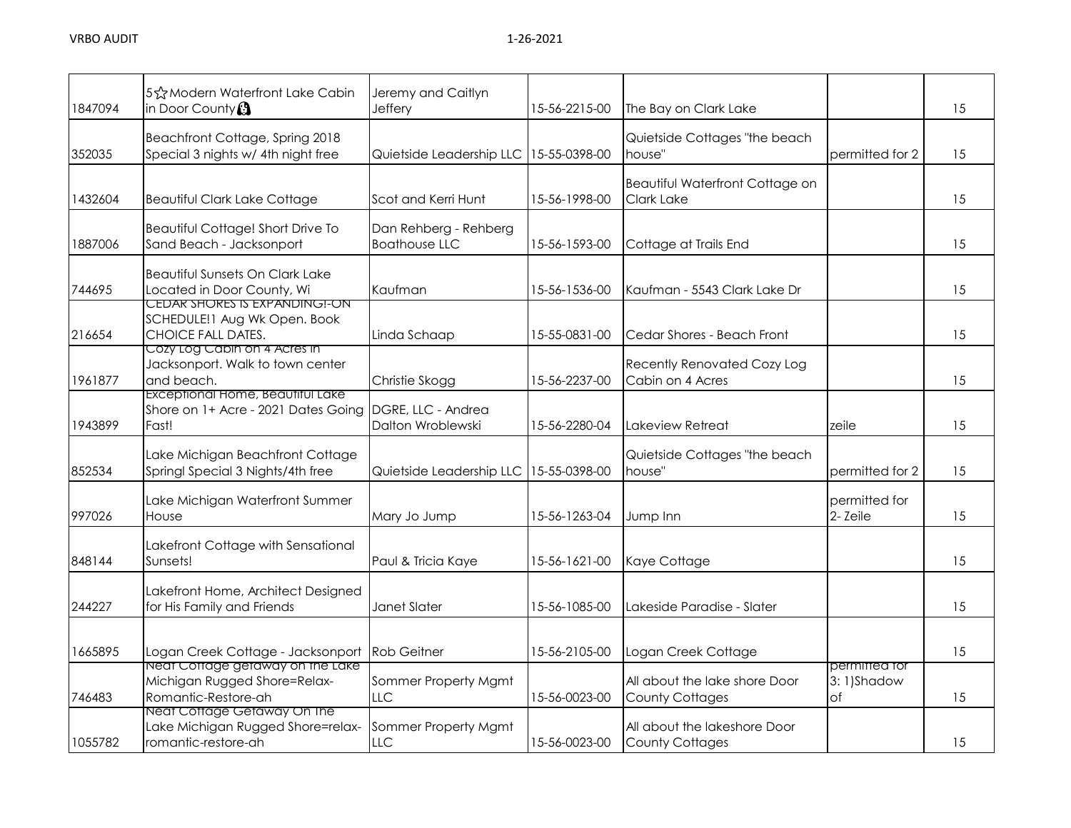| | | | | | | |
|---|---|---|---|---|---|---|
| 1847094 | 5☆ Modern Waterfront Lake Cabin in Door County | Jeremy and Caitlyn Jeffery | 15-56-2215-00 | The Bay on Clark Lake | | 15 |
| 352035 | Beachfront Cottage, Spring 2018 Special 3 nights w/ 4th night free | Quietside Leadership LLC | 15-55-0398-00 | Quietside Cottages "the beach house" | permitted for 2 | 15 |
| 1432604 | Beautiful Clark Lake Cottage | Scot and Kerri Hunt | 15-56-1998-00 | Beautiful Waterfront Cottage on Clark Lake | | 15 |
| 1887006 | Beautiful Cottage! Short Drive To Sand Beach - Jacksonport | Dan Rehberg - Rehberg Boathouse LLC | 15-56-1593-00 | Cottage at Trails End | | 15 |
| 744695 | Beautiful Sunsets On Clark Lake Located in Door County, Wi | Kaufman | 15-56-1536-00 | Kaufman - 5543 Clark Lake Dr | | 15 |
| 216654 | CEDAR SHORES IS EXPANDING!-ON SCHEDULE!1 Aug Wk Open. Book CHOICE FALL DATES. | Linda Schaap | 15-55-0831-00 | Cedar Shores - Beach Front | | 15 |
| 1961877 | Cozy Log Cabin on 4 Acres in Jacksonport. Walk to town center and beach. | Christie Skogg | 15-56-2237-00 | Recently Renovated Cozy Log Cabin on 4 Acres | | 15 |
| 1943899 | Exceptional Home, Beautiful Lake Shore on 1+ Acre - 2021 Dates Going Fast! | DGRE, LLC - Andrea Dalton Wroblewski | 15-56-2280-04 | Lakeview Retreat | zeile | 15 |
| 852534 | Lake Michigan Beachfront Cottage Springl Special 3 Nights/4th free | Quietside Leadership LLC | 15-55-0398-00 | Quietside Cottages "the beach house" | permitted for 2 | 15 |
| 997026 | Lake Michigan Waterfront Summer House | Mary Jo Jump | 15-56-1263-04 | Jump Inn | permitted for 2- Zeile | 15 |
| 848144 | Lakefront Cottage with Sensational Sunsets! | Paul & Tricia Kaye | 15-56-1621-00 | Kaye Cottage | | 15 |
| 244227 | Lakefront Home, Architect Designed for His Family and Friends | Janet Slater | 15-56-1085-00 | Lakeside Paradise - Slater | | 15 |
| 1665895 | Logan Creek Cottage - Jacksonport | Rob Geitner | 15-56-2105-00 | Logan Creek Cottage | | 15 |
| 746483 | Neat Cottage getaway on the Lake Michigan Rugged Shore=Relax-Romantic-Restore-ah | Sommer Property Mgmt LLC | 15-56-0023-00 | All about the lake shore Door County Cottages | permitted for 3: 1)Shadow of | 15 |
| 1055782 | Neat Cottage Getaway On The Lake Michigan Rugged Shore=relax-romantic-restore-ah | Sommer Property Mgmt LLC | 15-56-0023-00 | All about the lakeshore Door County Cottages | | 15 |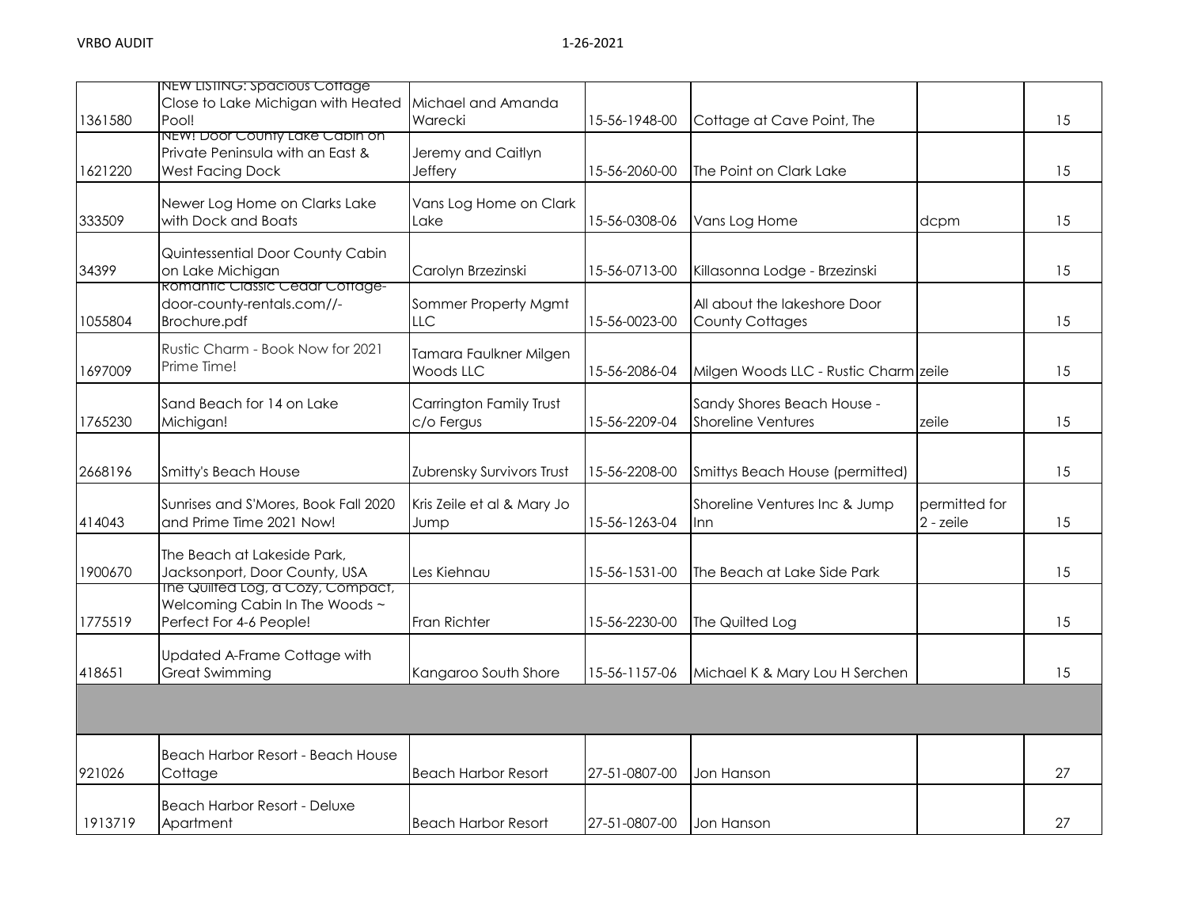| | | | | | | |
|---|---|---|---|---|---|---|
| 1361580 | NEW LISTING: Spacious Cottage Close to Lake Michigan with Heated Pool! | Michael and Amanda Warecki | 15-56-1948-00 | Cottage at Cave Point, The | | 15 |
| 1621220 | NEW! Door County Lake Cabin on Private Peninsula with an East & West Facing Dock | Jeremy and Caitlyn Jeffery | 15-56-2060-00 | The Point on Clark Lake | | 15 |
| 333509 | Newer Log Home on Clarks Lake with Dock and Boats | Vans Log Home on Clark Lake | 15-56-0308-06 | Vans Log Home | dcpm | 15 |
| 34399 | Quintessential Door County Cabin on Lake Michigan | Carolyn Brzezinski | 15-56-0713-00 | Killasonna Lodge - Brzezinski | | 15 |
| 1055804 | Romantic Classic Cedar Cottage-door-county-rentals.com//-Brochure.pdf | Sommer Property Mgmt LLC | 15-56-0023-00 | All about the lakeshore Door County Cottages | | 15 |
| 1697009 | Rustic Charm - Book Now for 2021 Prime Time! | Tamara Faulkner Milgen Woods LLC | 15-56-2086-04 | Milgen Woods LLC - Rustic Charm | zeile | 15 |
| 1765230 | Sand Beach for 14 on Lake Michigan! | Carrington Family Trust c/o Fergus | 15-56-2209-04 | Sandy Shores Beach House - Shoreline Ventures | zeile | 15 |
| 2668196 | Smitty's Beach House | Zubrensky Survivors Trust | 15-56-2208-00 | Smittys Beach House (permitted) | | 15 |
| 414043 | Sunrises and S'Mores, Book Fall 2020 and Prime Time 2021 Now! | Kris Zeile et al & Mary Jo Jump | 15-56-1263-04 | Shoreline Ventures Inc & Jump Inn | permitted for 2 - zeile | 15 |
| 1900670 | The Beach at Lakeside Park, Jacksonport, Door County, USA | Les Kiehnau | 15-56-1531-00 | The Beach at Lake Side Park | | 15 |
| 1775519 | The Quilted Log, a Cozy, Compact, Welcoming Cabin In The Woods ~ Perfect For 4-6 People! | Fran Richter | 15-56-2230-00 | The Quilted Log | | 15 |
| 418651 | Updated A-Frame Cottage with Great Swimming | Kangaroo South Shore | 15-56-1157-06 | Michael K & Mary Lou H Serchen | | 15 |
| | | | | | | |
| 921026 | Beach Harbor Resort - Beach House Cottage | Beach Harbor Resort | 27-51-0807-00 | Jon Hanson | | 27 |
| 1913719 | Beach Harbor Resort - Deluxe Apartment | Beach Harbor Resort | 27-51-0807-00 | Jon Hanson | | 27 |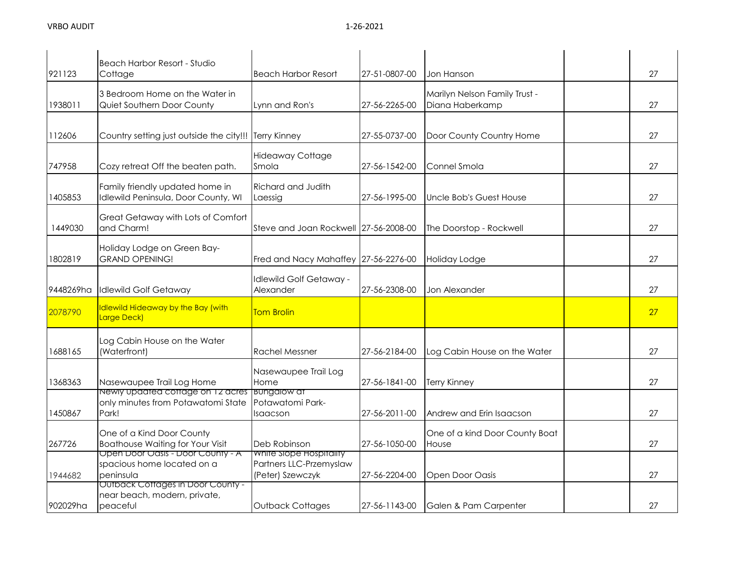| | | | | | | |
|---|---|---|---|---|---|---|
| 921123 | Beach Harbor Resort - Studio Cottage | Beach Harbor Resort | 27-51-0807-00 | Jon Hanson | | 27 |
| 1938011 | 3 Bedroom Home on the Water in Quiet Southern Door County | Lynn and Ron's | 27-56-2265-00 | Marilyn Nelson Family Trust - Diana Haberkamp | | 27 |
| 112606 | Country setting just outside the city!!! | Terry Kinney | 27-55-0737-00 | Door County Country Home | | 27 |
| 747958 | Cozy retreat Off the beaten path. | Hideaway Cottage Smola | 27-56-1542-00 | Connel Smola | | 27 |
| 1405853 | Family friendly updated home in Idlewild Peninsula, Door County, WI | Richard and Judith Laessig | 27-56-1995-00 | Uncle Bob's Guest House | | 27 |
| 1449030 | Great Getaway with Lots of Comfort and Charm! | Steve and Joan Rockwell | 27-56-2008-00 | The Doorstop - Rockwell | | 27 |
| 1802819 | Holiday Lodge on Green Bay-GRAND OPENING! | Fred and Nacy Mahaffey | 27-56-2276-00 | Holiday Lodge | | 27 |
| 9448269ha | Idlewild Golf Getaway | Idlewild Golf Getaway - Alexander | 27-56-2308-00 | Jon Alexander | | 27 |
| 2078790 | Idlewild Hideaway by the Bay (with Large Deck) | Tom Brolin | | | | 27 |
| 1688165 | Log Cabin House on the Water (Waterfront) | Rachel Messner | 27-56-2184-00 | Log Cabin House on the Water | | 27 |
| 1368363 | Nasewaupee Trail Log Home | Nasewaupee Trail Log Home | 27-56-1841-00 | Terry Kinney | | 27 |
| 1450867 | Newly updated cottage on 12 acres only minutes from Potawatomi State Park! | Bungalow at Potawatomi Park-Isaacson | 27-56-2011-00 | Andrew and Erin Isaacson | | 27 |
| 267726 | One of a Kind Door County Boathouse Waiting for Your Visit | Deb Robinson | 27-56-1050-00 | One of a kind Door County Boat House | | 27 |
| 1944682 | Open Door Oasis - Door County - A spacious home located on a peninsula | White Slope Hospitality Partners LLC-Przemyslaw (Peter) Szewczyk | 27-56-2204-00 | Open Door Oasis | | 27 |
| 902029ha | Outback Cottages in Door County - near beach, modern, private, peaceful | Outback Cottages | 27-56-1143-00 | Galen & Pam Carpenter | | 27 |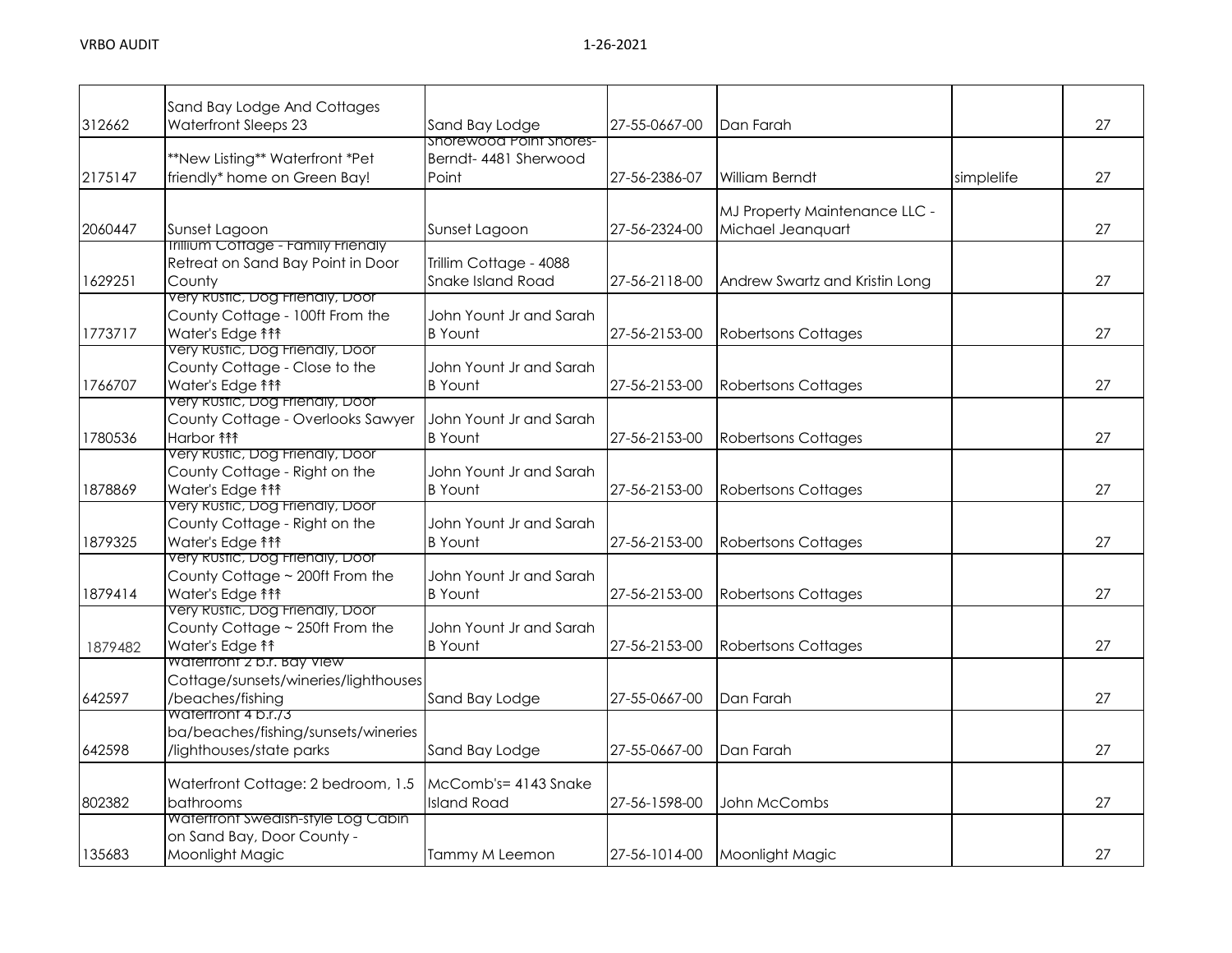| | | | | | | |
|---|---|---|---|---|---|---|
| 312662 | Sand Bay Lodge And Cottages Waterfront Sleeps 23 | Sand Bay Lodge | 27-55-0667-00 | Dan Farah | | 27 |
| 2175147 | **New Listing** Waterfront *Pet friendly* home on Green Bay! | Shorewood Point Shores-Berndt- 4481 Sherwood Point | 27-56-2386-07 | William Berndt | simplelife | 27 |
| 2060447 | Sunset Lagoon | Sunset Lagoon | 27-56-2324-00 | MJ Property Maintenance LLC - Michael Jeanquart | | 27 |
| 1629251 | Trillium Cottage - Family Friendly Retreat on Sand Bay Point in Door County | Trillim Cottage - 4088 Snake Island Road | 27-56-2118-00 | Andrew Swartz and Kristin Long | | 27 |
| 1773717 | Very Rustic, Dog Friendly, Door County Cottage - 100ft From the Water's Edge ↟↟↟ | John Yount Jr and Sarah B Yount | 27-56-2153-00 | Robertsons Cottages | | 27 |
| 1766707 | Very Rustic, Dog Friendly, Door County Cottage - Close to the Water's Edge ↟↟↟ | John Yount Jr and Sarah B Yount | 27-56-2153-00 | Robertsons Cottages | | 27 |
| 1780536 | Very Rustic, Dog Friendly, Door County Cottage - Overlooks Sawyer Harbor ↟↟↟ | John Yount Jr and Sarah B Yount | 27-56-2153-00 | Robertsons Cottages | | 27 |
| 1878869 | Very Rustic, Dog Friendly, Door County Cottage - Right on the Water's Edge ↟↟↟ | John Yount Jr and Sarah B Yount | 27-56-2153-00 | Robertsons Cottages | | 27 |
| 1879325 | Very Rustic, Dog Friendly, Door County Cottage - Right on the Water's Edge ↟↟↟ | John Yount Jr and Sarah B Yount | 27-56-2153-00 | Robertsons Cottages | | 27 |
| 1879414 | Very Rustic, Dog Friendly, Door County Cottage ~ 200ft From the Water's Edge ↟↟↟ | John Yount Jr and Sarah B Yount | 27-56-2153-00 | Robertsons Cottages | | 27 |
| 1879482 | Very Rustic, Dog Friendly, Door County Cottage ~ 250ft From the Water's Edge ↟↟ | John Yount Jr and Sarah B Yount | 27-56-2153-00 | Robertsons Cottages | | 27 |
| 642597 | Waterfront 2 b.r. Bay View Cottage/sunsets/wineries/lighthouses/beaches/fishing | Sand Bay Lodge | 27-55-0667-00 | Dan Farah | | 27 |
| 642598 | Waterfront 4 b.r./3 ba/beaches/fishing/sunsets/wineries/lighthouses/state parks | Sand Bay Lodge | 27-55-0667-00 | Dan Farah | | 27 |
| 802382 | Waterfront Cottage: 2 bedroom, 1.5 bathrooms | McComb's= 4143 Snake Island Road | 27-56-1598-00 | John McCombs | | 27 |
| 135683 | Waterfront Swedish-style Log Cabin on Sand Bay, Door County - Moonlight Magic | Tammy M Leemon | 27-56-1014-00 | Moonlight Magic | | 27 |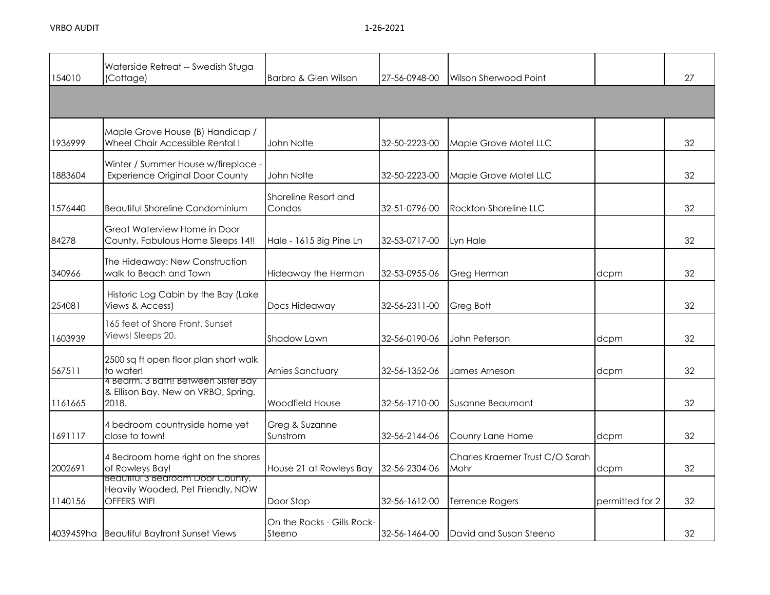| | | | | | | |
|---|---|---|---|---|---|---|
| 154010 | Waterside Retreat -- Swedish Stuga (Cottage) | Barbro & Glen Wilson | 27-56-0948-00 | Wilson Sherwood Point | | 27 |
| | | | | | | |
| 1936999 | Maple Grove House (B) Handicap / Wheel Chair Accessible Rental ! | John Nolte | 32-50-2223-00 | Maple Grove Motel LLC | | 32 |
| 1883604 | Winter / Summer House w/fireplace - Experience Original Door County | John Nolte | 32-50-2223-00 | Maple Grove Motel LLC | | 32 |
| 1576440 | Beautiful Shoreline Condominium | Shoreline Resort and Condos | 32-51-0796-00 | Rockton-Shoreline LLC | | 32 |
| 84278 | Great Waterview Home in Door County. Fabulous Home Sleeps 14!! | Hale - 1615 Big Pine Ln | 32-53-0717-00 | Lyn Hale | | 32 |
| 340966 | The Hideaway: New Construction walk to Beach and Town | Hideaway the Herman | 32-53-0955-06 | Greg Herman | dcpm | 32 |
| 254081 | Historic Log Cabin by the Bay (Lake Views & Access) | Docs Hideaway | 32-56-2311-00 | Greg Bott | | 32 |
| 1603939 | 165 feet of Shore Front, Sunset Views! Sleeps 20. | Shadow Lawn | 32-56-0190-06 | John Peterson | dcpm | 32 |
| 567511 | 2500 sq ft open floor plan short walk to water! | Arnies Sanctuary | 32-56-1352-06 | James Arneson | dcpm | 32 |
| 1161665 | 4 Bedrm, 3 Bath! Between Sister Bay & Ellison Bay. New on VRBO, Spring, 2018. | Woodfield House | 32-56-1710-00 | Susanne Beaumont | | 32 |
| 1691117 | 4 bedroom countryside home yet close to town! | Greg & Suzanne Sunstrom | 32-56-2144-06 | Counry Lane Home | dcpm | 32 |
| 2002691 | 4 Bedroom home right on the shores of Rowleys Bay! | House 21 at Rowleys Bay | 32-56-2304-06 | Charles Kraemer Trust C/O Sarah Mohr | dcpm | 32 |
| 1140156 | Beautiful 3 Bedroom Door County, Heavily Wooded, Pet Friendly, NOW OFFERS WIFI | Door Stop | 32-56-1612-00 | Terrence Rogers | permitted for 2 | 32 |
| 4039459ha | Beautiful Bayfront Sunset Views | On the Rocks - Gills Rock-Steeno | 32-56-1464-00 | David and Susan Steeno | | 32 |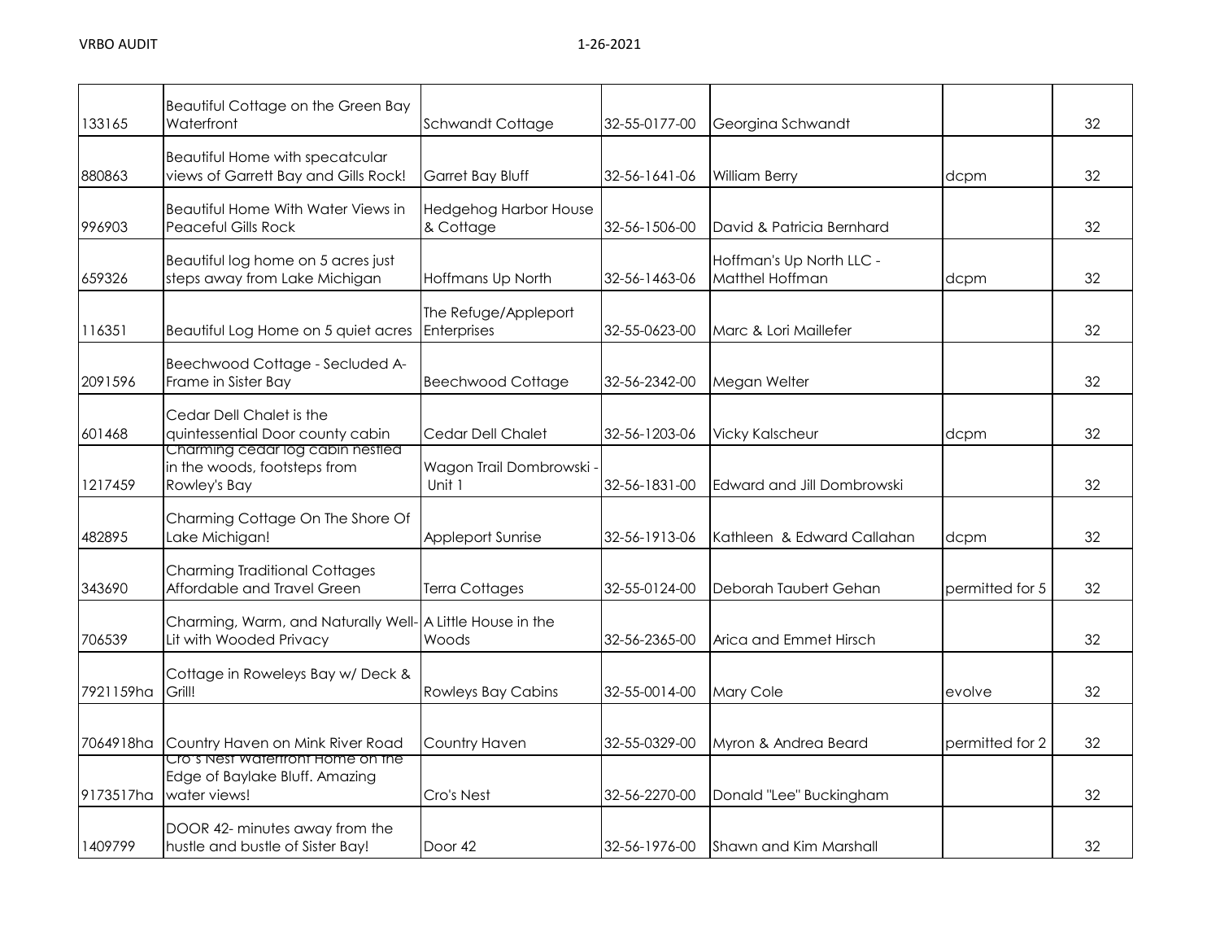| | | | | | | |
|---|---|---|---|---|---|---|
| 133165 | Beautiful Cottage on the Green Bay Waterfront | Schwandt Cottage | 32-55-0177-00 | Georgina Schwandt | | 32 |
| 880863 | Beautiful Home with specatcular views of Garrett Bay and Gills Rock! | Garret Bay Bluff | 32-56-1641-06 | William Berry | dcpm | 32 |
| 996903 | Beautiful Home With Water Views in Peaceful Gills Rock | Hedgehog Harbor House & Cottage | 32-56-1506-00 | David & Patricia Bernhard | | 32 |
| 659326 | Beautiful log home on 5 acres just steps away from Lake Michigan | Hoffmans Up North | 32-56-1463-06 | Hoffman's Up North LLC - Matthel Hoffman | dcpm | 32 |
| 116351 | Beautiful Log Home on 5 quiet acres | The Refuge/Appleport Enterprises | 32-55-0623-00 | Marc & Lori Maillefer | | 32 |
| 2091596 | Beechwood Cottage - Secluded A-Frame in Sister Bay | Beechwood Cottage | 32-56-2342-00 | Megan Welter | | 32 |
| 601468 | Cedar Dell Chalet is the quintessential Door county cabin | Cedar Dell Chalet | 32-56-1203-06 | Vicky Kalscheur | dcpm | 32 |
| 1217459 | Charming cedar log cabin nestled in the woods, footsteps from Rowley's Bay | Wagon Trail Dombrowski - Unit 1 | 32-56-1831-00 | Edward and Jill Dombrowski | | 32 |
| 482895 | Charming Cottage On The Shore Of Lake Michigan! | Appleport Sunrise | 32-56-1913-06 | Kathleen & Edward Callahan | dcpm | 32 |
| 343690 | Charming Traditional Cottages Affordable and Travel Green | Terra Cottages | 32-55-0124-00 | Deborah Taubert Gehan | permitted for 5 | 32 |
| 706539 | Charming, Warm, and Naturally Well-Lit with Wooded Privacy | A Little House in the Woods | 32-56-2365-00 | Arica and Emmet Hirsch | | 32 |
| 7921159ha | Cottage in Roweleys Bay w/ Deck & Grill! | Rowleys Bay Cabins | 32-55-0014-00 | Mary Cole | evolve | 32 |
| 7064918ha | Country Haven on Mink River Road | Country Haven | 32-55-0329-00 | Myron & Andrea Beard | permitted for 2 | 32 |
| 9173517ha | Cro's Nest Waterfront Home on the Edge of Baylake Bluff. Amazing water views! | Cro's Nest | 32-56-2270-00 | Donald "Lee" Buckingham | | 32 |
| 1409799 | DOOR 42- minutes away from the hustle and bustle of Sister Bay! | Door 42 | 32-56-1976-00 | Shawn and Kim Marshall | | 32 |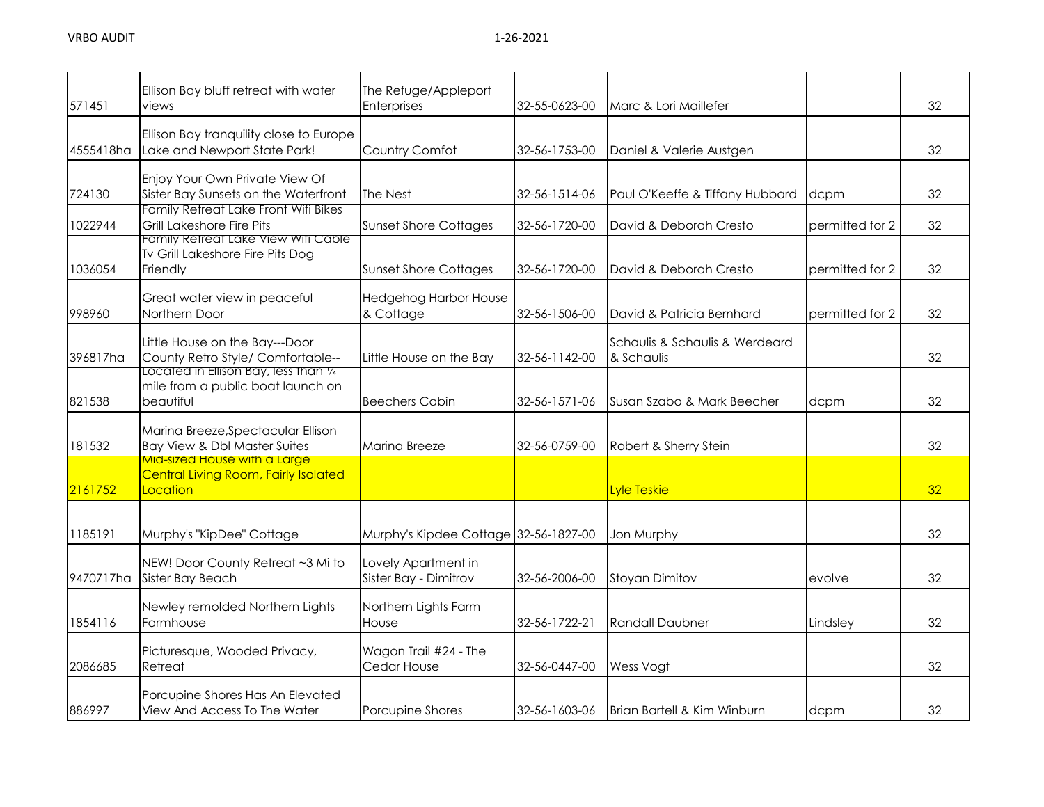| | | | | | | |
|---|---|---|---|---|---|---|
| 571451 | Ellison Bay bluff retreat with water views | The Refuge/Appleport Enterprises | 32-55-0623-00 | Marc & Lori Maillefer | | 32 |
| 4555418ha | Ellison Bay tranquility close to Europe Lake and Newport State Park! | Country Comfot | 32-56-1753-00 | Daniel & Valerie Austgen | | 32 |
| 724130 | Enjoy Your Own Private View Of Sister Bay Sunsets on the Waterfront | The Nest | 32-56-1514-06 | Paul O'Keeffe & Tiffany Hubbard | dcpm | 32 |
| 1022944 | Family Retreat Lake Front Wifi Bikes Grill Lakeshore Fire Pits | Sunset Shore Cottages | 32-56-1720-00 | David & Deborah Cresto | permitted for 2 | 32 |
| 1036054 | Family Retreat Lake View Wifi Cable Tv Grill Lakeshore Fire Pits Dog Friendly | Sunset Shore Cottages | 32-56-1720-00 | David & Deborah Cresto | permitted for 2 | 32 |
| 998960 | Great water view in peaceful Northern Door | Hedgehog Harbor House & Cottage | 32-56-1506-00 | David & Patricia Bernhard | permitted for 2 | 32 |
| 396817ha | Little House on the Bay---Door County Retro Style/ Comfortable-- | Little House on the Bay | 32-56-1142-00 | Schaulis & Schaulis & Werdeard & Schaulis | | 32 |
| 821538 | Located in Ellison Bay, less than ¼ mile from a public boat launch on beautiful | Beechers Cabin | 32-56-1571-06 | Susan Szabo & Mark Beecher | dcpm | 32 |
| 181532 | Marina Breeze,Spectacular Ellison Bay View & Dbl Master Suites | Marina Breeze | 32-56-0759-00 | Robert & Sherry Stein | | 32 |
| 2161752 | Mid-sized House with a Large Central Living Room, Fairly Isolated Location | | | Lyle Teskie | | 32 |
| 1185191 | Murphy's "KipDee" Cottage | Murphy's Kipdee Cottage | 32-56-1827-00 | Jon Murphy | | 32 |
| 9470717ha | NEW! Door County Retreat ~3 Mi to Sister Bay Beach | Lovely Apartment in Sister Bay - Dimitrov | 32-56-2006-00 | Stoyan Dimitov | evolve | 32 |
| 1854116 | Newley remolded Northern Lights Farmhouse | Northern Lights Farm House | 32-56-1722-21 | Randall Daubner | Lindsley | 32 |
| 2086685 | Picturesque, Wooded Privacy, Retreat | Wagon Trail #24 - The Cedar House | 32-56-0447-00 | Wess Vogt | | 32 |
| 886997 | Porcupine Shores Has An Elevated View And Access To The Water | Porcupine Shores | 32-56-1603-06 | Brian Bartell & Kim Winburn | dcpm | 32 |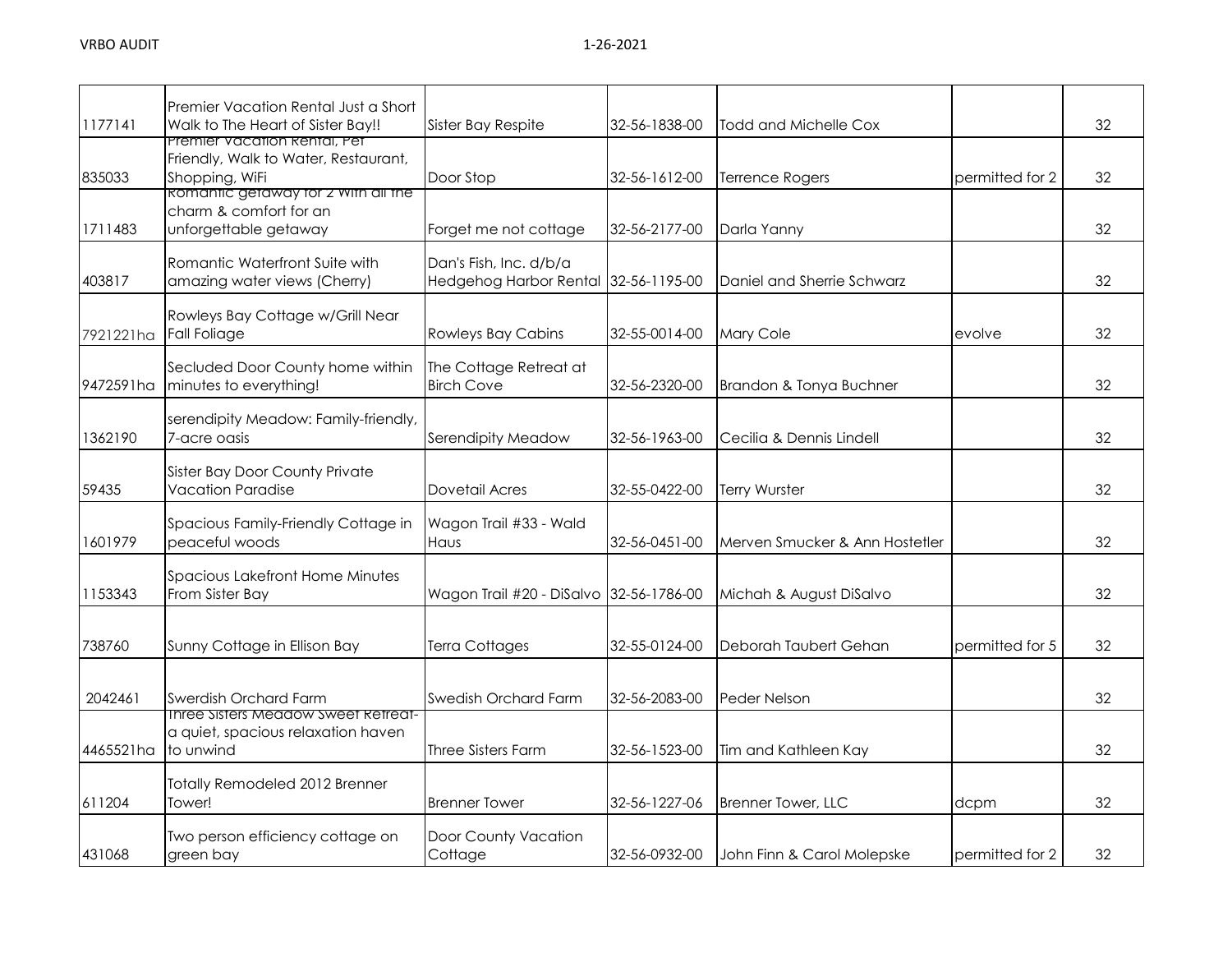| | | | | | | |
|---|---|---|---|---|---|---|
| 1177141 | Premier Vacation Rental Just a Short Walk to The Heart of Sister Bay!! | Sister Bay Respite | 32-56-1838-00 | Todd and Michelle Cox | | 32 |
| 835033 | Premier Vacation Rental, Pet Friendly, Walk to Water, Restaurant, Shopping, WiFi | Door Stop | 32-56-1612-00 | Terrence Rogers | permitted for 2 | 32 |
| 1711483 | Romantic getaway for 2 with all the charm & comfort for an unforgettable getaway | Forget me not cottage | 32-56-2177-00 | Darla Yanny | | 32 |
| 403817 | Romantic Waterfront Suite with amazing water views (Cherry) | Dan's Fish, Inc. d/b/a Hedgehog Harbor Rental | 32-56-1195-00 | Daniel and Sherrie Schwarz | | 32 |
| 7921221ha | Rowleys Bay Cottage w/Grill Near Fall Foliage | Rowleys Bay Cabins | 32-55-0014-00 | Mary Cole | evolve | 32 |
| 9472591ha | Secluded Door County home within minutes to everything! | The Cottage Retreat at Birch Cove | 32-56-2320-00 | Brandon & Tonya Buchner | | 32 |
| 1362190 | serendipity Meadow: Family-friendly, 7-acre oasis | Serendipity Meadow | 32-56-1963-00 | Cecilia & Dennis Lindell | | 32 |
| 59435 | Sister Bay Door County Private Vacation Paradise | Dovetail Acres | 32-55-0422-00 | Terry Wurster | | 32 |
| 1601979 | Spacious Family-Friendly Cottage in peaceful woods | Wagon Trail #33 - Wald Haus | 32-56-0451-00 | Merven Smucker & Ann Hostetler | | 32 |
| 1153343 | Spacious Lakefront Home Minutes From Sister Bay | Wagon Trail #20 - DiSalvo | 32-56-1786-00 | Michah & August DiSalvo | | 32 |
| 738760 | Sunny Cottage in Ellison Bay | Terra Cottages | 32-55-0124-00 | Deborah Taubert Gehan | permitted for 5 | 32 |
| 2042461 | Swerdish Orchard Farm | Swedish Orchard Farm | 32-56-2083-00 | Peder Nelson | | 32 |
| 4465521ha | Three Sisters Meadow Sweet Retreat- a quiet, spacious relaxation haven to unwind | Three Sisters Farm | 32-56-1523-00 | Tim and Kathleen Kay | | 32 |
| 611204 | Totally Remodeled 2012 Brenner Tower! | Brenner Tower | 32-56-1227-06 | Brenner Tower, LLC | dcpm | 32 |
| 431068 | Two person efficiency cottage on green bay | Door County Vacation Cottage | 32-56-0932-00 | John Finn & Carol Molepske | permitted for 2 | 32 |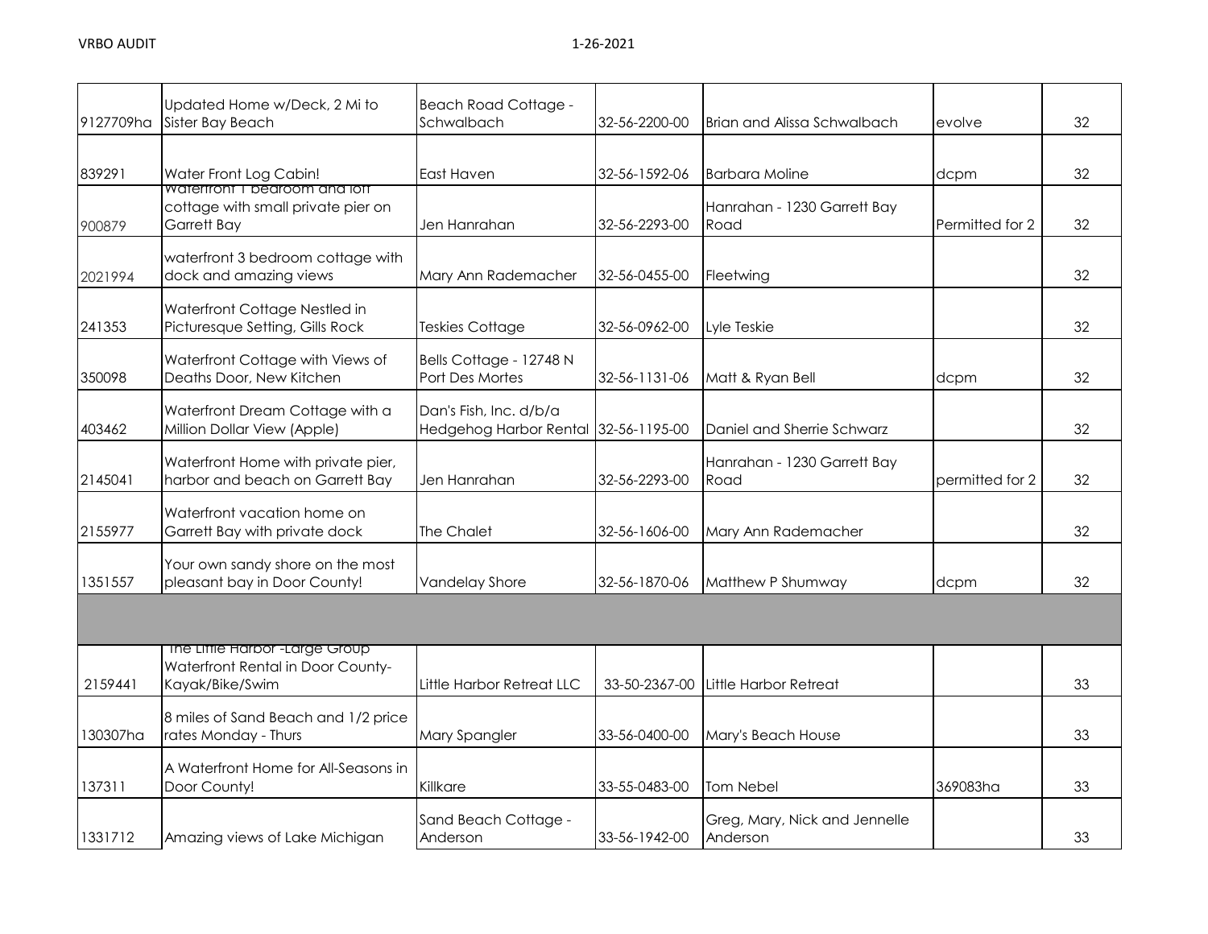| | | | | | | |
|---|---|---|---|---|---|---|
| 9127709ha | Updated Home w/Deck, 2 Mi to Sister Bay Beach | Beach Road Cottage - Schwalbach | 32-56-2200-00 | Brian and Alissa Schwalbach | evolve | 32 |
| 839291 | Water Front Log Cabin! | East Haven | 32-56-1592-06 | Barbara Moline | dcpm | 32 |
| 900879 | Waterfront 1 bedroom and loft cottage with small private pier on Garrett Bay | Jen Hanrahan | 32-56-2293-00 | Hanrahan - 1230 Garrett Bay Road | Permitted for 2 | 32 |
| 2021994 | waterfront 3 bedroom cottage with dock and amazing views | Mary Ann Rademacher | 32-56-0455-00 | Fleetwing | | 32 |
| 241353 | Waterfront Cottage Nestled in Picturesque Setting, Gills Rock | Teskies Cottage | 32-56-0962-00 | Lyle Teskie | | 32 |
| 350098 | Waterfront Cottage with Views of Deaths Door, New Kitchen | Bells Cottage - 12748 N Port Des Mortes | 32-56-1131-06 | Matt & Ryan Bell | dcpm | 32 |
| 403462 | Waterfront Dream Cottage with a Million Dollar View (Apple) | Dan's Fish, Inc. d/b/a Hedgehog Harbor Rental | 32-56-1195-00 | Daniel and Sherrie Schwarz | | 32 |
| 2145041 | Waterfront Home with private pier, harbor and beach on Garrett Bay | Jen Hanrahan | 32-56-2293-00 | Hanrahan - 1230 Garrett Bay Road | permitted for 2 | 32 |
| 2155977 | Waterfront vacation home on Garrett Bay with private dock | The Chalet | 32-56-1606-00 | Mary Ann Rademacher | | 32 |
| 1351557 | Your own sandy shore on the most pleasant bay in Door County! | Vandelay Shore | 32-56-1870-06 | Matthew P Shumway | dcpm | 32 |
| | | | | | | |
| 2159441 | The Little Harbor -Large Group Waterfront Rental in Door County-Kayak/Bike/Swim | Little Harbor Retreat LLC | 33-50-2367-00 | Little Harbor Retreat | | 33 |
| 130307ha | 8 miles of Sand Beach and 1/2 price rates Monday - Thurs | Mary Spangler | 33-56-0400-00 | Mary's Beach House | | 33 |
| 137311 | A Waterfront Home for All-Seasons in Door County! | Killkare | 33-55-0483-00 | Tom Nebel | 369083ha | 33 |
| 1331712 | Amazing views of Lake Michigan | Sand Beach Cottage - Anderson | 33-56-1942-00 | Greg, Mary, Nick and Jennelle Anderson | | 33 |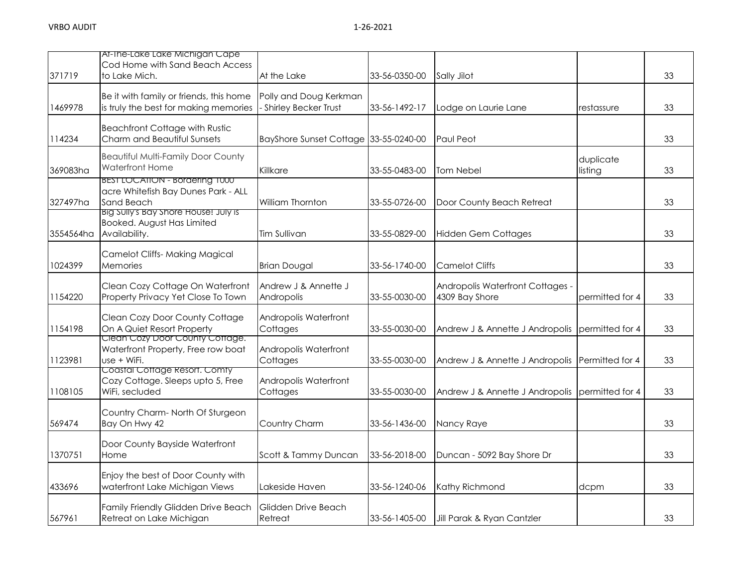| | | | | | | |
|---|---|---|---|---|---|---|
| 371719 | At-The-Lake Lake Michigan Cape Cod Home with Sand Beach Access to Lake Mich. | At the Lake | 33-56-0350-00 | Sally Jilot | | 33 |
| 1469978 | Be it with family or friends, this home is truly the best for making memories | Polly and Doug Kerkman - Shirley Becker Trust | 33-56-1492-17 | Lodge on Laurie Lane | restassure | 33 |
| 114234 | Beachfront Cottage with Rustic Charm and Beautiful Sunsets | BayShore Sunset Cottage | 33-55-0240-00 | Paul Peot | | 33 |
| 369083ha | Beautiful Multi-Family Door County Waterfront Home | Killkare | 33-55-0483-00 | Tom Nebel | duplicate listing | 33 |
| 327497ha | BEST LOCATION - Bordering 1000 acre Whitefish Bay Dunes Park - ALL Sand Beach | William Thornton | 33-55-0726-00 | Door County Beach Retreat | | 33 |
| 3554564ha | Big Sully's Bay Shore House! July is Booked. August Has Limited Availability. | Tim Sullivan | 33-55-0829-00 | Hidden Gem Cottages | | 33 |
| 1024399 | Camelot Cliffs- Making Magical Memories | Brian Dougal | 33-56-1740-00 | Camelot Cliffs | | 33 |
| 1154220 | Clean Cozy Cottage On Waterfront Property Privacy Yet Close To Town | Andrew J & Annette J Andropolis | 33-55-0030-00 | Andropolis Waterfront Cottages - 4309 Bay Shore | permitted for 4 | 33 |
| 1154198 | Clean Cozy Door County Cottage On A Quiet Resort Property | Andropolis Waterfront Cottages | 33-55-0030-00 | Andrew J & Annette J Andropolis | permitted for 4 | 33 |
| 1123981 | Clean Cozy Door County Cottage. Waterfront Property, Free row boat use + WiFi. | Andropolis Waterfront Cottages | 33-55-0030-00 | Andrew J & Annette J Andropolis | Permitted for 4 | 33 |
| 1108105 | Coastal Cottage Resort. Comfy Cozy Cottage. Sleeps upto 5, Free WiFi, secluded | Andropolis Waterfront Cottages | 33-55-0030-00 | Andrew J & Annette J Andropolis | permitted for 4 | 33 |
| 569474 | Country Charm- North Of Sturgeon Bay On Hwy 42 | Country Charm | 33-56-1436-00 | Nancy Raye | | 33 |
| 1370751 | Door County Bayside Waterfront Home | Scott & Tammy Duncan | 33-56-2018-00 | Duncan - 5092 Bay Shore Dr | | 33 |
| 433696 | Enjoy the best of Door County with waterfront Lake Michigan Views | Lakeside Haven | 33-56-1240-06 | Kathy Richmond | dcpm | 33 |
| 567961 | Family Friendly Glidden Drive Beach Retreat on Lake Michigan | Glidden Drive Beach Retreat | 33-56-1405-00 | Jill Parak & Ryan Cantzler | | 33 |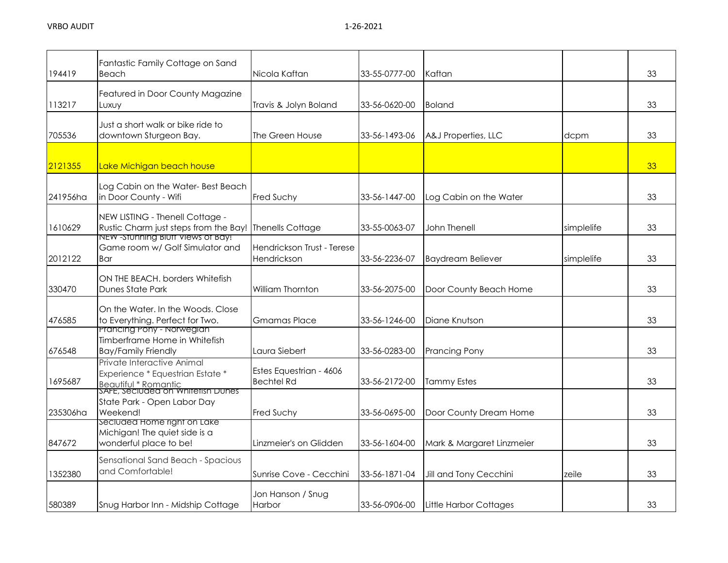| | | | | | | |
|---|---|---|---|---|---|---|
| 194419 | Fantastic Family Cottage on Sand Beach | Nicola Kaftan | 33-55-0777-00 | Kaftan | | 33 |
| 113217 | Featured in Door County Magazine Luxuy | Travis & Jolyn Boland | 33-56-0620-00 | Boland | | 33 |
| 705536 | Just a short walk or bike ride to downtown Sturgeon Bay. | The Green House | 33-56-1493-06 | A&J Properties, LLC | dcpm | 33 |
| 2121355 | Lake Michigan beach house | | | | | 33 |
| 241956ha | Log Cabin on the Water- Best Beach in Door County - Wifi | Fred Suchy | 33-56-1447-00 | Log Cabin on the Water | | 33 |
| 1610629 | NEW LISTING - Thenell Cottage - Rustic Charm just steps from the Bay! | Thenells Cottage | 33-55-0063-07 | John Thenell | simplelife | 33 |
| 2012122 | NEW -Stunning Bluff Views of Bay! Game room w/ Golf Simulator and Bar | Hendrickson Trust - Terese Hendrickson | 33-56-2236-07 | Baydream Believer | simplelife | 33 |
| 330470 | ON THE BEACH. borders Whitefish Dunes State Park | William Thornton | 33-56-2075-00 | Door County Beach Home | | 33 |
| 476585 | On the Water. In the Woods. Close to Everything. Perfect for Two. | Gmamas Place | 33-56-1246-00 | Diane Knutson | | 33 |
| 676548 | Prancing Pony - Norwegian Timberframe Home in Whitefish Bay/Family Friendly | Laura Siebert | 33-56-0283-00 | Prancing Pony | | 33 |
| 1695687 | Private Interactive Animal Experience * Equestrian Estate * Beautiful * Romantic | Estes Equestrian - 4606 Bechtel Rd | 33-56-2172-00 | Tammy Estes | | 33 |
| 235306ha | SAFE, Secluded on Whitefish Dunes State Park - Open Labor Day Weekend! | Fred Suchy | 33-56-0695-00 | Door County Dream Home | | 33 |
| 847672 | Secluded Home right on Lake Michigan! The quiet side is a wonderful place to be! | Linzmeier's on Glidden | 33-56-1604-00 | Mark & Margaret Linzmeier | | 33 |
| 1352380 | Sensational Sand Beach - Spacious and Comfortable! | Sunrise Cove - Cecchini | 33-56-1871-04 | Jill and Tony Cecchini | zeile | 33 |
| 580389 | Snug Harbor Inn - Midship Cottage | Jon Hanson / Snug Harbor | 33-56-0906-00 | Little Harbor Cottages | | 33 |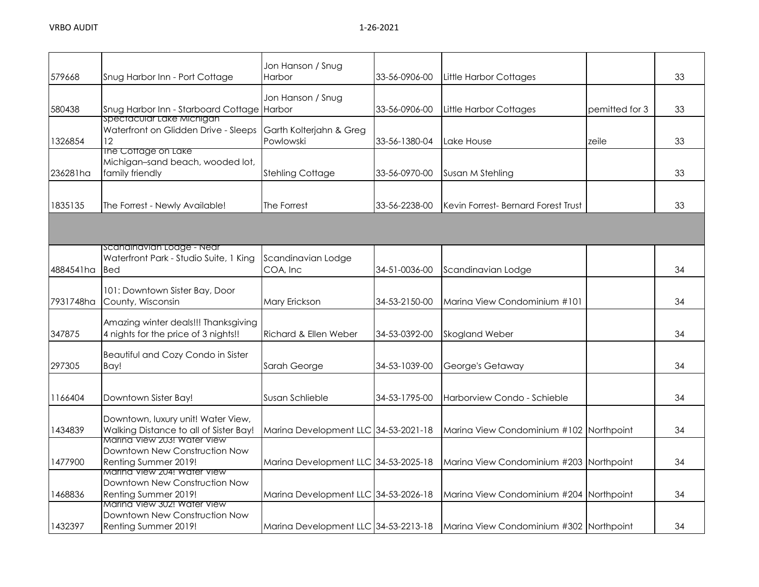| | | | | | | |
|---|---|---|---|---|---|---|
| 579668 | Snug Harbor Inn - Port Cottage | Jon Hanson / Snug Harbor | 33-56-0906-00 | Little Harbor Cottages | | 33 |
| 580438 | Snug Harbor Inn - Starboard Cottage | Jon Hanson / Snug Harbor | 33-56-0906-00 | Little Harbor Cottages | pemitted for 3 | 33 |
| 1326854 | Spectacular Lake Michigan Waterfront on Glidden Drive - Sleeps 12 | Garth Kolterjahn & Greg Powlowski | 33-56-1380-04 | Lake House | zeile | 33 |
| 236281ha | The Cottage on Lake Michigan–sand beach, wooded lot, family friendly | Stehling Cottage | 33-56-0970-00 | Susan M Stehling | | 33 |
| 1835135 | The Forrest - Newly Available! | The Forrest | 33-56-2238-00 | Kevin Forrest- Bernard Forest Trust | | 33 |
| | | | | | | |
| 4884541ha | Scandinavian Lodge - Near Waterfront Park - Studio Suite, 1 King Bed | Scandinavian Lodge COA, Inc | 34-51-0036-00 | Scandinavian Lodge | | 34 |
| 7931748ha | 101: Downtown Sister Bay, Door County, Wisconsin | Mary Erickson | 34-53-2150-00 | Marina View Condominium #101 | | 34 |
| 347875 | Amazing winter deals!!! Thanksgiving 4 nights for the price of 3 nights!! | Richard & Ellen Weber | 34-53-0392-00 | Skogland Weber | | 34 |
| 297305 | Beautiful and Cozy Condo in Sister Bay! | Sarah George | 34-53-1039-00 | George's Getaway | | 34 |
| 1166404 | Downtown Sister Bay! | Susan Schlieble | 34-53-1795-00 | Harborview Condo - Schieble | | 34 |
| 1434839 | Downtown, luxury unit! Water View, Walking Distance to all of Sister Bay! | Marina Development LLC | 34-53-2021-18 | Marina View Condominium #102 | Northpoint | 34 |
| 1477900 | Marina View 203! Water View Downtown New Construction Now Renting Summer 2019! | Marina Development LLC | 34-53-2025-18 | Marina View Condominium #203 | Northpoint | 34 |
| 1468836 | Marina View 204! Water View Downtown New Construction Now Renting Summer 2019! | Marina Development LLC | 34-53-2026-18 | Marina View Condominium #204 | Northpoint | 34 |
| 1432397 | Marina View 302! Water View Downtown New Construction Now Renting Summer 2019! | Marina Development LLC | 34-53-2213-18 | Marina View Condominium #302 | Northpoint | 34 |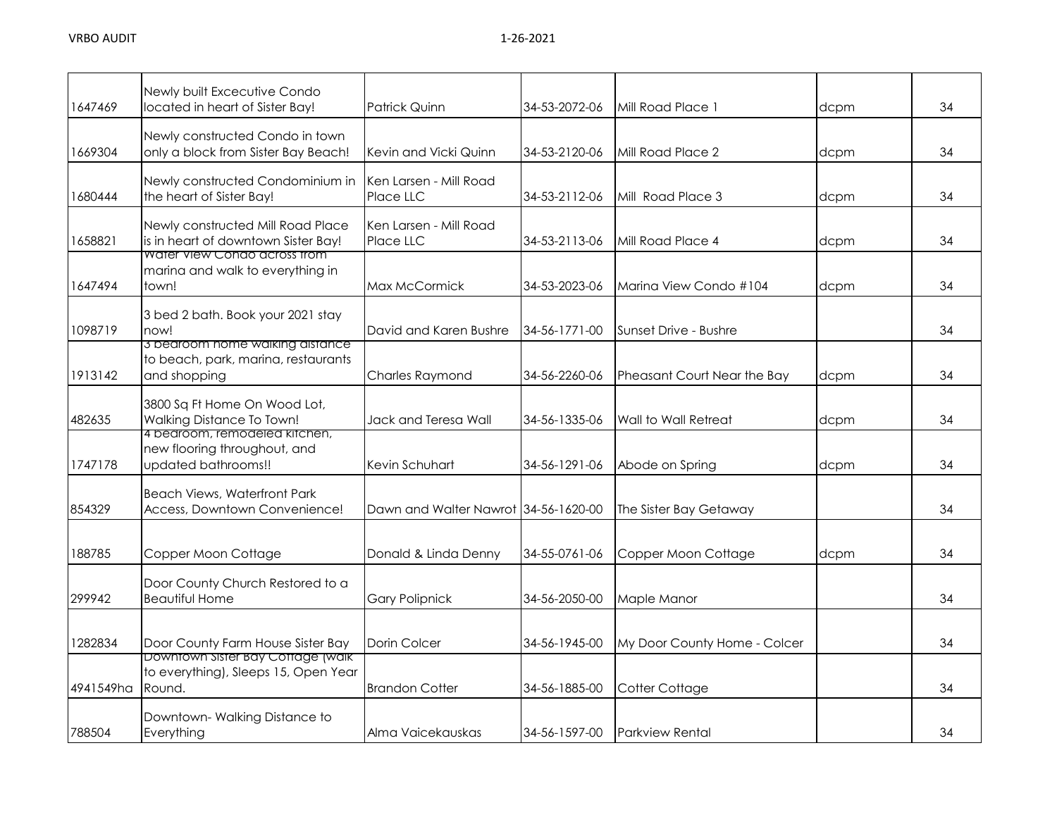| | | | | | | |
|---|---|---|---|---|---|---|
| 1647469 | Newly built Excecutive Condo located in heart of Sister Bay! | Patrick Quinn | 34-53-2072-06 | Mill Road Place 1 | dcpm | 34 |
| 1669304 | Newly constructed Condo in town only a block from Sister Bay Beach! | Kevin and Vicki Quinn | 34-53-2120-06 | Mill Road Place 2 | dcpm | 34 |
| 1680444 | Newly constructed Condominium in the heart of Sister Bay! | Ken Larsen - Mill Road Place LLC | 34-53-2112-06 | Mill Road Place 3 | dcpm | 34 |
| 1658821 | Newly constructed Mill Road Place is in heart of downtown Sister Bay! | Ken Larsen - Mill Road Place LLC | 34-53-2113-06 | Mill Road Place 4 | dcpm | 34 |
| 1647494 | Water View Condo across from marina and walk to everything in town! | Max McCormick | 34-53-2023-06 | Marina View Condo #104 | dcpm | 34 |
| 1098719 | 3 bed 2 bath. Book your 2021 stay now! | David and Karen Bushre | 34-56-1771-00 | Sunset Drive - Bushre | | 34 |
| 1913142 | 3 bedroom home walking distance to beach, park, marina, restaurants and shopping | Charles Raymond | 34-56-2260-06 | Pheasant Court Near the Bay | dcpm | 34 |
| 482635 | 3800 Sq Ft Home On Wood Lot, Walking Distance To Town! | Jack and Teresa Wall | 34-56-1335-06 | Wall to Wall Retreat | dcpm | 34 |
| 1747178 | 4 bedroom, remodeled kitchen, new flooring throughout, and updated bathrooms!! | Kevin Schuhart | 34-56-1291-06 | Abode on Spring | dcpm | 34 |
| 854329 | Beach Views, Waterfront Park Access, Downtown Convenience! | Dawn and Walter Nawrot | 34-56-1620-00 | The Sister Bay Getaway | | 34 |
| 188785 | Copper Moon Cottage | Donald & Linda Denny | 34-55-0761-06 | Copper Moon Cottage | dcpm | 34 |
| 299942 | Door County Church Restored to a Beautiful Home | Gary Polipnick | 34-56-2050-00 | Maple Manor | | 34 |
| 1282834 | Door County Farm House Sister Bay | Dorin Colcer | 34-56-1945-00 | My Door County Home - Colcer | | 34 |
| 4941549ha | Downtown Sister Bay Cottage (walk to everything), Sleeps 15, Open Year Round. | Brandon Cotter | 34-56-1885-00 | Cotter Cottage | | 34 |
| 788504 | Downtown- Walking Distance to Everything | Alma Vaicekauskas | 34-56-1597-00 | Parkview Rental | | 34 |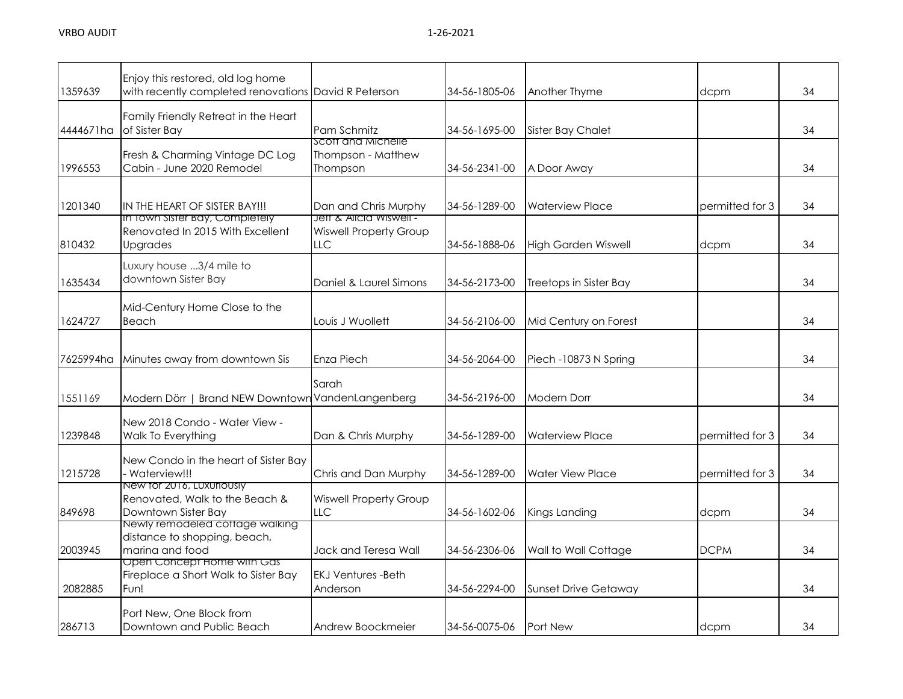| | | | | | | |
|---|---|---|---|---|---|---|
| 1359639 | Enjoy this restored, old log home with recently completed renovations | David R Peterson | 34-56-1805-06 | Another Thyme | dcpm | 34 |
| 4444671ha | Family Friendly Retreat in the Heart of Sister Bay | Pam Schmitz | 34-56-1695-00 | Sister Bay Chalet | | 34 |
| 1996553 | Fresh & Charming Vintage DC Log Cabin - June 2020 Remodel | Scott and Michelle Thompson - Matthew Thompson | 34-56-2341-00 | A Door Away | | 34 |
| 1201340 | IN THE HEART OF SISTER BAY!!! | Dan and Chris Murphy | 34-56-1289-00 | Waterview Place | permitted for 3 | 34 |
| 810432 | In Town Sister Bay, Completely Renovated In 2015 With Excellent Upgrades | Jeff & Alicia Wiswell - Wiswell Property Group LLC | 34-56-1888-06 | High Garden Wiswell | dcpm | 34 |
| 1635434 | Luxury house ...3/4 mile to downtown Sister Bay | Daniel & Laurel Simons | 34-56-2173-00 | Treetops in Sister Bay | | 34 |
| 1624727 | Mid-Century Home Close to the Beach | Louis J Wuollett | 34-56-2106-00 | Mid Century on Forest | | 34 |
| 7625994ha | Minutes away from downtown Sis | Enza Piech | 34-56-2064-00 | Piech -10873 N Spring | | 34 |
| 1551169 | Modern Dörr \| Brand NEW Downtown | Sarah VandenLangenberg | 34-56-2196-00 | Modern Dorr | | 34 |
| 1239848 | New 2018 Condo - Water View - Walk To Everything | Dan & Chris Murphy | 34-56-1289-00 | Waterview Place | permitted for 3 | 34 |
| 1215728 | New Condo in the heart of Sister Bay - Waterview!!! | Chris and Dan Murphy | 34-56-1289-00 | Water View Place | permitted for 3 | 34 |
| 849698 | New for 2016, Luxuriously Renovated, Walk to the Beach & Downtown Sister Bay | Wiswell Property Group LLC | 34-56-1602-06 | Kings Landing | dcpm | 34 |
| 2003945 | Newly remodeled cottage walking distance to shopping, beach, marina and food | Jack and Teresa Wall | 34-56-2306-06 | Wall to Wall Cottage | DCPM | 34 |
| 2082885 | Open Concept Home with Gas Fireplace a Short Walk to Sister Bay Fun! | EKJ Ventures -Beth Anderson | 34-56-2294-00 | Sunset Drive Getaway | | 34 |
| 286713 | Port New, One Block from Downtown and Public Beach | Andrew Boockmeier | 34-56-0075-06 | Port New | dcpm | 34 |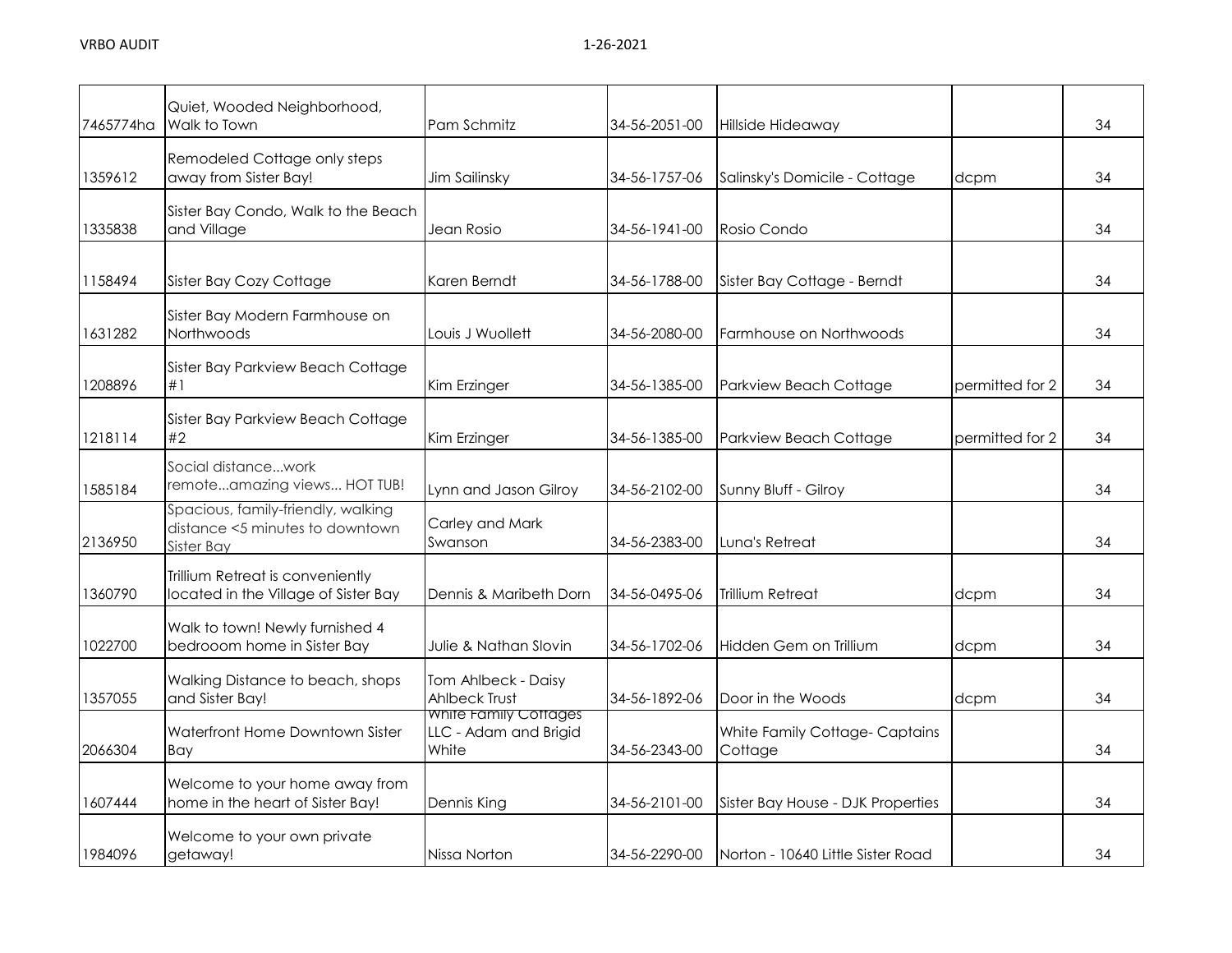| | | | | | | |
|---|---|---|---|---|---|---|
| 7465774ha | Quiet, Wooded Neighborhood, Walk to Town | Pam Schmitz | 34-56-2051-00 | Hillside Hideaway | | 34 |
| 1359612 | Remodeled Cottage only steps away from Sister Bay! | Jim Sailinsky | 34-56-1757-06 | Salinsky's Domicile - Cottage | dcpm | 34 |
| 1335838 | Sister Bay Condo, Walk to the Beach and Village | Jean Rosio | 34-56-1941-00 | Rosio Condo | | 34 |
| 1158494 | Sister Bay Cozy Cottage | Karen Berndt | 34-56-1788-00 | Sister Bay Cottage - Berndt | | 34 |
| 1631282 | Sister Bay Modern Farmhouse on Northwoods | Louis J Wuollett | 34-56-2080-00 | Farmhouse on Northwoods | | 34 |
| 1208896 | Sister Bay Parkview Beach Cottage #1 | Kim Erzinger | 34-56-1385-00 | Parkview Beach Cottage | permitted for 2 | 34 |
| 1218114 | Sister Bay Parkview Beach Cottage #2 | Kim Erzinger | 34-56-1385-00 | Parkview Beach Cottage | permitted for 2 | 34 |
| 1585184 | Social distance...work remote...amazing views... HOT TUB! | Lynn and Jason Gilroy | 34-56-2102-00 | Sunny Bluff - Gilroy | | 34 |
| 2136950 | Spacious, family-friendly, walking distance <5 minutes to downtown Sister Bay | Carley and Mark Swanson | 34-56-2383-00 | Luna's Retreat | | 34 |
| 1360790 | Trillium Retreat is conveniently located in the Village of Sister Bay | Dennis & Maribeth Dorn | 34-56-0495-06 | Trillium Retreat | dcpm | 34 |
| 1022700 | Walk to town! Newly furnished 4 bedrooom home in Sister Bay | Julie & Nathan Slovin | 34-56-1702-06 | Hidden Gem on Trillium | dcpm | 34 |
| 1357055 | Walking Distance to beach, shops and Sister Bay! | Tom Ahlbeck - Daisy Ahlbeck Trust | 34-56-1892-06 | Door in the Woods | dcpm | 34 |
| 2066304 | Waterfront Home Downtown Sister Bay | White Family Cottages LLC - Adam and Brigid White | 34-56-2343-00 | White Family Cottage- Captains Cottage | | 34 |
| 1607444 | Welcome to your home away from home in the heart of Sister Bay! | Dennis King | 34-56-2101-00 | Sister Bay House - DJK Properties | | 34 |
| 1984096 | Welcome to your own private getaway! | Nissa Norton | 34-56-2290-00 | Norton - 10640 Little Sister Road | | 34 |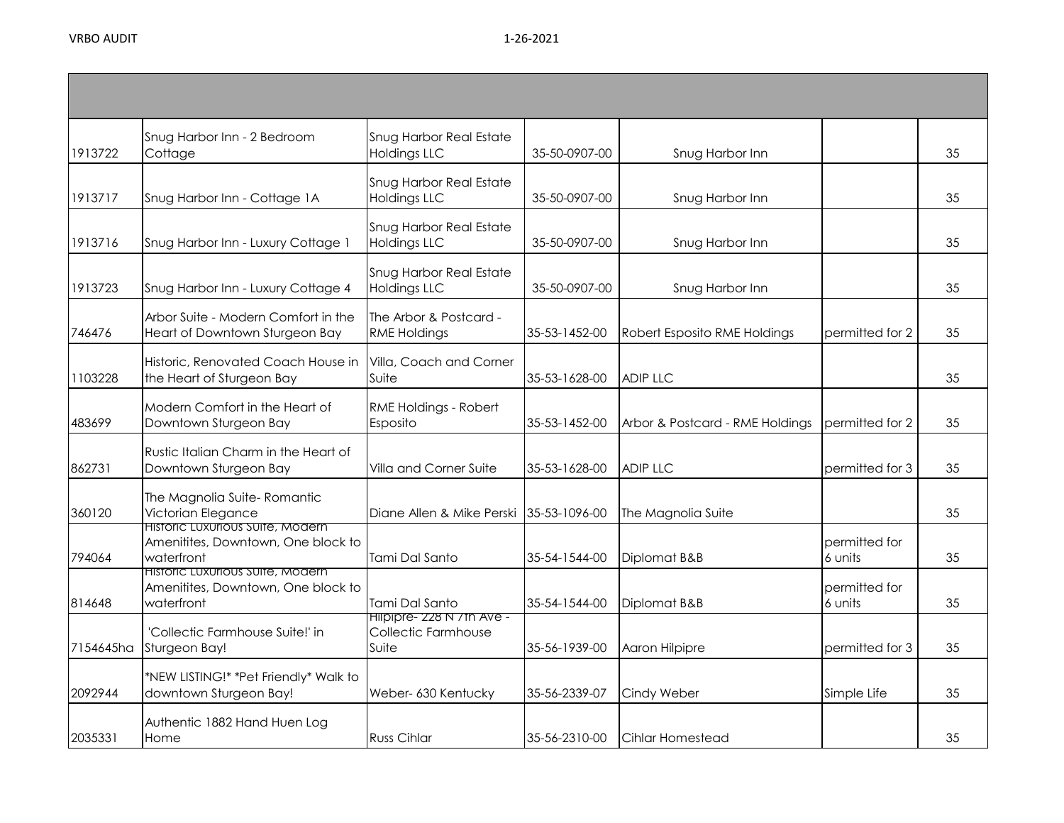| | | | | | | |
|---|---|---|---|---|---|---|
| 1913722 | Snug Harbor Inn - 2 Bedroom Cottage | Snug Harbor Real Estate Holdings LLC | 35-50-0907-00 | Snug Harbor Inn | | 35 |
| 1913717 | Snug Harbor Inn - Cottage 1A | Snug Harbor Real Estate Holdings LLC | 35-50-0907-00 | Snug Harbor Inn | | 35 |
| 1913716 | Snug Harbor Inn - Luxury Cottage 1 | Snug Harbor Real Estate Holdings LLC | 35-50-0907-00 | Snug Harbor Inn | | 35 |
| 1913723 | Snug Harbor Inn - Luxury Cottage 4 | Snug Harbor Real Estate Holdings LLC | 35-50-0907-00 | Snug Harbor Inn | | 35 |
| 746476 | Arbor Suite - Modern Comfort in the Heart of Downtown Sturgeon Bay | The Arbor & Postcard - RME Holdings | 35-53-1452-00 | Robert Esposito RME Holdings | permitted for 2 | 35 |
| 1103228 | Historic, Renovated Coach House in the Heart of Sturgeon Bay | Villa, Coach and Corner Suite | 35-53-1628-00 | ADIP LLC | | 35 |
| 483699 | Modern Comfort in the Heart of Downtown Sturgeon Bay | RME Holdings - Robert Esposito | 35-53-1452-00 | Arbor & Postcard - RME Holdings | permitted for 2 | 35 |
| 862731 | Rustic Italian Charm in the Heart of Downtown Sturgeon Bay | Villa and Corner Suite | 35-53-1628-00 | ADIP LLC | permitted for 3 | 35 |
| 360120 | The Magnolia Suite- Romantic Victorian Elegance | Diane Allen & Mike Perski | 35-53-1096-00 | The Magnolia Suite | | 35 |
| 794064 | Historic Luxurious Suite, Modern Amenitites, Downtown, One block to waterfront | Tami Dal Santo | 35-54-1544-00 | Diplomat B&B | permitted for 6 units | 35 |
| 814648 | Historic Luxurious Suite, Modern Amenitites, Downtown, One block to waterfront | Tami Dal Santo | 35-54-1544-00 | Diplomat B&B | permitted for 6 units | 35 |
| 7154645ha | 'Collectic Farmhouse Suite!' in Sturgeon Bay! | Hilpipre- 228 N 7th Ave - Collectic Farmhouse Suite | 35-56-1939-00 | Aaron Hilpipre | permitted for 3 | 35 |
| 2092944 | *NEW LISTING!* *Pet Friendly* Walk to downtown Sturgeon Bay! | Weber- 630 Kentucky | 35-56-2339-07 | Cindy Weber | Simple Life | 35 |
| 2035331 | Authentic 1882 Hand Huen Log Home | Russ Cihlar | 35-56-2310-00 | Cihlar Homestead | | 35 |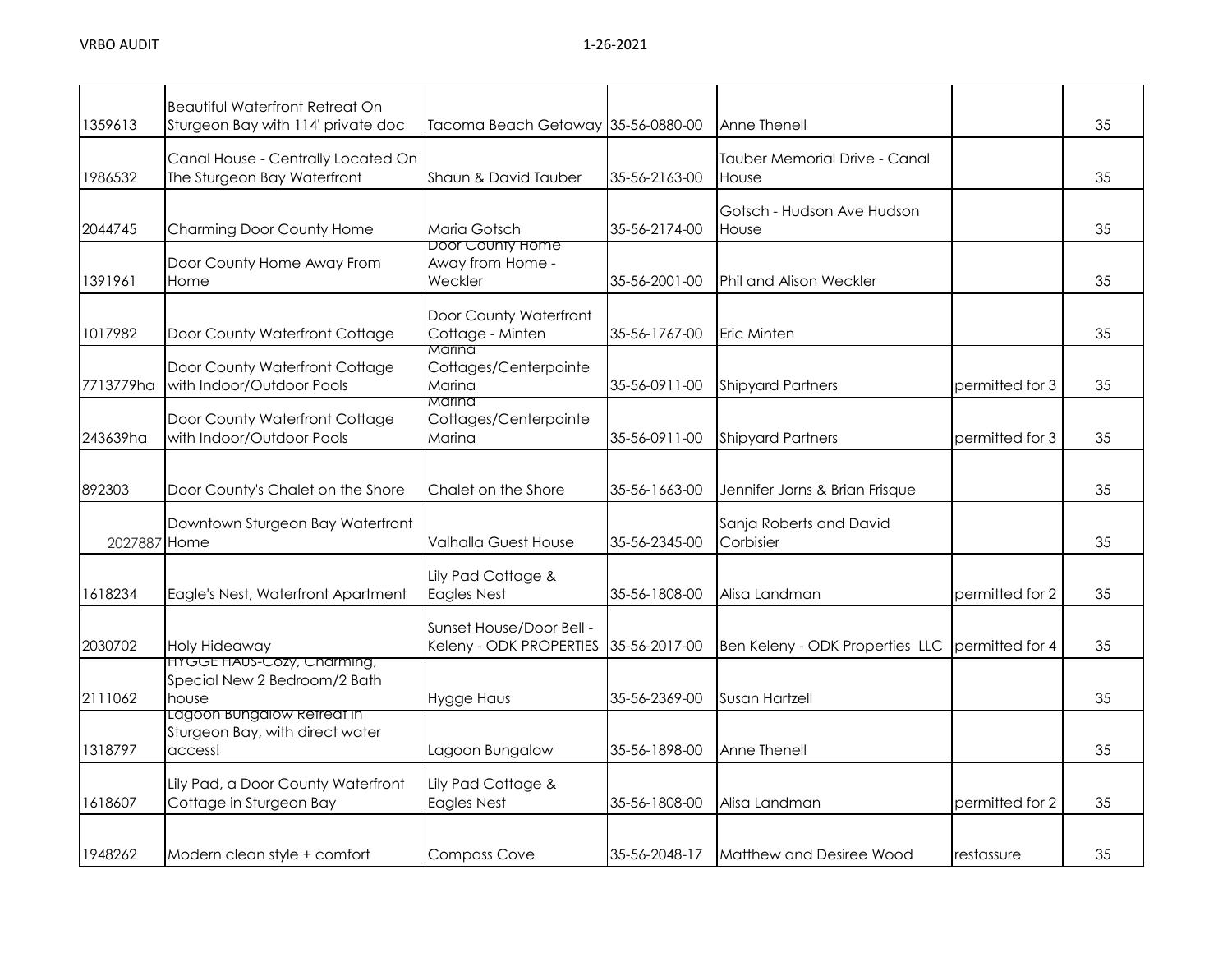| | | | | | | |
|---|---|---|---|---|---|---|
| 1359613 | Beautiful Waterfront Retreat On Sturgeon Bay with 114' private doc | Tacoma Beach Getaway | 35-56-0880-00 | Anne Thenell | | 35 |
| 1986532 | Canal House - Centrally Located On The Sturgeon Bay Waterfront | Shaun & David Tauber | 35-56-2163-00 | Tauber Memorial Drive - Canal House | | 35 |
| 2044745 | Charming Door County Home | Maria Gotsch | 35-56-2174-00 | Gotsch - Hudson Ave Hudson House | | 35 |
| 1391961 | Door County Home Away From Home | Door County Home Away from Home - Weckler | 35-56-2001-00 | Phil and Alison Weckler | | 35 |
| 1017982 | Door County Waterfront Cottage | Door County Waterfront Cottage - Minten | 35-56-1767-00 | Eric Minten | | 35 |
| 7713779ha | Door County Waterfront Cottage with Indoor/Outdoor Pools | Marina Cottages/Centerpointe Marina | 35-56-0911-00 | Shipyard Partners | permitted for 3 | 35 |
| 243639ha | Door County Waterfront Cottage with Indoor/Outdoor Pools | Marina Cottages/Centerpointe Marina | 35-56-0911-00 | Shipyard Partners | permitted for 3 | 35 |
| 892303 | Door County's Chalet on the Shore | Chalet on the Shore | 35-56-1663-00 | Jennifer Jorns & Brian Frisque | | 35 |
| 2027887 | Downtown Sturgeon Bay Waterfront Home | Valhalla Guest House | 35-56-2345-00 | Sanja Roberts and David Corbisier | | 35 |
| 1618234 | Eagle's Nest, Waterfront Apartment | Lily Pad Cottage & Eagles Nest | 35-56-1808-00 | Alisa Landman | permitted for 2 | 35 |
| 2030702 | Holy Hideaway | Sunset House/Door Bell - Keleny - ODK PROPERTIES | 35-56-2017-00 | Ben Keleny - ODK Properties LLC | permitted for 4 | 35 |
| 2111062 | HYGGE HAUS-Cozy, Charming, Special New 2 Bedroom/2 Bath house | Hygge Haus | 35-56-2369-00 | Susan Hartzell | | 35 |
| 1318797 | Lagoon Bungalow Retreat in Sturgeon Bay, with direct water access! | Lagoon Bungalow | 35-56-1898-00 | Anne Thenell | | 35 |
| 1618607 | Lily Pad, a Door County Waterfront Cottage in Sturgeon Bay | Lily Pad Cottage & Eagles Nest | 35-56-1808-00 | Alisa Landman | permitted for 2 | 35 |
| 1948262 | Modern clean style + comfort | Compass Cove | 35-56-2048-17 | Matthew and Desiree Wood | restassure | 35 |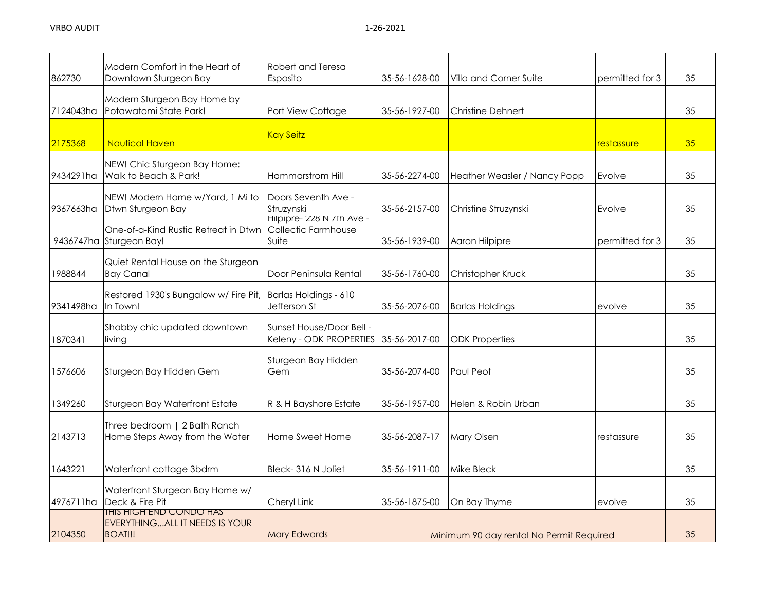| | | | | | | |
|---|---|---|---|---|---|---|
| 862730 | Modern Comfort in the Heart of Downtown Sturgeon Bay | Robert and Teresa Esposito | 35-56-1628-00 | Villa and Corner Suite | permitted for 3 | 35 |
| 7124043ha | Modern Sturgeon Bay Home by Potawatomi State Park! | Port View Cottage | 35-56-1927-00 | Christine Dehnert | | 35 |
| 2175368 | Nautical Haven | Kay Seitz | | | restassure | 35 |
| 9434291ha | NEW! Chic Sturgeon Bay Home: Walk to Beach & Park! | Hammarstrom Hill | 35-56-2274-00 | Heather Weasler / Nancy Popp | Evolve | 35 |
| 9367663ha | NEW! Modern Home w/Yard, 1 Mi to Dtwn Sturgeon Bay | Doors Seventh Ave - Struzynski | 35-56-2157-00 | Christine Struzynski | Evolve | 35 |
| 9436747ha | One-of-a-Kind Rustic Retreat in Dtwn Sturgeon Bay! | Hilpipre- 228 N 7th Ave - Collectic Farmhouse Suite | 35-56-1939-00 | Aaron Hilpipre | permitted for 3 | 35 |
| 1988844 | Quiet Rental House on the Sturgeon Bay Canal | Door Peninsula Rental | 35-56-1760-00 | Christopher Kruck | | 35 |
| 9341498ha | Restored 1930's Bungalow w/ Fire Pit, In Town! | Barlas Holdings - 610 Jefferson St | 35-56-2076-00 | Barlas Holdings | evolve | 35 |
| 1870341 | Shabby chic updated downtown living | Sunset House/Door Bell - Keleny - ODK PROPERTIES | 35-56-2017-00 | ODK Properties | | 35 |
| 1576606 | Sturgeon Bay Hidden Gem | Sturgeon Bay Hidden Gem | 35-56-2074-00 | Paul Peot | | 35 |
| 1349260 | Sturgeon Bay Waterfront Estate | R & H Bayshore Estate | 35-56-1957-00 | Helen & Robin Urban | | 35 |
| 2143713 | Three bedroom \| 2 Bath Ranch Home Steps Away from the Water | Home Sweet Home | 35-56-2087-17 | Mary Olsen | restassure | 35 |
| 1643221 | Waterfront cottage 3bdrm | Bleck- 316 N Joliet | 35-56-1911-00 | Mike Bleck | | 35 |
| 4976711ha | Waterfront Sturgeon Bay Home w/ Deck & Fire Pit | Cheryl Link | 35-56-1875-00 | On Bay Thyme | evolve | 35 |
| 2104350 | THIS HIGH END CONDO HAS EVERYTHING...ALL IT NEEDS IS YOUR BOAT!!! | Mary Edwards | Minimum 90 day rental No Permit Required | | | 35 |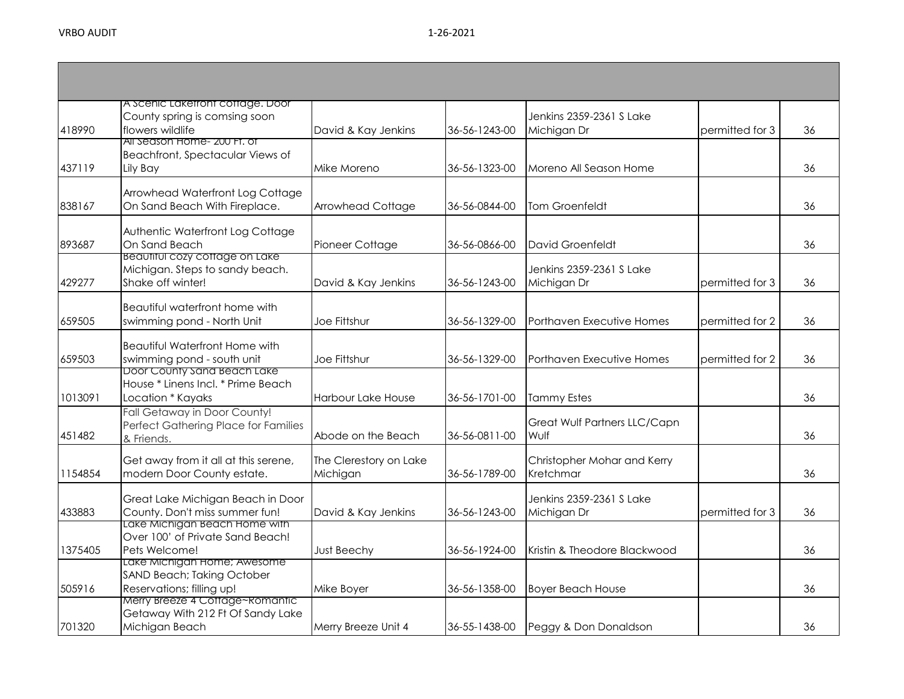| | | | | | | |
|---|---|---|---|---|---|---|
| 418990 | A Scenic Lakefront cottage. Door County spring is comsing soon flowers wildlife | David & Kay Jenkins | 36-56-1243-00 | Jenkins 2359-2361 S Lake Michigan Dr | permitted for 3 | 36 |
| 437119 | All Season Home- 200 Ft. of Beachfront, Spectacular Views of Lily Bay | Mike Moreno | 36-56-1323-00 | Moreno All Season Home | | 36 |
| 838167 | Arrowhead Waterfront Log Cottage On Sand Beach With Fireplace. | Arrowhead Cottage | 36-56-0844-00 | Tom Groenfeldt | | 36 |
| 893687 | Authentic Waterfront Log Cottage On Sand Beach | Pioneer Cottage | 36-56-0866-00 | David Groenfeldt | | 36 |
| 429277 | Beautiful cozy cottage on Lake Michigan. Steps to sandy beach. Shake off winter! | David & Kay Jenkins | 36-56-1243-00 | Jenkins 2359-2361 S Lake Michigan Dr | permitted for 3 | 36 |
| 659505 | Beautiful waterfront home with swimming pond - North Unit | Joe Fittshur | 36-56-1329-00 | Porthaven Executive Homes | permitted for 2 | 36 |
| 659503 | Beautiful Waterfront Home with swimming pond - south unit | Joe Fittshur | 36-56-1329-00 | Porthaven Executive Homes | permitted for 2 | 36 |
| 1013091 | Door County Sand Beach Lake House * Linens Incl. * Prime Beach Location * Kayaks | Harbour Lake House | 36-56-1701-00 | Tammy Estes | | 36 |
| 451482 | Fall Getaway in Door County! Perfect Gathering Place for Families & Friends. | Abode on the Beach | 36-56-0811-00 | Great Wulf Partners LLC/Capn Wulf | | 36 |
| 1154854 | Get away from it all at this serene, modern Door County estate. | The Clerestory on Lake Michigan | 36-56-1789-00 | Christopher Mohar and Kerry Kretchmar | | 36 |
| 433883 | Great Lake Michigan Beach in Door County. Don't miss summer fun! | David & Kay Jenkins | 36-56-1243-00 | Jenkins 2359-2361 S Lake Michigan Dr | permitted for 3 | 36 |
| 1375405 | Lake Michigan Beach Home with Over 100' of Private Sand Beach! Pets Welcome! | Just Beechy | 36-56-1924-00 | Kristin & Theodore Blackwood | | 36 |
| 505916 | Lake Michigan Home; Awesome SAND Beach; Taking October Reservations; filling up! | Mike Boyer | 36-56-1358-00 | Boyer Beach House | | 36 |
| 701320 | Merry Breeze 4 Cottage~Romantic Getaway With 212 Ft Of Sandy Lake Michigan Beach | Merry Breeze Unit 4 | 36-55-1438-00 | Peggy & Don Donaldson | | 36 |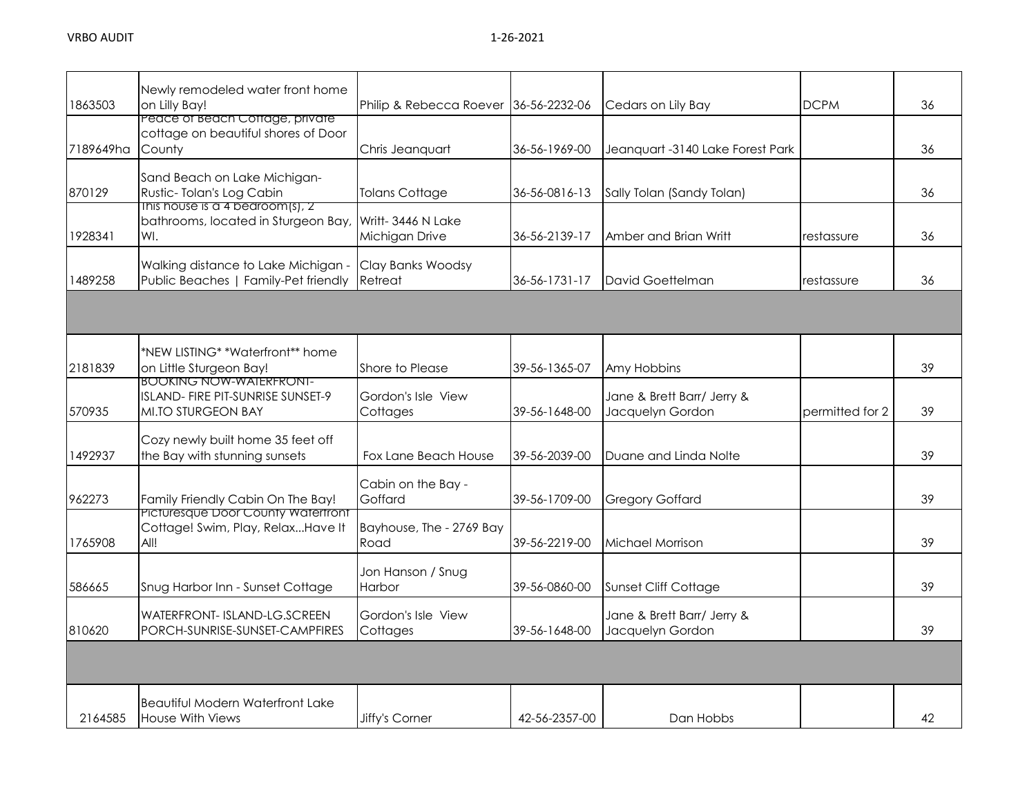| | | | | | | |
|---|---|---|---|---|---|---|
| 1863503 | Newly remodeled water front home on Lilly Bay! | Philip & Rebecca Roever | 36-56-2232-06 | Cedars on Lily Bay | DCPM | 36 |
| 7189649ha | Peace of Beach Cottage, private cottage on beautiful shores of Door County | Chris Jeanquart | 36-56-1969-00 | Jeanquart -3140 Lake Forest Park | | 36 |
| 870129 | Sand Beach on Lake Michigan- Rustic- Tolan's Log Cabin | Tolans Cottage | 36-56-0816-13 | Sally Tolan (Sandy Tolan) | | 36 |
| 1928341 | This house is a 4 bedroom(s), 2 bathrooms, located in Sturgeon Bay, WI. | Writt- 3446 N Lake Michigan Drive | 36-56-2139-17 | Amber and Brian Writt | restassure | 36 |
| 1489258 | Walking distance to Lake Michigan - Public Beaches \| Family-Pet friendly | Clay Banks Woodsy Retreat | 36-56-1731-17 | David Goettelman | restassure | 36 |
| | | | | | | |
| 2181839 | *NEW LISTING* *Waterfront** home on Little Sturgeon Bay! | Shore to Please | 39-56-1365-07 | Amy Hobbins | | 39 |
| 570935 | BOOKING NOW-WATERFRONT-ISLAND- FIRE PIT-SUNRISE SUNSET-9 MI.TO STURGEON BAY | Gordon's Isle View Cottages | 39-56-1648-00 | Jane & Brett Barr/ Jerry & Jacquelyn Gordon | permitted for 2 | 39 |
| 1492937 | Cozy newly built home 35 feet off the Bay with stunning sunsets | Fox Lane Beach House | 39-56-2039-00 | Duane and Linda Nolte | | 39 |
| 962273 | Family Friendly Cabin On The Bay! | Cabin on the Bay - Goffard | 39-56-1709-00 | Gregory Goffard | | 39 |
| 1765908 | Picturesque Door County Waterfront Cottage! Swim, Play, Relax...Have It All! | Bayhouse, The - 2769 Bay Road | 39-56-2219-00 | Michael Morrison | | 39 |
| 586665 | Snug Harbor Inn - Sunset Cottage | Jon Hanson / Snug Harbor | 39-56-0860-00 | Sunset Cliff Cottage | | 39 |
| 810620 | WATERFRONT- ISLAND-LG.SCREEN PORCH-SUNRISE-SUNSET-CAMPFIRES | Gordon's Isle View Cottages | 39-56-1648-00 | Jane & Brett Barr/ Jerry & Jacquelyn Gordon | | 39 |
| | | | | | | |
| 2164585 | Beautiful Modern Waterfront Lake House With Views | Jiffy's Corner | 42-56-2357-00 | Dan Hobbs | | 42 |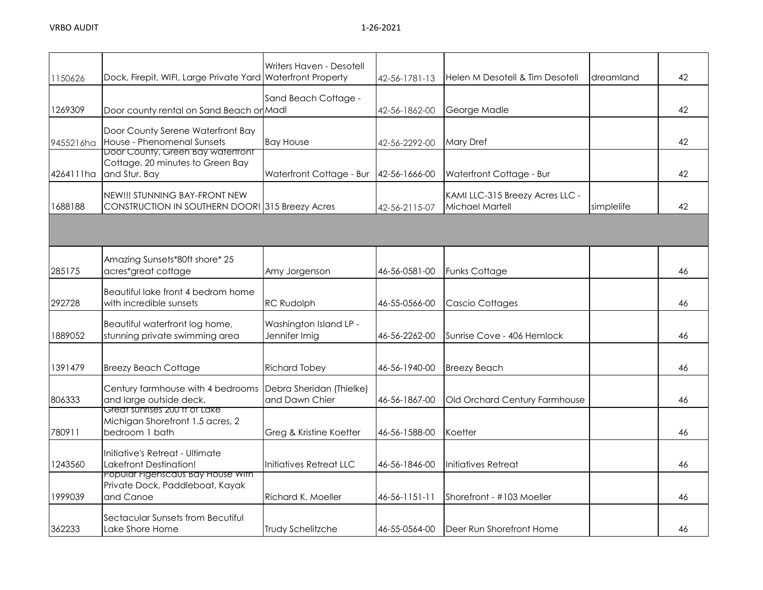| | | | | | | |
|---|---|---|---|---|---|---|
| 1150626 | Dock, Firepit, WIFI, Large Private Yard | Writers Haven - Desotell Waterfront Property | 42-56-1781-13 | Helen M Desotell & Tim Desotell | dreamland | 42 |
| 1269309 | Door county rental on Sand Beach or | Sand Beach Cottage - Madl | 42-56-1862-00 | George Madle | | 42 |
| 9455216ha | Door County Serene Waterfront Bay House - Phenomenal Sunsets | Bay House | 42-56-2292-00 | Mary Dref | | 42 |
| 4264111ha | Door County, Green Bay waterfront Cottage. 20 minutes to Green Bay and Stur. Bay | Waterfront Cottage - Bur | 42-56-1666-00 | Waterfront Cottage - Bur | | 42 |
| 1688188 | NEW!!! STUNNING BAY-FRONT NEW CONSTRUCTION IN SOUTHERN DOOR! | 315 Breezy Acres | 42-56-2115-07 | KAMI LLC-315 Breezy Acres LLC - Michael Martell | simplelife | 42 |
| | | | | | | |
| 285175 | Amazing Sunsets*80ft shore* 25 acres*great cottage | Amy Jorgenson | 46-56-0581-00 | Funks Cottage | | 46 |
| 292728 | Beautiful lake front 4 bedrom home with incredible sunsets | RC Rudolph | 46-55-0566-00 | Cascio Cottages | | 46 |
| 1889052 | Beautiful waterfront log home, stunning private swimming area | Washington Island LP - Jennifer Imig | 46-56-2262-00 | Sunrise Cove - 406 Hemlock | | 46 |
| 1391479 | Breezy Beach Cottage | Richard Tobey | 46-56-1940-00 | Breezy Beach | | 46 |
| 806333 | Century farmhouse with 4 bedrooms and large outside deck. | Debra Sheridan (Thielke) and Dawn Chier | 46-56-1867-00 | Old Orchard Century Farmhouse | | 46 |
| 780911 | Great sunrises 200 ft of Lake Michigan Shorefront 1.5 acres, 2 bedroom 1 bath | Greg & Kristine Koetter | 46-56-1588-00 | Koetter | | 46 |
| 1243560 | Initiative's Retreat - Ultimate Lakefront Destination! | Initiatives Retreat LLC | 46-56-1846-00 | Initiatives Retreat | | 46 |
| 1999039 | Popular Figenscaus Bay House with Private Dock, Paddleboat, Kayak and Canoe | Richard K. Moeller | 46-56-1151-11 | Shorefront - #103 Moeller | | 46 |
| 362233 | Sectacular Sunsets from Becutiful Lake Shore Home | Trudy Schelitzche | 46-55-0564-00 | Deer Run Shorefront Home | | 46 |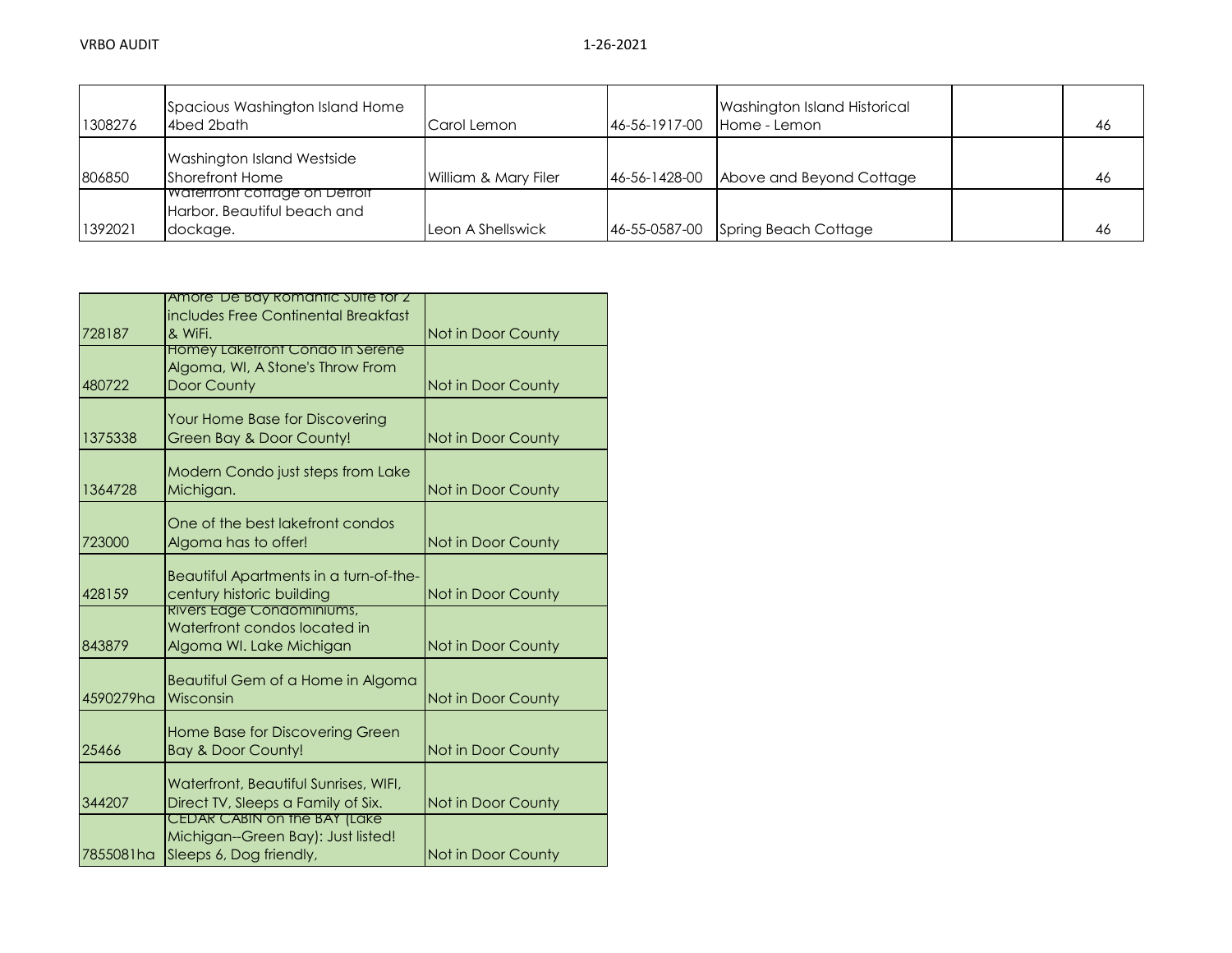| | | | | | | |
|---|---|---|---|---|---|---|
| 1308276 | Spacious Washington Island Home 4bed 2bath | Carol Lemon | 46-56-1917-00 | Washington Island Historical Home - Lemon | | 46 |
| 806850 | Washington Island Westside Shorefront Home | William & Mary Filer | 46-56-1428-00 | Above and Beyond Cottage | | 46 |
| 1392021 | Waterfront cottage on Detroit Harbor. Beautiful beach and dockage. | Leon A Shellswick | 46-55-0587-00 | Spring Beach Cottage | | 46 |

| | | |
|---|---|---|
| 728187 | Amore De Bay Romantic Suite for 2 includes Free Continental Breakfast & WiFi. | Not in Door County |
| 480722 | Homey Lakefront Condo in Serene Algoma, WI, A Stone's Throw From Door County | Not in Door County |
| 1375338 | Your Home Base for Discovering Green Bay & Door County! | Not in Door County |
| 1364728 | Modern Condo just steps from Lake Michigan. | Not in Door County |
| 723000 | One of the best lakefront condos Algoma has to offer! | Not in Door County |
| 428159 | Beautiful Apartments in a turn-of-the-century historic building | Not in Door County |
| 843879 | Rivers Edge Condominiums, Waterfront condos located in Algoma WI. Lake Michigan | Not in Door County |
| 4590279ha | Beautiful Gem of a Home in Algoma Wisconsin | Not in Door County |
| 25466 | Home Base for Discovering Green Bay & Door County! | Not in Door County |
| 344207 | Waterfront, Beautiful Sunrises, WIFI, Direct TV, Sleeps a Family of Six. | Not in Door County |
| 7855081ha | CEDAR CABIN on the BAY (Lake Michigan--Green Bay): Just listed! Sleeps 6, Dog friendly, | Not in Door County |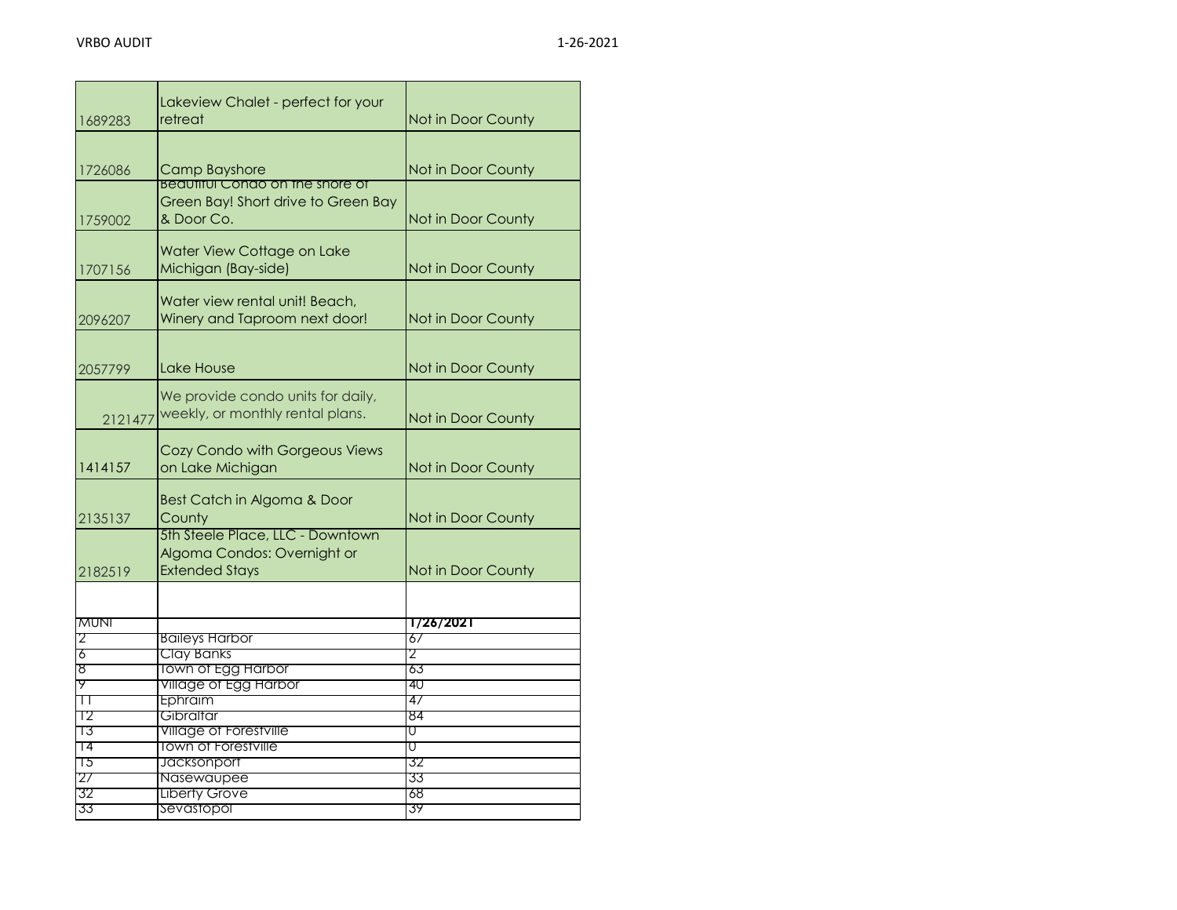| | | |
|---|---|---|
| 1689283 | Lakeview Chalet - perfect for your retreat | Not in Door County |
| 1726086 | Camp Bayshore | Not in Door County |
| 1759002 | Beautiful Condo on the shore of Green Bay! Short drive to Green Bay & Door Co. | Not in Door County |
| 1707156 | Water View Cottage on Lake Michigan (Bay-side) | Not in Door County |
| 2096207 | Water view rental unit! Beach, Winery and Taproom next door! | Not in Door County |
| 2057799 | Lake House | Not in Door County |
| 2121477 | We provide condo units for daily, weekly, or monthly rental plans. | Not in Door County |
| 1414157 | Cozy Condo with Gorgeous Views on Lake Michigan | Not in Door County |
| 2135137 | Best Catch in Algoma & Door County | Not in Door County |
| 2182519 | 5th Steele Place, LLC - Downtown Algoma Condos: Overnight or Extended Stays | Not in Door County |

| MUNI | | **1/26/2021** |
|---|---|---|
| 2 | Baileys Harbor | 67 |
| 6 | Clay Banks | 2 |
| 8 | Town of Egg Harbor | 63 |
| 9 | Village of Egg Harbor | 40 |
| 11 | Ephraim | 47 |
| 12 | Gibraltar | 84 |
| 13 | Village of Forestville | 0 |
| 14 | Town of Forestville | 0 |
| 15 | Jacksonport | 32 |
| 27 | Nasewaupee | 33 |
| 32 | Liberty Grove | 68 |
| 33 | Sevastopol | 39 |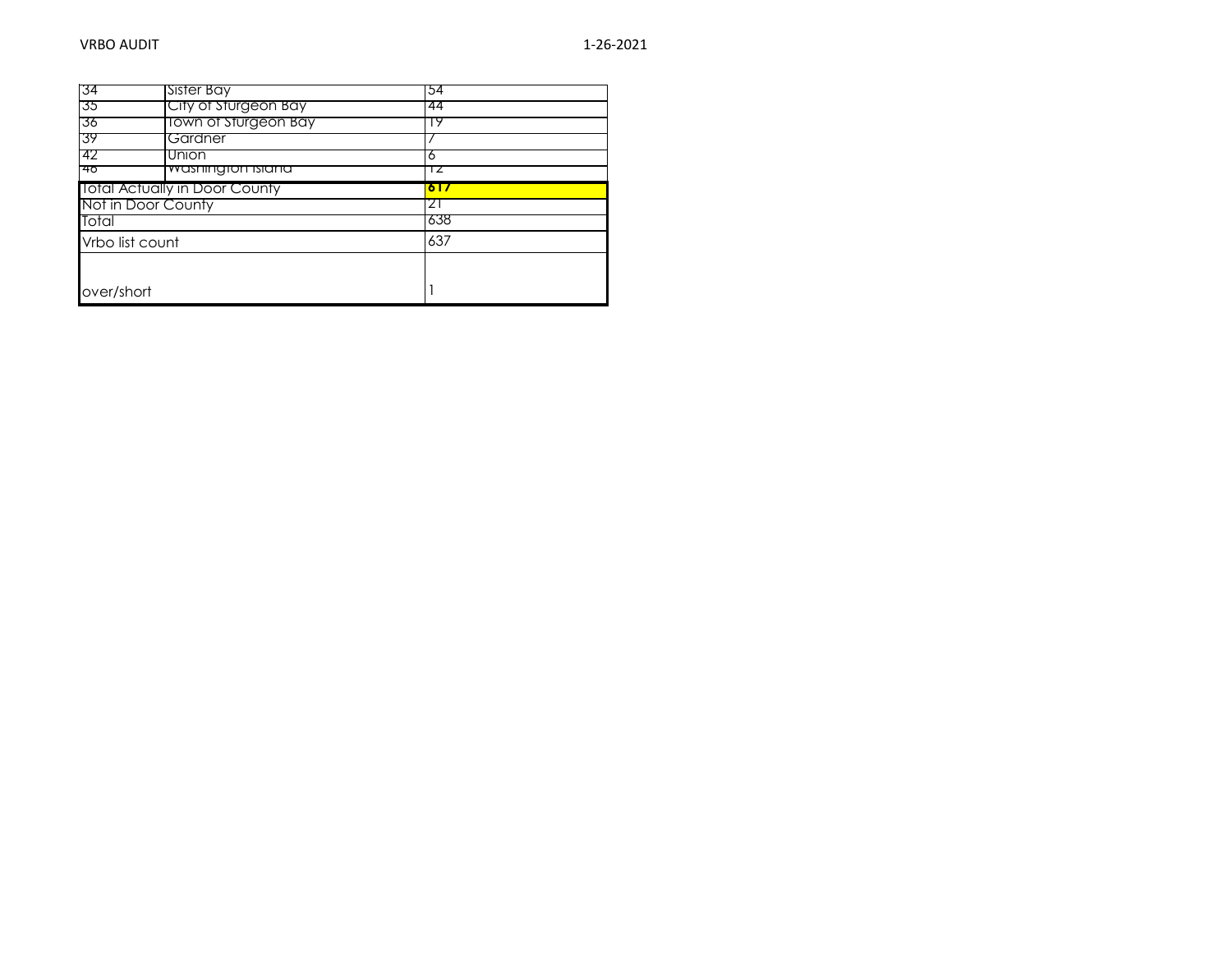| | | |
|---|---|---|
| 34 | Sister Bay | 54 |
| 35 | City of Sturgeon Bay | 44 |
| 36 | Town of Sturgeon Bay | 19 |
| 39 | Gardner | 7 |
| 42 | Union | 6 |
| 46 | Washington Island | 12 |
| Total Actually in Door County | | **617** |
| Not in Door County | | 21 |
| Total | | 638 |
| Vrbo list count | | 637 |
| over/short | | 1 |